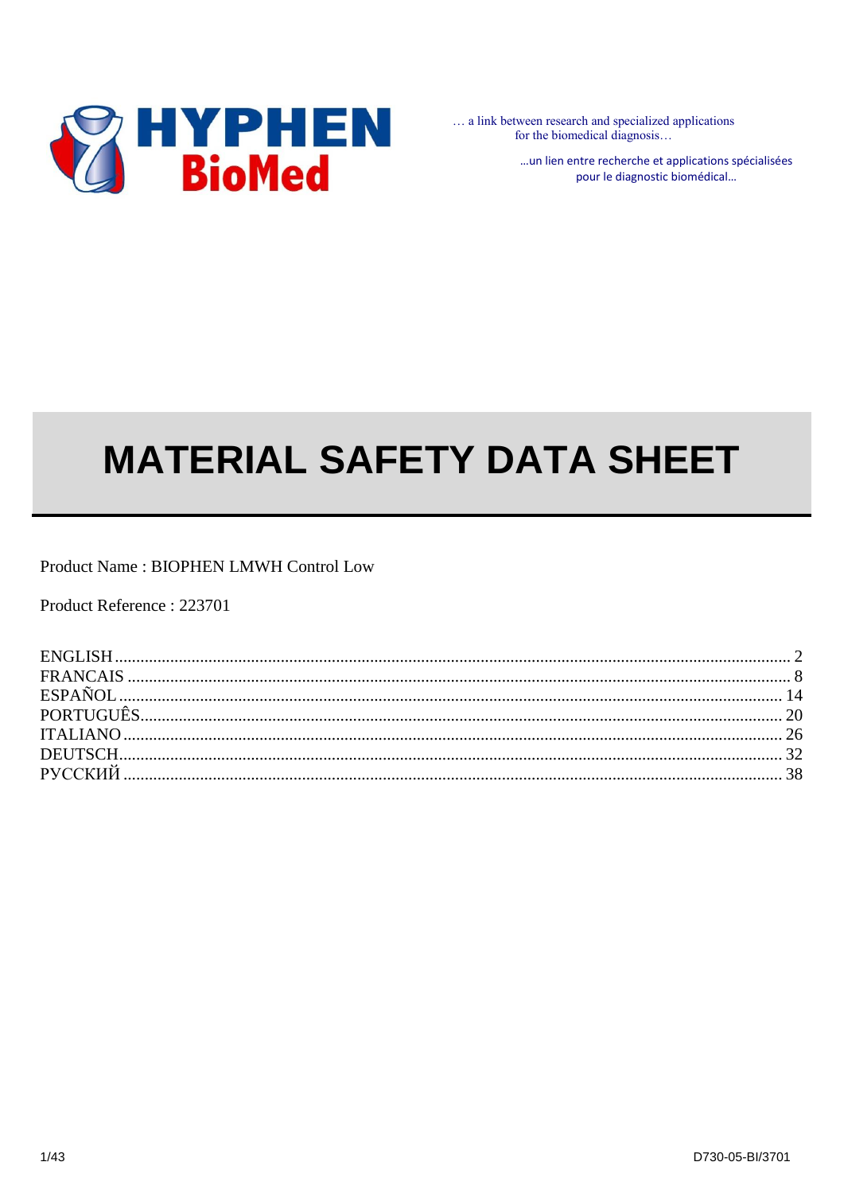HYPHEN BioMed

… a link between research and specialized applications
for the biomedical diagnosis…

…un lien entre recherche et applications spécialisées
pour le diagnostic biomédical…

# MATERIAL SAFETY DATA SHEET

Product Name : BIOPHEN LMWH Control Low

Product Reference : 223701

ENGLISH ........................................................................ 2
FRANCAIS ...................................................................... 8
ESPAÑOL ....................................................................... 14
PORTUGUÊS .................................................................. 20
ITALIANO ....................................................................... 26
DEUTSCH ....................................................................... 32
РУССКИЙ ....................................................................... 38

D730-05-BI/3701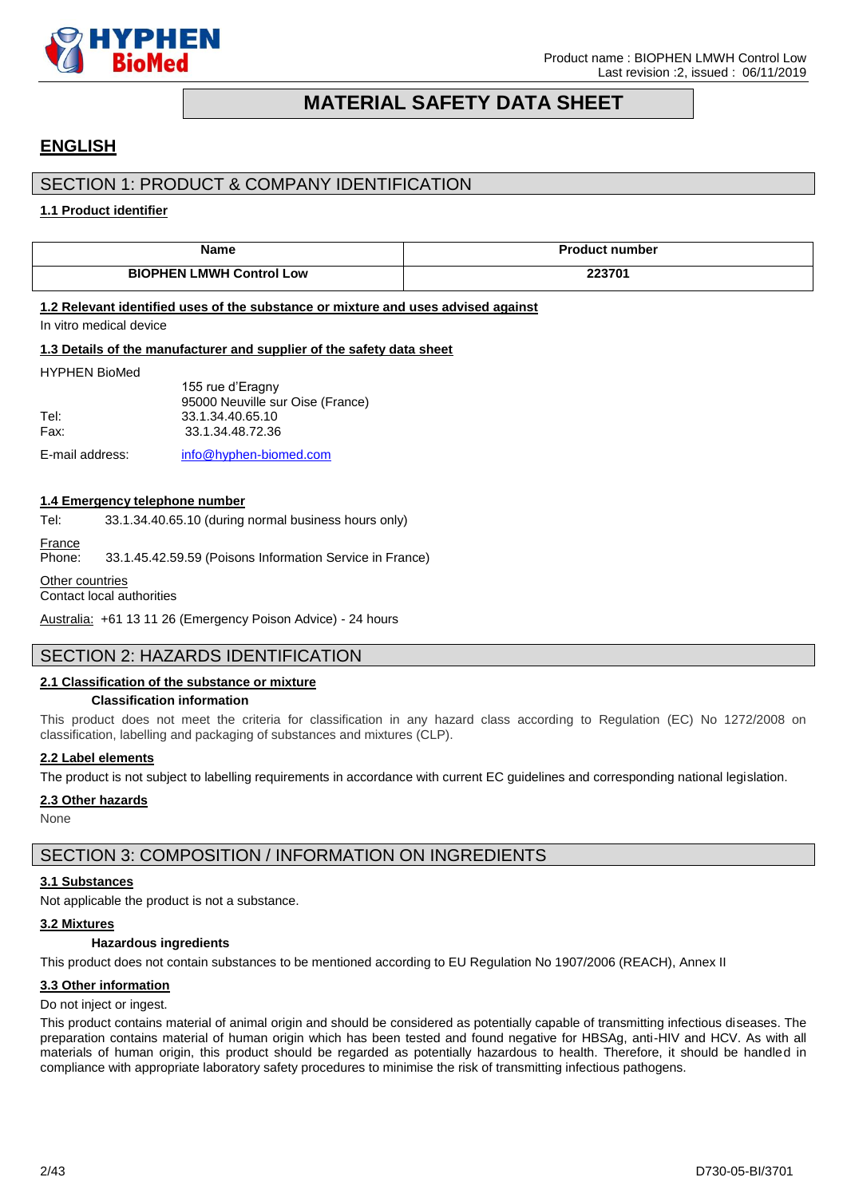# MATERIAL SAFETY DATA SHEET

## ENGLISH

## SECTION 1: PRODUCT & COMPANY IDENTIFICATION

### 1.1 Product identifier

| Name | Product number |
|---|---|
| **BIOPHEN LMWH Control Low** | **223701** |

### 1.2 Relevant identified uses of the substance or mixture and uses advised against

In vitro medical device

### 1.3 Details of the manufacturer and supplier of the safety data sheet

HYPHEN BioMed
155 rue d'Eragny
95000 Neuville sur Oise (France)
Tel: 33.1.34.40.65.10
Fax: 33.1.34.48.72.36

E-mail address: info@hyphen-biomed.com

### 1.4 Emergency telephone number

Tel: 33.1.34.40.65.10 (during normal business hours only)

France
Phone: 33.1.45.42.59.59 (Poisons Information Service in France)

Other countries
Contact local authorities

Australia: +61 13 11 26 (Emergency Poison Advice) - 24 hours

## SECTION 2: HAZARDS IDENTIFICATION

### 2.1 Classification of the substance or mixture

**Classification information**

This product does not meet the criteria for classification in any hazard class according to Regulation (EC) No 1272/2008 on classification, labelling and packaging of substances and mixtures (CLP).

### 2.2 Label elements

The product is not subject to labelling requirements in accordance with current EC guidelines and corresponding national legislation.

### 2.3 Other hazards

None

## SECTION 3: COMPOSITION / INFORMATION ON INGREDIENTS

### 3.1 Substances

Not applicable the product is not a substance.

### 3.2 Mixtures

**Hazardous ingredients**

This product does not contain substances to be mentioned according to EU Regulation No 1907/2006 (REACH), Annex II

### 3.3 Other information

Do not inject or ingest.

This product contains material of animal origin and should be considered as potentially capable of transmitting infectious diseases. The preparation contains material of human origin which has been tested and found negative for HBSAg, anti-HIV and HCV. As with all materials of human origin, this product should be regarded as potentially hazardous to health. Therefore, it should be handled in compliance with appropriate laboratory safety procedures to minimise the risk of transmitting infectious pathogens.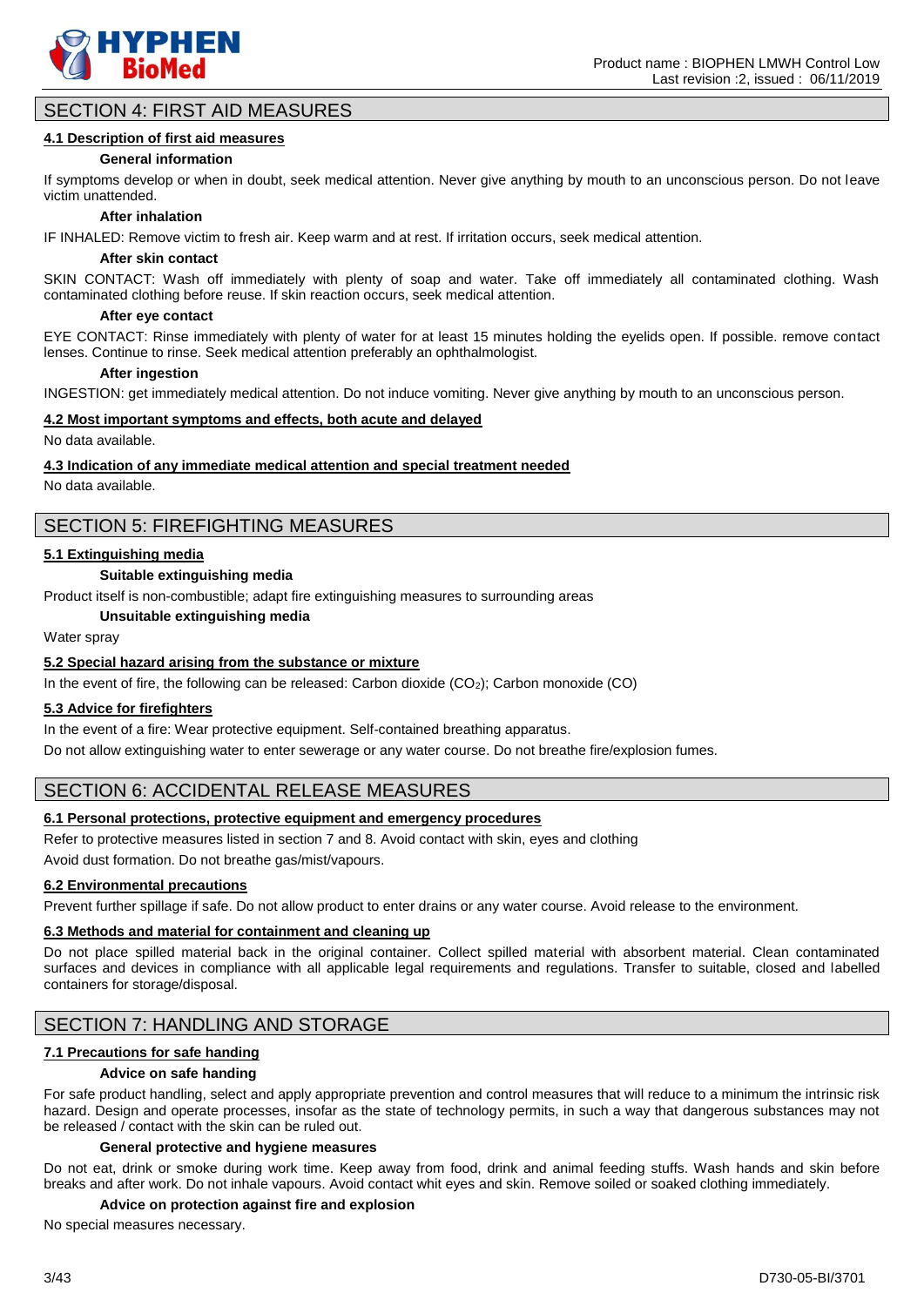## SECTION 4: FIRST AID MEASURES

### 4.1 Description of first aid measures

**General information**

If symptoms develop or when in doubt, seek medical attention. Never give anything by mouth to an unconscious person. Do not leave victim unattended.

**After inhalation**

IF INHALED: Remove victim to fresh air. Keep warm and at rest. If irritation occurs, seek medical attention.

**After skin contact**

SKIN CONTACT: Wash off immediately with plenty of soap and water. Take off immediately all contaminated clothing. Wash contaminated clothing before reuse. If skin reaction occurs, seek medical attention.

**After eye contact**

EYE CONTACT: Rinse immediately with plenty of water for at least 15 minutes holding the eyelids open. If possible. remove contact lenses. Continue to rinse. Seek medical attention preferably an ophthalmologist.

**After ingestion**

INGESTION: get immediately medical attention. Do not induce vomiting. Never give anything by mouth to an unconscious person.

### 4.2 Most important symptoms and effects, both acute and delayed

No data available.

### 4.3 Indication of any immediate medical attention and special treatment needed

No data available.

## SECTION 5: FIREFIGHTING MEASURES

### 5.1 Extinguishing media

**Suitable extinguishing media**

Product itself is non-combustible; adapt fire extinguishing measures to surrounding areas

**Unsuitable extinguishing media**

Water spray

### 5.2 Special hazard arising from the substance or mixture

In the event of fire, the following can be released: Carbon dioxide ($CO_2$); Carbon monoxide (CO)

### 5.3 Advice for firefighters

In the event of a fire: Wear protective equipment. Self-contained breathing apparatus.

Do not allow extinguishing water to enter sewerage or any water course. Do not breathe fire/explosion fumes.

## SECTION 6: ACCIDENTAL RELEASE MEASURES

### 6.1 Personal protections, protective equipment and emergency procedures

Refer to protective measures listed in section 7 and 8. Avoid contact with skin, eyes and clothing

Avoid dust formation. Do not breathe gas/mist/vapours.

### 6.2 Environmental precautions

Prevent further spillage if safe. Do not allow product to enter drains or any water course. Avoid release to the environment.

### 6.3 Methods and material for containment and cleaning up

Do not place spilled material back in the original container. Collect spilled material with absorbent material. Clean contaminated surfaces and devices in compliance with all applicable legal requirements and regulations. Transfer to suitable, closed and labelled containers for storage/disposal.

## SECTION 7: HANDLING AND STORAGE

### 7.1 Precautions for safe handing

**Advice on safe handing**

For safe product handling, select and apply appropriate prevention and control measures that will reduce to a minimum the intrinsic risk hazard. Design and operate processes, insofar as the state of technology permits, in such a way that dangerous substances may not be released / contact with the skin can be ruled out.

**General protective and hygiene measures**

Do not eat, drink or smoke during work time. Keep away from food, drink and animal feeding stuffs. Wash hands and skin before breaks and after work. Do not inhale vapours. Avoid contact whit eyes and skin. Remove soiled or soaked clothing immediately.

**Advice on protection against fire and explosion**

No special measures necessary.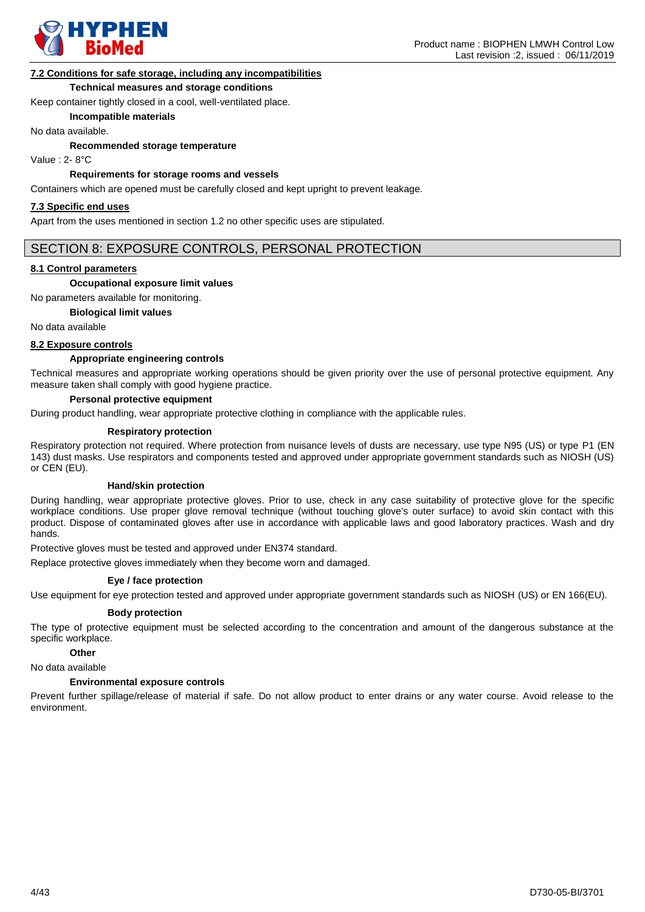### 7.2 Conditions for safe storage, including any incompatibilities

**Technical measures and storage conditions**

Keep container tightly closed in a cool, well-ventilated place.

**Incompatible materials**

No data available.

**Recommended storage temperature**

Value : 2- 8°C

**Requirements for storage rooms and vessels**

Containers which are opened must be carefully closed and kept upright to prevent leakage.

### 7.3 Specific end uses

Apart from the uses mentioned in section 1.2 no other specific uses are stipulated.

## SECTION 8: EXPOSURE CONTROLS, PERSONAL PROTECTION

### 8.1 Control parameters

**Occupational exposure limit values**

No parameters available for monitoring.

**Biological limit values**

No data available

### 8.2 Exposure controls

**Appropriate engineering controls**

Technical measures and appropriate working operations should be given priority over the use of personal protective equipment. Any measure taken shall comply with good hygiene practice.

**Personal protective equipment**

During product handling, wear appropriate protective clothing in compliance with the applicable rules.

**Respiratory protection**

Respiratory protection not required. Where protection from nuisance levels of dusts are necessary, use type N95 (US) or type P1 (EN 143) dust masks. Use respirators and components tested and approved under appropriate government standards such as NIOSH (US) or CEN (EU).

**Hand/skin protection**

During handling, wear appropriate protective gloves. Prior to use, check in any case suitability of protective glove for the specific workplace conditions. Use proper glove removal technique (without touching glove's outer surface) to avoid skin contact with this product. Dispose of contaminated gloves after use in accordance with applicable laws and good laboratory practices. Wash and dry hands.

Protective gloves must be tested and approved under EN374 standard.

Replace protective gloves immediately when they become worn and damaged.

**Eye / face protection**

Use equipment for eye protection tested and approved under appropriate government standards such as NIOSH (US) or EN 166(EU).

**Body protection**

The type of protective equipment must be selected according to the concentration and amount of the dangerous substance at the specific workplace.

**Other**

No data available

**Environmental exposure controls**

Prevent further spillage/release of material if safe. Do not allow product to enter drains or any water course. Avoid release to the environment.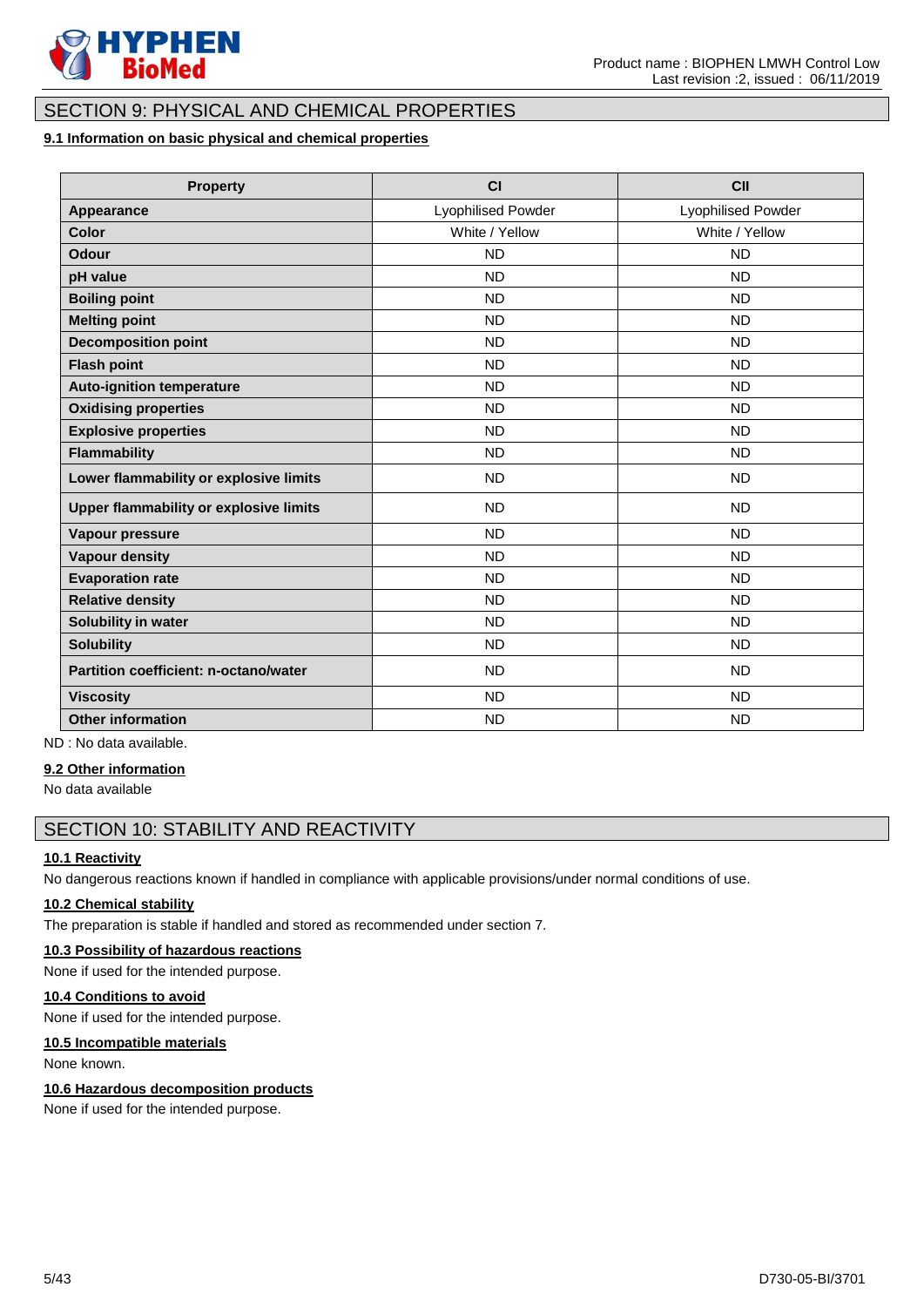## SECTION 9: PHYSICAL AND CHEMICAL PROPERTIES

### 9.1 Information on basic physical and chemical properties

| Property | CI | CII |
|---|---|---|
| **Appearance** | Lyophilised Powder | Lyophilised Powder |
| **Color** | White / Yellow | White / Yellow |
| **Odour** | ND | ND |
| **pH value** | ND | ND |
| **Boiling point** | ND | ND |
| **Melting point** | ND | ND |
| **Decomposition point** | ND | ND |
| **Flash point** | ND | ND |
| **Auto-ignition temperature** | ND | ND |
| **Oxidising properties** | ND | ND |
| **Explosive properties** | ND | ND |
| **Flammability** | ND | ND |
| **Lower flammability or explosive limits** | ND | ND |
| **Upper flammability or explosive limits** | ND | ND |
| **Vapour pressure** | ND | ND |
| **Vapour density** | ND | ND |
| **Evaporation rate** | ND | ND |
| **Relative density** | ND | ND |
| **Solubility in water** | ND | ND |
| **Solubility** | ND | ND |
| **Partition coefficient: n-octano/water** | ND | ND |
| **Viscosity** | ND | ND |
| **Other information** | ND | ND |

ND : No data available.

### 9.2 Other information

No data available

## SECTION 10: STABILITY AND REACTIVITY

### 10.1 Reactivity

No dangerous reactions known if handled in compliance with applicable provisions/under normal conditions of use.

### 10.2 Chemical stability

The preparation is stable if handled and stored as recommended under section 7.

### 10.3 Possibility of hazardous reactions

None if used for the intended purpose.

### 10.4 Conditions to avoid

None if used for the intended purpose.

### 10.5 Incompatible materials

None known.

### 10.6 Hazardous decomposition products

None if used for the intended purpose.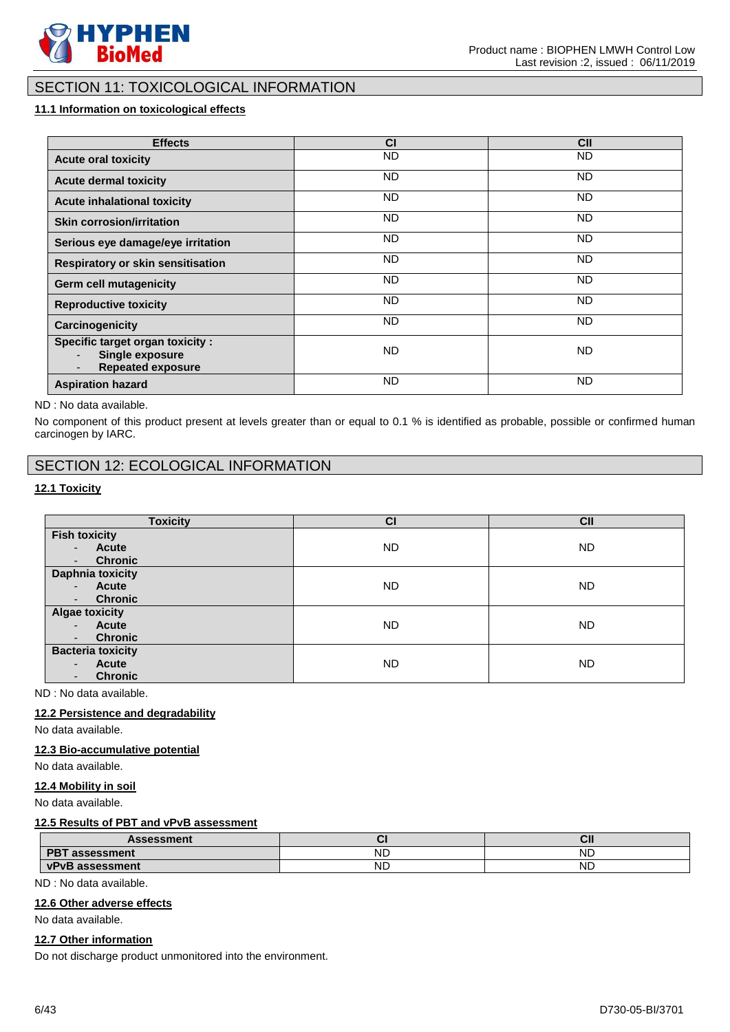## SECTION 11: TOXICOLOGICAL INFORMATION

### 11.1 Information on toxicological effects

| Effects | CI | CII |
|---|---|---|
| **Acute oral toxicity** | ND | ND |
| **Acute dermal toxicity** | ND | ND |
| **Acute inhalational toxicity** | ND | ND |
| **Skin corrosion/irritation** | ND | ND |
| **Serious eye damage/eye irritation** | ND | ND |
| **Respiratory or skin sensitisation** | ND | ND |
| **Germ cell mutagenicity** | ND | ND |
| **Reproductive toxicity** | ND | ND |
| **Carcinogenicity** | ND | ND |
| **Specific target organ toxicity :** <br> - **Single exposure** <br> - **Repeated exposure** | ND | ND |
| **Aspiration hazard** | ND | ND |

ND : No data available.

No component of this product present at levels greater than or equal to 0.1 % is identified as probable, possible or confirmed human carcinogen by IARC.

## SECTION 12: ECOLOGICAL INFORMATION

### 12.1 Toxicity

| Toxicity | CI | CII |
|---|---|---|
| **Fish toxicity** <br> - **Acute** <br> - **Chronic** | ND | ND |
| **Daphnia toxicity** <br> - **Acute** <br> - **Chronic** | ND | ND |
| **Algae toxicity** <br> - **Acute** <br> - **Chronic** | ND | ND |
| **Bacteria toxicity** <br> - **Acute** <br> - **Chronic** | ND | ND |

ND : No data available.

### 12.2 Persistence and degradability

No data available.

### 12.3 Bio-accumulative potential

No data available.

### 12.4 Mobility in soil

No data available.

### 12.5 Results of PBT and vPvB assessment

| Assessment | CI | CII |
|---|---|---|
| **PBT assessment** | ND | ND |
| **vPvB assessment** | ND | ND |

ND : No data available.

### 12.6 Other adverse effects

No data available.

### 12.7 Other information

Do not discharge product unmonitored into the environment.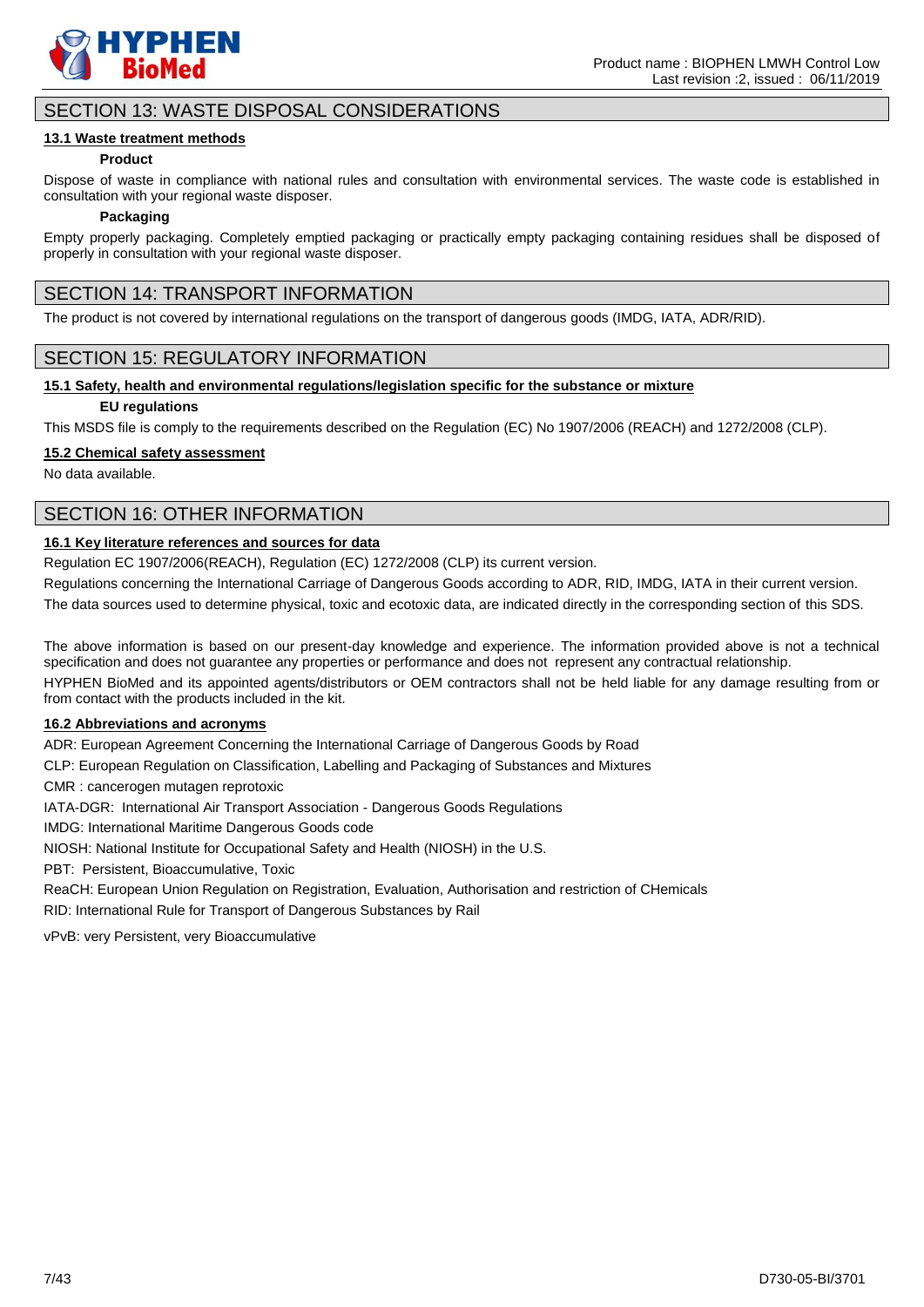## SECTION 13: WASTE DISPOSAL CONSIDERATIONS

### 13.1 Waste treatment methods

**Product**

Dispose of waste in compliance with national rules and consultation with environmental services. The waste code is established in consultation with your regional waste disposer.

**Packaging**

Empty properly packaging. Completely emptied packaging or practically empty packaging containing residues shall be disposed of properly in consultation with your regional waste disposer.

## SECTION 14: TRANSPORT INFORMATION

The product is not covered by international regulations on the transport of dangerous goods (IMDG, IATA, ADR/RID).

## SECTION 15: REGULATORY INFORMATION

### 15.1 Safety, health and environmental regulations/legislation specific for the substance or mixture

**EU regulations**

This MSDS file is comply to the requirements described on the Regulation (EC) No 1907/2006 (REACH) and 1272/2008 (CLP).

### 15.2 Chemical safety assessment

No data available.

## SECTION 16: OTHER INFORMATION

### 16.1 Key literature references and sources for data

Regulation EC 1907/2006(REACH), Regulation (EC) 1272/2008 (CLP) its current version.

Regulations concerning the International Carriage of Dangerous Goods according to ADR, RID, IMDG, IATA in their current version.

The data sources used to determine physical, toxic and ecotoxic data, are indicated directly in the corresponding section of this SDS.

The above information is based on our present-day knowledge and experience. The information provided above is not a technical specification and does not guarantee any properties or performance and does not represent any contractual relationship.

HYPHEN BioMed and its appointed agents/distributors or OEM contractors shall not be held liable for any damage resulting from or from contact with the products included in the kit.

### 16.2 Abbreviations and acronyms

ADR: European Agreement Concerning the International Carriage of Dangerous Goods by Road

CLP: European Regulation on Classification, Labelling and Packaging of Substances and Mixtures

CMR : cancerogen mutagen reprotoxic

IATA-DGR: International Air Transport Association - Dangerous Goods Regulations

IMDG: International Maritime Dangerous Goods code

NIOSH: National Institute for Occupational Safety and Health (NIOSH) in the U.S.

PBT: Persistent, Bioaccumulative, Toxic

ReaCH: European Union Regulation on Registration, Evaluation, Authorisation and restriction of CHemicals

RID: International Rule for Transport of Dangerous Substances by Rail

vPvB: very Persistent, very Bioaccumulative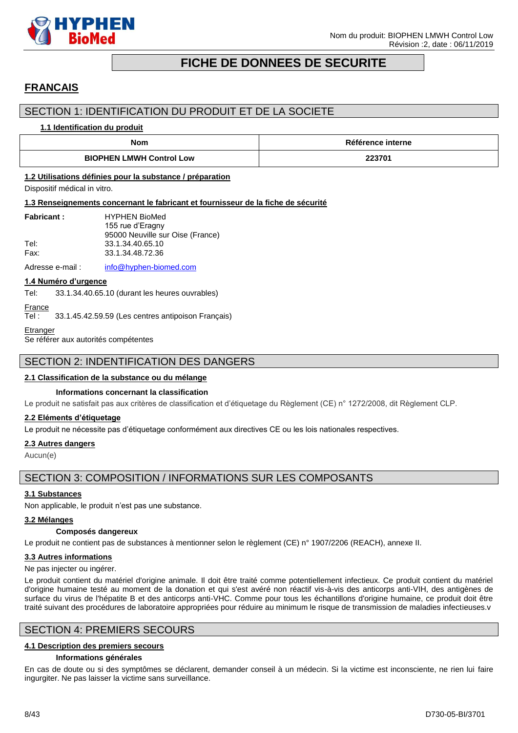# FICHE DE DONNEES DE SECURITE

## FRANCAIS

## SECTION 1: IDENTIFICATION DU PRODUIT ET DE LA SOCIETE

### 1.1 Identification du produit

| Nom | Référence interne |
|---|---|
| **BIOPHEN LMWH Control Low** | **223701** |

### 1.2 Utilisations définies pour la substance / préparation

Dispositif médical in vitro.

### 1.3 Renseignements concernant le fabricant et fournisseur de la fiche de sécurité

**Fabricant :** HYPHEN BioMed
155 rue d'Eragny
95000 Neuville sur Oise (France)
Tel: 33.1.34.40.65.10
Fax: 33.1.34.48.72.36

Adresse e-mail : info@hyphen-biomed.com

### 1.4 Numéro d'urgence

Tel: 33.1.34.40.65.10 (durant les heures ouvrables)

France
Tel : 33.1.45.42.59.59 (Les centres antipoison Français)

Etranger
Se référer aux autorités compétentes

## SECTION 2: INDENTIFICATION DES DANGERS

### 2.1 Classification de la substance ou du mélange

**Informations concernant la classification**

Le produit ne satisfait pas aux critères de classification et d'étiquetage du Règlement (CE) n° 1272/2008, dit Règlement CLP.

### 2.2 Eléments d'étiquetage

Le produit ne nécessite pas d'étiquetage conformément aux directives CE ou les lois nationales respectives.

### 2.3 Autres dangers

Aucun(e)

## SECTION 3: COMPOSITION / INFORMATIONS SUR LES COMPOSANTS

### 3.1 Substances

Non applicable, le produit n'est pas une substance.

### 3.2 Mélanges

**Composés dangereux**

Le produit ne contient pas de substances à mentionner selon le règlement (CE) n° 1907/2206 (REACH), annexe II.

### 3.3 Autres informations

Ne pas injecter ou ingérer.

Le produit contient du matériel d'origine animale. Il doit être traité comme potentiellement infectieux. Ce produit contient du matériel d'origine humaine testé au moment de la donation et qui s'est avéré non réactif vis-à-vis des anticorps anti-VIH, des antigènes de surface du virus de l'hépatite B et des anticorps anti-VHC. Comme pour tous les échantillons d'origine humaine, ce produit doit être traité suivant des procédures de laboratoire appropriées pour réduire au minimum le risque de transmission de maladies infectieuses.v

## SECTION 4: PREMIERS SECOURS

### 4.1 Description des premiers secours

**Informations générales**

En cas de doute ou si des symptômes se déclarent, demander conseil à un médecin. Si la victime est inconsciente, ne rien lui faire ingurgiter. Ne pas laisser la victime sans surveillance.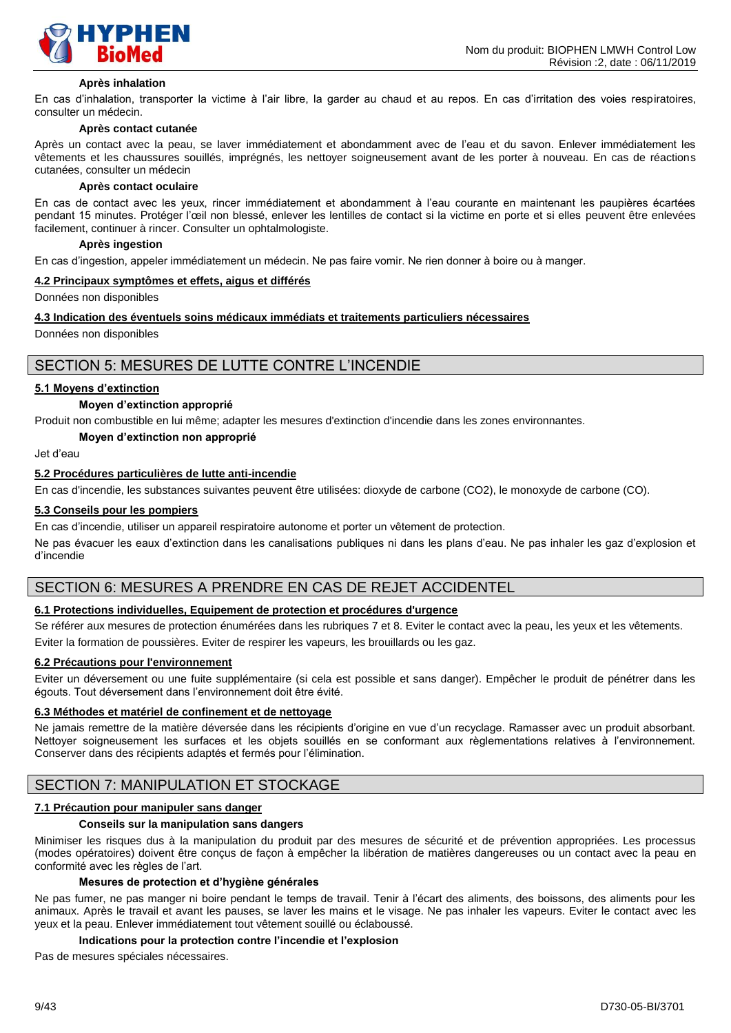#### Après inhalation

En cas d'inhalation, transporter la victime à l'air libre, la garder au chaud et au repos. En cas d'irritation des voies respiratoires, consulter un médecin.

#### Après contact cutanée

Après un contact avec la peau, se laver immédiatement et abondamment avec de l'eau et du savon. Enlever immédiatement les vêtements et les chaussures souillés, imprégnés, les nettoyer soigneusement avant de les porter à nouveau. En cas de réactions cutanées, consulter un médecin

#### Après contact oculaire

En cas de contact avec les yeux, rincer immédiatement et abondamment à l'eau courante en maintenant les paupières écartées pendant 15 minutes. Protéger l'œil non blessé, enlever les lentilles de contact si la victime en porte et si elles peuvent être enlevées facilement, continuer à rincer. Consulter un ophtalmologiste.

#### Après ingestion

En cas d'ingestion, appeler immédiatement un médecin. Ne pas faire vomir. Ne rien donner à boire ou à manger.

### 4.2 Principaux symptômes et effets, aigus et différés

Données non disponibles

### 4.3 Indication des éventuels soins médicaux immédiats et traitements particuliers nécessaires

Données non disponibles

## SECTION 5: MESURES DE LUTTE CONTRE L'INCENDIE

### 5.1 Moyens d'extinction

#### Moyen d'extinction approprié

Produit non combustible en lui même; adapter les mesures d'extinction d'incendie dans les zones environnantes.

#### Moyen d'extinction non approprié

Jet d'eau

### 5.2 Procédures particulières de lutte anti-incendie

En cas d'incendie, les substances suivantes peuvent être utilisées: dioxyde de carbone ($CO_2$), le monoxyde de carbone (CO).

### 5.3 Conseils pour les pompiers

En cas d'incendie, utiliser un appareil respiratoire autonome et porter un vêtement de protection.

Ne pas évacuer les eaux d'extinction dans les canalisations publiques ni dans les plans d'eau. Ne pas inhaler les gaz d'explosion et d'incendie

## SECTION 6: MESURES A PRENDRE EN CAS DE REJET ACCIDENTEL

### 6.1 Protections individuelles, Equipement de protection et procédures d'urgence

Se référer aux mesures de protection énumérées dans les rubriques 7 et 8. Eviter le contact avec la peau, les yeux et les vêtements.

Eviter la formation de poussières. Eviter de respirer les vapeurs, les brouillards ou les gaz.

### 6.2 Précautions pour l'environnement

Eviter un déversement ou une fuite supplémentaire (si cela est possible et sans danger). Empêcher le produit de pénétrer dans les égouts. Tout déversement dans l'environnement doit être évité.

### 6.3 Méthodes et matériel de confinement et de nettoyage

Ne jamais remettre de la matière déversée dans les récipients d'origine en vue d'un recyclage. Ramasser avec un produit absorbant. Nettoyer soigneusement les surfaces et les objets souillés en se conformant aux règlementations relatives à l'environnement. Conserver dans des récipients adaptés et fermés pour l'élimination.

## SECTION 7: MANIPULATION ET STOCKAGE

### 7.1 Précaution pour manipuler sans danger

#### Conseils sur la manipulation sans dangers

Minimiser les risques dus à la manipulation du produit par des mesures de sécurité et de prévention appropriées. Les processus (modes opératoires) doivent être conçus de façon à empêcher la libération de matières dangereuses ou un contact avec la peau en conformité avec les règles de l'art.

#### Mesures de protection et d'hygiène générales

Ne pas fumer, ne pas manger ni boire pendant le temps de travail. Tenir à l'écart des aliments, des boissons, des aliments pour les animaux. Après le travail et avant les pauses, se laver les mains et le visage. Ne pas inhaler les vapeurs. Eviter le contact avec les yeux et la peau. Enlever immédiatement tout vêtement souillé ou éclaboussé.

#### Indications pour la protection contre l'incendie et l'explosion

Pas de mesures spéciales nécessaires.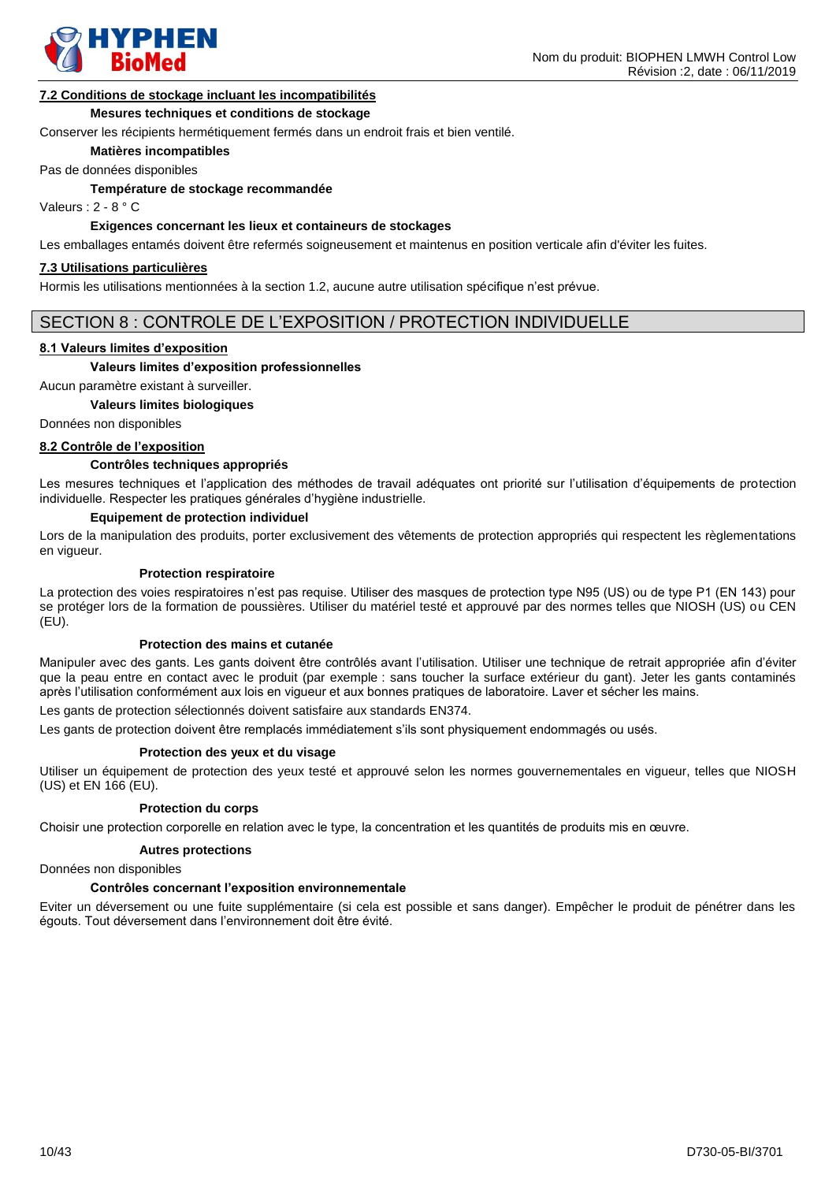### 7.2 Conditions de stockage incluant les incompatibilités

**Mesures techniques et conditions de stockage**

Conserver les récipients hermétiquement fermés dans un endroit frais et bien ventilé.

**Matières incompatibles**

Pas de données disponibles

**Température de stockage recommandée**

Valeurs : 2 - 8 ° C

**Exigences concernant les lieux et containeurs de stockages**

Les emballages entamés doivent être refermés soigneusement et maintenus en position verticale afin d'éviter les fuites.

### 7.3 Utilisations particulières

Hormis les utilisations mentionnées à la section 1.2, aucune autre utilisation spécifique n'est prévue.

## SECTION 8 : CONTROLE DE L'EXPOSITION / PROTECTION INDIVIDUELLE

### 8.1 Valeurs limites d'exposition

**Valeurs limites d'exposition professionnelles**

Aucun paramètre existant à surveiller.

**Valeurs limites biologiques**

Données non disponibles

### 8.2 Contrôle de l'exposition

**Contrôles techniques appropriés**

Les mesures techniques et l'application des méthodes de travail adéquates ont priorité sur l'utilisation d'équipements de protection individuelle. Respecter les pratiques générales d'hygiène industrielle.

**Equipement de protection individuel**

Lors de la manipulation des produits, porter exclusivement des vêtements de protection appropriés qui respectent les règlementations en vigueur.

**Protection respiratoire**

La protection des voies respiratoires n'est pas requise. Utiliser des masques de protection type N95 (US) ou de type P1 (EN 143) pour se protéger lors de la formation de poussières. Utiliser du matériel testé et approuvé par des normes telles que NIOSH (US) ou CEN (EU).

**Protection des mains et cutanée**

Manipuler avec des gants. Les gants doivent être contrôlés avant l'utilisation. Utiliser une technique de retrait appropriée afin d'éviter que la peau entre en contact avec le produit (par exemple : sans toucher la surface extérieur du gant). Jeter les gants contaminés après l'utilisation conformément aux lois en vigueur et aux bonnes pratiques de laboratoire. Laver et sécher les mains.

Les gants de protection sélectionnés doivent satisfaire aux standards EN374.

Les gants de protection doivent être remplacés immédiatement s'ils sont physiquement endommagés ou usés.

**Protection des yeux et du visage**

Utiliser un équipement de protection des yeux testé et approuvé selon les normes gouvernementales en vigueur, telles que NIOSH (US) et EN 166 (EU).

**Protection du corps**

Choisir une protection corporelle en relation avec le type, la concentration et les quantités de produits mis en œuvre.

**Autres protections**

Données non disponibles

**Contrôles concernant l'exposition environnementale**

Eviter un déversement ou une fuite supplémentaire (si cela est possible et sans danger). Empêcher le produit de pénétrer dans les égouts. Tout déversement dans l'environnement doit être évité.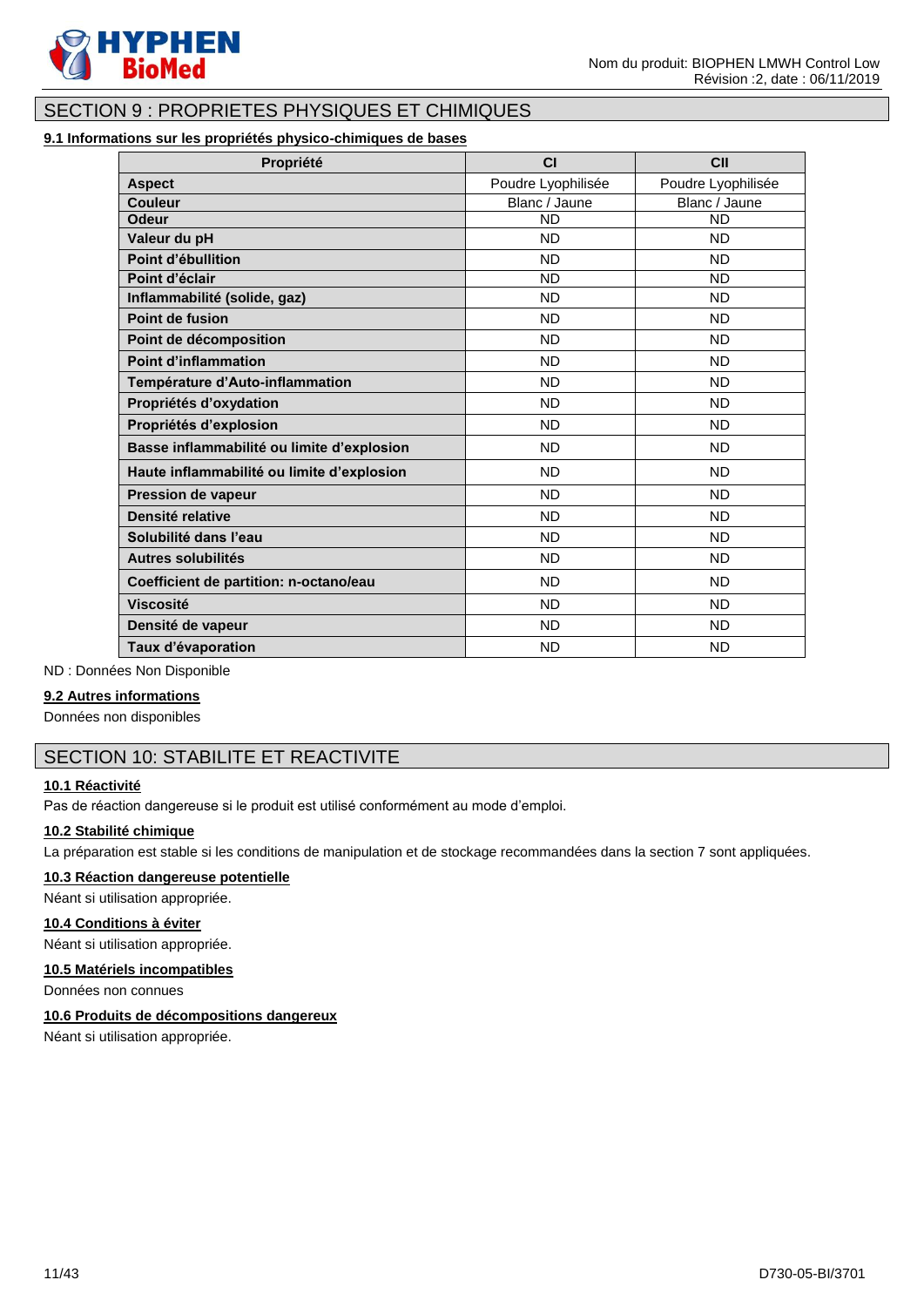## SECTION 9 : PROPRIETES PHYSIQUES ET CHIMIQUES

### 9.1 Informations sur les propriétés physico-chimiques de bases

| Propriété | CI | CII |
|---|---|---|
| **Aspect** | Poudre Lyophilisée | Poudre Lyophilisée |
| **Couleur** | Blanc / Jaune | Blanc / Jaune |
| **Odeur** | ND | ND |
| **Valeur du pH** | ND | ND |
| **Point d'ébullition** | ND | ND |
| **Point d'éclair** | ND | ND |
| **Inflammabilité (solide, gaz)** | ND | ND |
| **Point de fusion** | ND | ND |
| **Point de décomposition** | ND | ND |
| **Point d'inflammation** | ND | ND |
| **Température d'Auto-inflammation** | ND | ND |
| **Propriétés d'oxydation** | ND | ND |
| **Propriétés d'explosion** | ND | ND |
| **Basse inflammabilité ou limite d'explosion** | ND | ND |
| **Haute inflammabilité ou limite d'explosion** | ND | ND |
| **Pression de vapeur** | ND | ND |
| **Densité relative** | ND | ND |
| **Solubilité dans l'eau** | ND | ND |
| **Autres solubilités** | ND | ND |
| **Coefficient de partition: n-octano/eau** | ND | ND |
| **Viscosité** | ND | ND |
| **Densité de vapeur** | ND | ND |
| **Taux d'évaporation** | ND | ND |

ND : Données Non Disponible

### 9.2 Autres informations

Données non disponibles

## SECTION 10: STABILITE ET REACTIVITE

### 10.1 Réactivité

Pas de réaction dangereuse si le produit est utilisé conformément au mode d'emploi.

### 10.2 Stabilité chimique

La préparation est stable si les conditions de manipulation et de stockage recommandées dans la section 7 sont appliquées.

### 10.3 Réaction dangereuse potentielle

Néant si utilisation appropriée.

### 10.4 Conditions à éviter

Néant si utilisation appropriée.

### 10.5 Matériels incompatibles

Données non connues

### 10.6 Produits de décompositions dangereux

Néant si utilisation appropriée.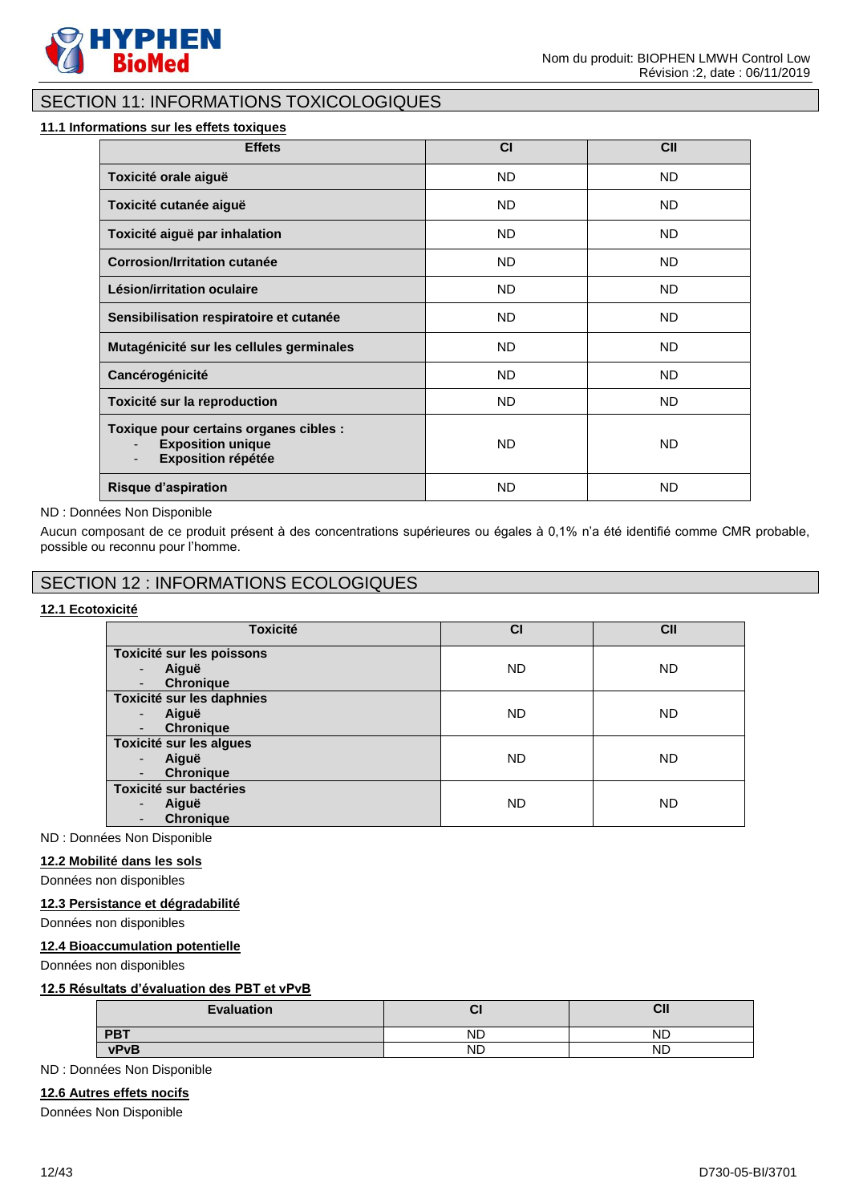## SECTION 11: INFORMATIONS TOXICOLOGIQUES

### 11.1 Informations sur les effets toxiques

| Effets | CI | CII |
|---|---|---|
| **Toxicité orale aiguë** | ND | ND |
| **Toxicité cutanée aiguë** | ND | ND |
| **Toxicité aiguë par inhalation** | ND | ND |
| **Corrosion/Irritation cutanée** | ND | ND |
| **Lésion/irritation oculaire** | ND | ND |
| **Sensibilisation respiratoire et cutanée** | ND | ND |
| **Mutagénicité sur les cellules germinales** | ND | ND |
| **Cancérogénicité** | ND | ND |
| **Toxicité sur la reproduction** | ND | ND |
| **Toxique pour certains organes cibles :** - **Exposition unique** - **Exposition répétée** | ND | ND |
| **Risque d'aspiration** | ND | ND |

ND : Données Non Disponible

Aucun composant de ce produit présent à des concentrations supérieures ou égales à 0,1% n'a été identifié comme CMR probable, possible ou reconnu pour l'homme.

## SECTION 12 : INFORMATIONS ECOLOGIQUES

### 12.1 Ecotoxicité

| Toxicité | CI | CII |
|---|---|---|
| **Toxicité sur les poissons** - **Aiguë** - **Chronique** | ND | ND |
| **Toxicité sur les daphnies** - **Aiguë** - **Chronique** | ND | ND |
| **Toxicité sur les algues** - **Aiguë** - **Chronique** | ND | ND |
| **Toxicité sur bactéries** - **Aiguë** - **Chronique** | ND | ND |

ND : Données Non Disponible

### 12.2 Mobilité dans les sols

Données non disponibles

### 12.3 Persistance et dégradabilité

Données non disponibles

### 12.4 Bioaccumulation potentielle

Données non disponibles

### 12.5 Résultats d'évaluation des PBT et vPvB

| Evaluation | CI | CII |
|---|---|---|
| **PBT** | ND | ND |
| **vPvB** | ND | ND |

ND : Données Non Disponible

### 12.6 Autres effets nocifs

Données Non Disponible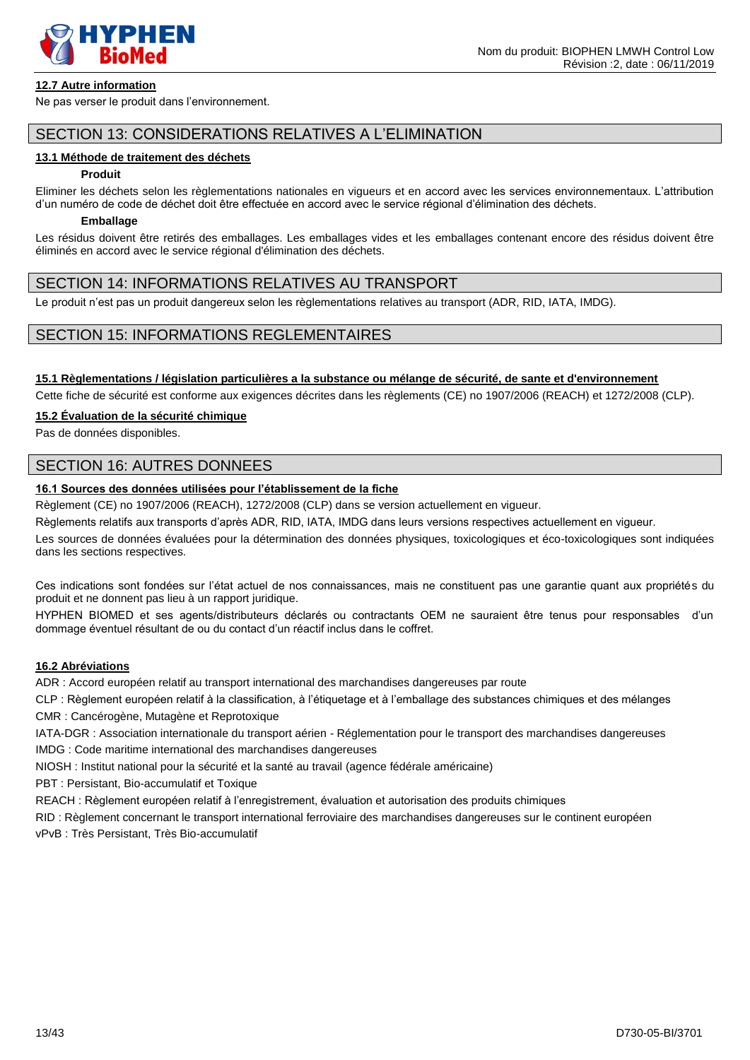### 12.7 Autre information

Ne pas verser le produit dans l'environnement.

## SECTION 13: CONSIDERATIONS RELATIVES A L'ELIMINATION

### 13.1 Méthode de traitement des déchets

**Produit**

Eliminer les déchets selon les règlementations nationales en vigueurs et en accord avec les services environnementaux. L'attribution d'un numéro de code de déchet doit être effectuée en accord avec le service régional d'élimination des déchets.

**Emballage**

Les résidus doivent être retirés des emballages. Les emballages vides et les emballages contenant encore des résidus doivent être éliminés en accord avec le service régional d'élimination des déchets.

## SECTION 14: INFORMATIONS RELATIVES AU TRANSPORT

Le produit n'est pas un produit dangereux selon les règlementations relatives au transport (ADR, RID, IATA, IMDG).

## SECTION 15: INFORMATIONS REGLEMENTAIRES

### 15.1 Règlementations / législation particulières a la substance ou mélange de sécurité, de sante et d'environnement

Cette fiche de sécurité est conforme aux exigences décrites dans les règlements (CE) no 1907/2006 (REACH) et 1272/2008 (CLP).

### 15.2 Évaluation de la sécurité chimique

Pas de données disponibles.

## SECTION 16: AUTRES DONNEES

### 16.1 Sources des données utilisées pour l'établissement de la fiche

Règlement (CE) no 1907/2006 (REACH), 1272/2008 (CLP) dans se version actuellement en vigueur.

Règlements relatifs aux transports d'après ADR, RID, IATA, IMDG dans leurs versions respectives actuellement en vigueur.

Les sources de données évaluées pour la détermination des données physiques, toxicologiques et éco-toxicologiques sont indiquées dans les sections respectives.

Ces indications sont fondées sur l'état actuel de nos connaissances, mais ne constituent pas une garantie quant aux propriétés du produit et ne donnent pas lieu à un rapport juridique.

HYPHEN BIOMED et ses agents/distributeurs déclarés ou contractants OEM ne sauraient être tenus pour responsables d'un dommage éventuel résultant de ou du contact d'un réactif inclus dans le coffret.

### 16.2 Abréviations

ADR : Accord européen relatif au transport international des marchandises dangereuses par route

CLP : Règlement européen relatif à la classification, à l'étiquetage et à l'emballage des substances chimiques et des mélanges

CMR : Cancérogène, Mutagène et Reprotoxique

IATA-DGR : Association internationale du transport aérien - Réglementation pour le transport des marchandises dangereuses

IMDG : Code maritime international des marchandises dangereuses

NIOSH : Institut national pour la sécurité et la santé au travail (agence fédérale américaine)

PBT : Persistant, Bio-accumulatif et Toxique

REACH : Règlement européen relatif à l'enregistrement, évaluation et autorisation des produits chimiques

RID : Règlement concernant le transport international ferroviaire des marchandises dangereuses sur le continent européen

vPvB : Très Persistant, Très Bio-accumulatif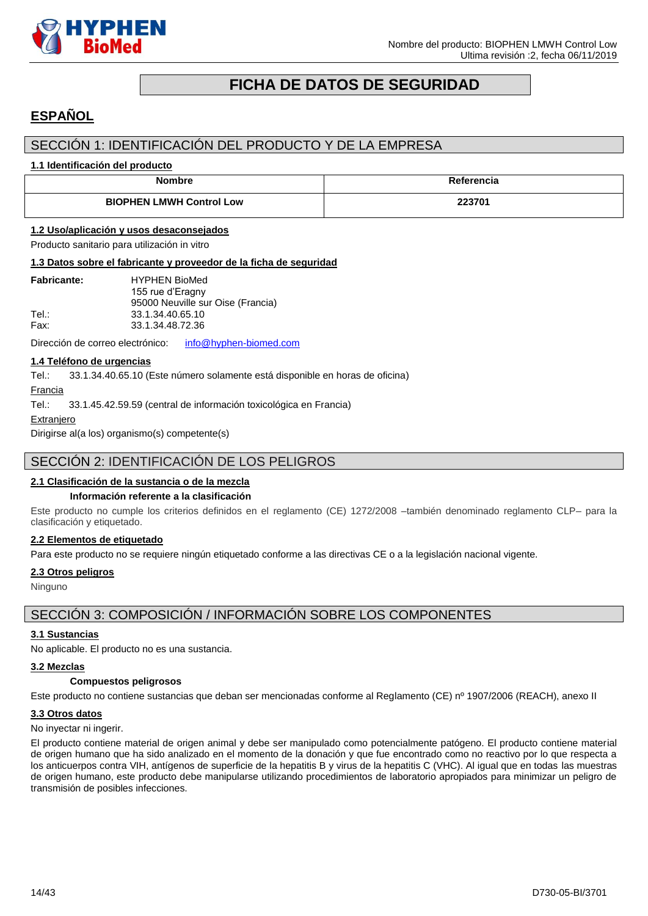# FICHA DE DATOS DE SEGURIDAD

## ESPAÑOL

## SECCIÓN 1: IDENTIFICACIÓN DEL PRODUCTO Y DE LA EMPRESA

### 1.1 Identificación del producto

| Nombre | Referencia |
|---|---|
| BIOPHEN LMWH Control Low | 223701 |

### 1.2 Uso/aplicación y usos desaconsejados

Producto sanitario para utilización in vitro

### 1.3 Datos sobre el fabricante y proveedor de la ficha de seguridad

**Fabricante:** HYPHEN BioMed
155 rue d'Eragny
95000 Neuville sur Oise (Francia)

Tel.: 33.1.34.40.65.10
Fax: 33.1.34.48.72.36

Dirección de correo electrónico: info@hyphen-biomed.com

### 1.4 Teléfono de urgencias

Tel.: 33.1.34.40.65.10 (Este número solamente está disponible en horas de oficina)

Francia

Tel.: 33.1.45.42.59.59 (central de información toxicológica en Francia)

Extranjero

Dirigirse al(a los) organismo(s) competente(s)

## SECCIÓN 2: IDENTIFICACIÓN DE LOS PELIGROS

### 2.1 Clasificación de la sustancia o de la mezcla

**Información referente a la clasificación**

Este producto no cumple los criterios definidos en el reglamento (CE) 1272/2008 –también denominado reglamento CLP– para la clasificación y etiquetado.

### 2.2 Elementos de etiquetado

Para este producto no se requiere ningún etiquetado conforme a las directivas CE o a la legislación nacional vigente.

### 2.3 Otros peligros

Ninguno

## SECCIÓN 3: COMPOSICIÓN / INFORMACIÓN SOBRE LOS COMPONENTES

### 3.1 Sustancias

No aplicable. El producto no es una sustancia.

### 3.2 Mezclas

**Compuestos peligrosos**

Este producto no contiene sustancias que deban ser mencionadas conforme al Reglamento (CE) nº 1907/2006 (REACH), anexo II

### 3.3 Otros datos

No inyectar ni ingerir.

El producto contiene material de origen animal y debe ser manipulado como potencialmente patógeno. El producto contiene material de origen humano que ha sido analizado en el momento de la donación y que fue encontrado como no reactivo por lo que respecta a los anticuerpos contra VIH, antígenos de superficie de la hepatitis B y virus de la hepatitis C (VHC). Al igual que en todas las muestras de origen humano, este producto debe manipularse utilizando procedimientos de laboratorio apropiados para minimizar un peligro de transmisión de posibles infecciones.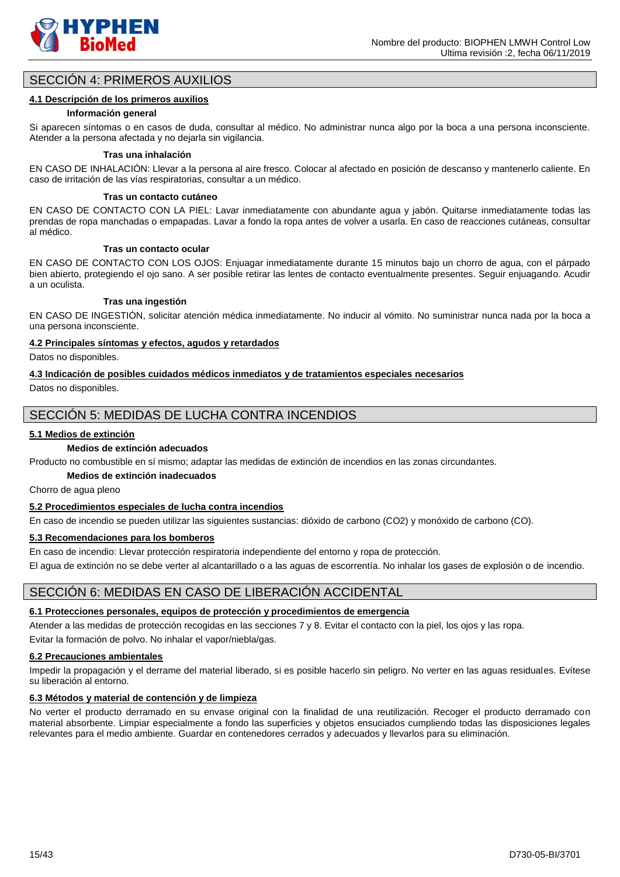## SECCIÓN 4: PRIMEROS AUXILIOS

### 4.1 Descripción de los primeros auxilios

**Información general**

Si aparecen síntomas o en casos de duda, consultar al médico. No administrar nunca algo por la boca a una persona inconsciente. Atender a la persona afectada y no dejarla sin vigilancia.

**Tras una inhalación**

EN CASO DE INHALACIÓN: Llevar a la persona al aire fresco. Colocar al afectado en posición de descanso y mantenerlo caliente. En caso de irritación de las vías respiratorias, consultar a un médico.

**Tras un contacto cutáneo**

EN CASO DE CONTACTO CON LA PIEL: Lavar inmediatamente con abundante agua y jabón. Quitarse inmediatamente todas las prendas de ropa manchadas o empapadas. Lavar a fondo la ropa antes de volver a usarla. En caso de reacciones cutáneas, consultar al médico.

**Tras un contacto ocular**

EN CASO DE CONTACTO CON LOS OJOS: Enjuagar inmediatamente durante 15 minutos bajo un chorro de agua, con el párpado bien abierto, protegiendo el ojo sano. A ser posible retirar las lentes de contacto eventualmente presentes. Seguir enjuagando. Acudir a un oculista.

**Tras una ingestión**

EN CASO DE INGESTIÓN, solicitar atención médica inmediatamente. No inducir al vómito. No suministrar nunca nada por la boca a una persona inconsciente.

### 4.2 Principales síntomas y efectos, agudos y retardados

Datos no disponibles.

### 4.3 Indicación de posibles cuidados médicos inmediatos y de tratamientos especiales necesarios

Datos no disponibles.

## SECCIÓN 5: MEDIDAS DE LUCHA CONTRA INCENDIOS

### 5.1 Medios de extinción

**Medios de extinción adecuados**

Producto no combustible en sí mismo; adaptar las medidas de extinción de incendios en las zonas circundantes.

**Medios de extinción inadecuados**

Chorro de agua pleno

### 5.2 Procedimientos especiales de lucha contra incendios

En caso de incendio se pueden utilizar las siguientes sustancias: dióxido de carbono ($CO_2$) y monóxido de carbono (CO).

### 5.3 Recomendaciones para los bomberos

En caso de incendio: Llevar protección respiratoria independiente del entorno y ropa de protección.

El agua de extinción no se debe verter al alcantarillado o a las aguas de escorrentía. No inhalar los gases de explosión o de incendio.

## SECCIÓN 6: MEDIDAS EN CASO DE LIBERACIÓN ACCIDENTAL

### 6.1 Protecciones personales, equipos de protección y procedimientos de emergencia

Atender a las medidas de protección recogidas en las secciones 7 y 8. Evitar el contacto con la piel, los ojos y las ropa.

Evitar la formación de polvo. No inhalar el vapor/niebla/gas.

### 6.2 Precauciones ambientales

Impedir la propagación y el derrame del material liberado, si es posible hacerlo sin peligro. No verter en las aguas residuales. Evítese su liberación al entorno.

### 6.3 Métodos y material de contención y de limpieza

No verter el producto derramado en su envase original con la finalidad de una reutilización. Recoger el producto derramado con material absorbente. Limpiar especialmente a fondo las superficies y objetos ensuciados cumpliendo todas las disposiciones legales relevantes para el medio ambiente. Guardar en contenedores cerrados y adecuados y llevarlos para su eliminación.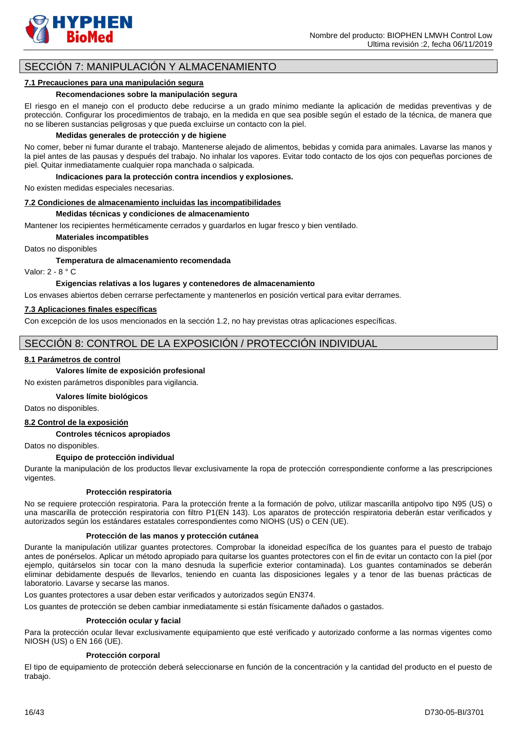## SECCIÓN 7: MANIPULACIÓN Y ALMACENAMIENTO

### 7.1 Precauciones para una manipulación segura

**Recomendaciones sobre la manipulación segura**

El riesgo en el manejo con el producto debe reducirse a un grado mínimo mediante la aplicación de medidas preventivas y de protección. Configurar los procedimientos de trabajo, en la medida en que sea posible según el estado de la técnica, de manera que no se liberen sustancias peligrosas y que pueda excluirse un contacto con la piel.

**Medidas generales de protección y de higiene**

No comer, beber ni fumar durante el trabajo. Mantenerse alejado de alimentos, bebidas y comida para animales. Lavarse las manos y la piel antes de las pausas y después del trabajo. No inhalar los vapores. Evitar todo contacto de los ojos con pequeñas porciones de piel. Quitar inmediatamente cualquier ropa manchada o salpicada.

**Indicaciones para la protección contra incendios y explosiones.**

No existen medidas especiales necesarias.

### 7.2 Condiciones de almacenamiento incluidas las incompatibilidades

**Medidas técnicas y condiciones de almacenamiento**

Mantener los recipientes herméticamente cerrados y guardarlos en lugar fresco y bien ventilado.

**Materiales incompatibles**

Datos no disponibles

**Temperatura de almacenamiento recomendada**

Valor: 2 - 8 ° C

**Exigencias relativas a los lugares y contenedores de almacenamiento**

Los envases abiertos deben cerrarse perfectamente y mantenerlos en posición vertical para evitar derrames.

### 7.3 Aplicaciones finales específicas

Con excepción de los usos mencionados en la sección 1.2, no hay previstas otras aplicaciones específicas.

## SECCIÓN 8: CONTROL DE LA EXPOSICIÓN / PROTECCIÓN INDIVIDUAL

### 8.1 Parámetros de control

**Valores límite de exposición profesional**

No existen parámetros disponibles para vigilancia.

**Valores límite biológicos**

Datos no disponibles.

### 8.2 Control de la exposición

**Controles técnicos apropiados**

Datos no disponibles.

**Equipo de protección individual**

Durante la manipulación de los productos llevar exclusivamente la ropa de protección correspondiente conforme a las prescripciones vigentes.

**Protección respiratoria**

No se requiere protección respiratoria. Para la protección frente a la formación de polvo, utilizar mascarilla antipolvo tipo N95 (US) o una mascarilla de protección respiratoria con filtro P1(EN 143). Los aparatos de protección respiratoria deberán estar verificados y autorizados según los estándares estatales correspondientes como NIOHS (US) o CEN (UE).

**Protección de las manos y protección cutánea**

Durante la manipulación utilizar guantes protectores. Comprobar la idoneidad específica de los guantes para el puesto de trabajo antes de ponérselos. Aplicar un método apropiado para quitarse los guantes protectores con el fin de evitar un contacto con la piel (por ejemplo, quitárselos sin tocar con la mano desnuda la superficie exterior contaminada). Los guantes contaminados se deberán eliminar debidamente después de llevarlos, teniendo en cuanta las disposiciones legales y a tenor de las buenas prácticas de laboratorio. Lavarse y secarse las manos.

Los guantes protectores a usar deben estar verificados y autorizados según EN374.

Los guantes de protección se deben cambiar inmediatamente si están físicamente dañados o gastados.

**Protección ocular y facial**

Para la protección ocular llevar exclusivamente equipamiento que esté verificado y autorizado conforme a las normas vigentes como NIOSH (US) o EN 166 (UE).

**Protección corporal**

El tipo de equipamiento de protección deberá seleccionarse en función de la concentración y la cantidad del producto en el puesto de trabajo.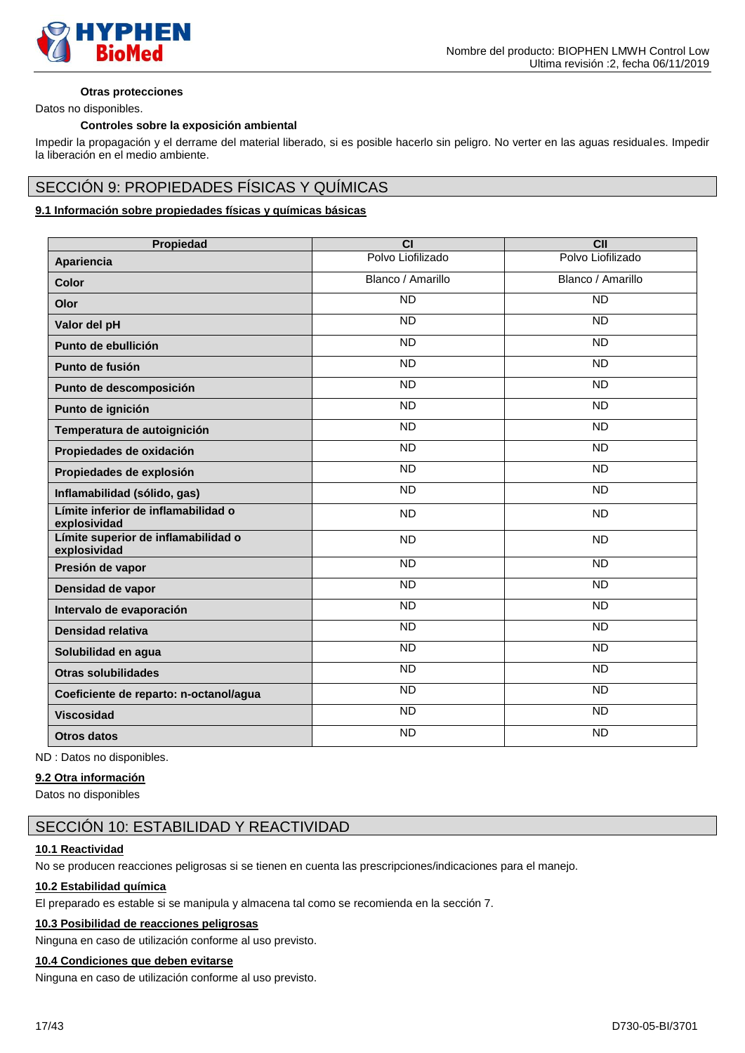#### Otras protecciones

Datos no disponibles.

#### Controles sobre la exposición ambiental

Impedir la propagación y el derrame del material liberado, si es posible hacerlo sin peligro. No verter en las aguas residuales. Impedir la liberación en el medio ambiente.

## SECCIÓN 9: PROPIEDADES FÍSICAS Y QUÍMICAS

### 9.1 Información sobre propiedades físicas y químicas básicas

| Propiedad | CI | CII |
|---|---|---|
| **Apariencia** | Polvo Liofilizado | Polvo Liofilizado |
| **Color** | Blanco / Amarillo | Blanco / Amarillo |
| **Olor** | ND | ND |
| **Valor del pH** | ND | ND |
| **Punto de ebullición** | ND | ND |
| **Punto de fusión** | ND | ND |
| **Punto de descomposición** | ND | ND |
| **Punto de ignición** | ND | ND |
| **Temperatura de autoignición** | ND | ND |
| **Propiedades de oxidación** | ND | ND |
| **Propiedades de explosión** | ND | ND |
| **Inflamabilidad (sólido, gas)** | ND | ND |
| **Límite inferior de inflamabilidad o explosividad** | ND | ND |
| **Límite superior de inflamabilidad o explosividad** | ND | ND |
| **Presión de vapor** | ND | ND |
| **Densidad de vapor** | ND | ND |
| **Intervalo de evaporación** | ND | ND |
| **Densidad relativa** | ND | ND |
| **Solubilidad en agua** | ND | ND |
| **Otras solubilidades** | ND | ND |
| **Coeficiente de reparto: n-octanol/agua** | ND | ND |
| **Viscosidad** | ND | ND |
| **Otros datos** | ND | ND |

ND : Datos no disponibles.

### 9.2 Otra información

Datos no disponibles

## SECCIÓN 10: ESTABILIDAD Y REACTIVIDAD

### 10.1 Reactividad

No se producen reacciones peligrosas si se tienen en cuenta las prescripciones/indicaciones para el manejo.

### 10.2 Estabilidad química

El preparado es estable si se manipula y almacena tal como se recomienda en la sección 7.

### 10.3 Posibilidad de reacciones peligrosas

Ninguna en caso de utilización conforme al uso previsto.

### 10.4 Condiciones que deben evitarse

Ninguna en caso de utilización conforme al uso previsto.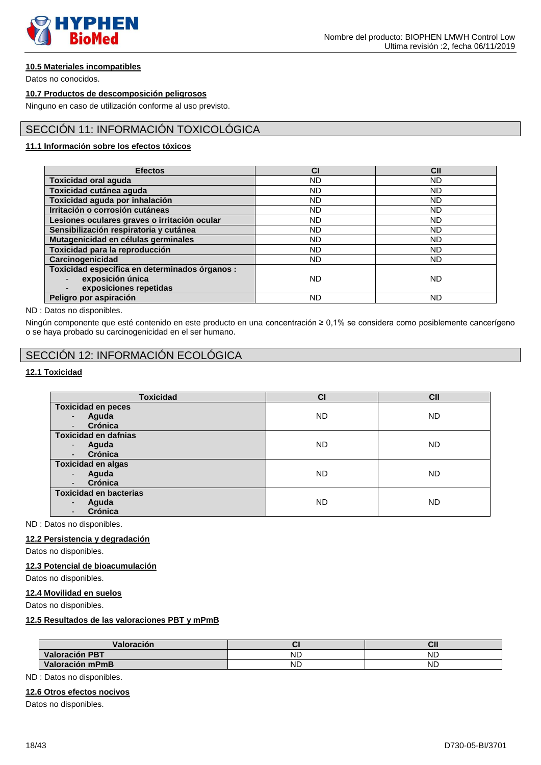**10.5 Materiales incompatibles**

Datos no conocidos.

**10.7 Productos de descomposición peligrosos**

Ninguno en caso de utilización conforme al uso previsto.

## SECCIÓN 11: INFORMACIÓN TOXICOLÓGICA

**11.1 Información sobre los efectos tóxicos**

| Efectos | CI | CII |
|---|---|---|
| **Toxicidad oral aguda** | ND | ND |
| **Toxicidad cutánea aguda** | ND | ND |
| **Toxicidad aguda por inhalación** | ND | ND |
| **Irritación o corrosión cutáneas** | ND | ND |
| **Lesiones oculares graves o irritación ocular** | ND | ND |
| **Sensibilización respiratoria y cutánea** | ND | ND |
| **Mutagenicidad en células germinales** | ND | ND |
| **Toxicidad para la reproducción** | ND | ND |
| **Carcinogenicidad** | ND | ND |
| **Toxicidad específica en determinados órganos :**<br>- **exposición única**<br>- **exposiciones repetidas** | ND | ND |
| **Peligro por aspiración** | ND | ND |

ND : Datos no disponibles.

Ningún componente que esté contenido en este producto en una concentración ≥ 0,1% se considera como posiblemente cancerígeno o se haya probado su carcinogenicidad en el ser humano.

## SECCIÓN 12: INFORMACIÓN ECOLÓGICA

**12.1 Toxicidad**

| Toxicidad | CI | CII |
|---|---|---|
| **Toxicidad en peces**<br>- **Aguda**<br>- **Crónica** | ND | ND |
| **Toxicidad en dafnias**<br>- **Aguda**<br>- **Crónica** | ND | ND |
| **Toxicidad en algas**<br>- **Aguda**<br>- **Crónica** | ND | ND |
| **Toxicidad en bacterias**<br>- **Aguda**<br>- **Crónica** | ND | ND |

ND : Datos no disponibles.

**12.2 Persistencia y degradación**

Datos no disponibles.

**12.3 Potencial de bioacumulación**

Datos no disponibles.

**12.4 Movilidad en suelos**

Datos no disponibles.

**12.5 Resultados de las valoraciones PBT y mPmB**

| Valoración | CI | CII |
|---|---|---|
| **Valoración PBT** | ND | ND |
| **Valoración mPmB** | ND | ND |

ND : Datos no disponibles.

**12.6 Otros efectos nocivos**

Datos no disponibles.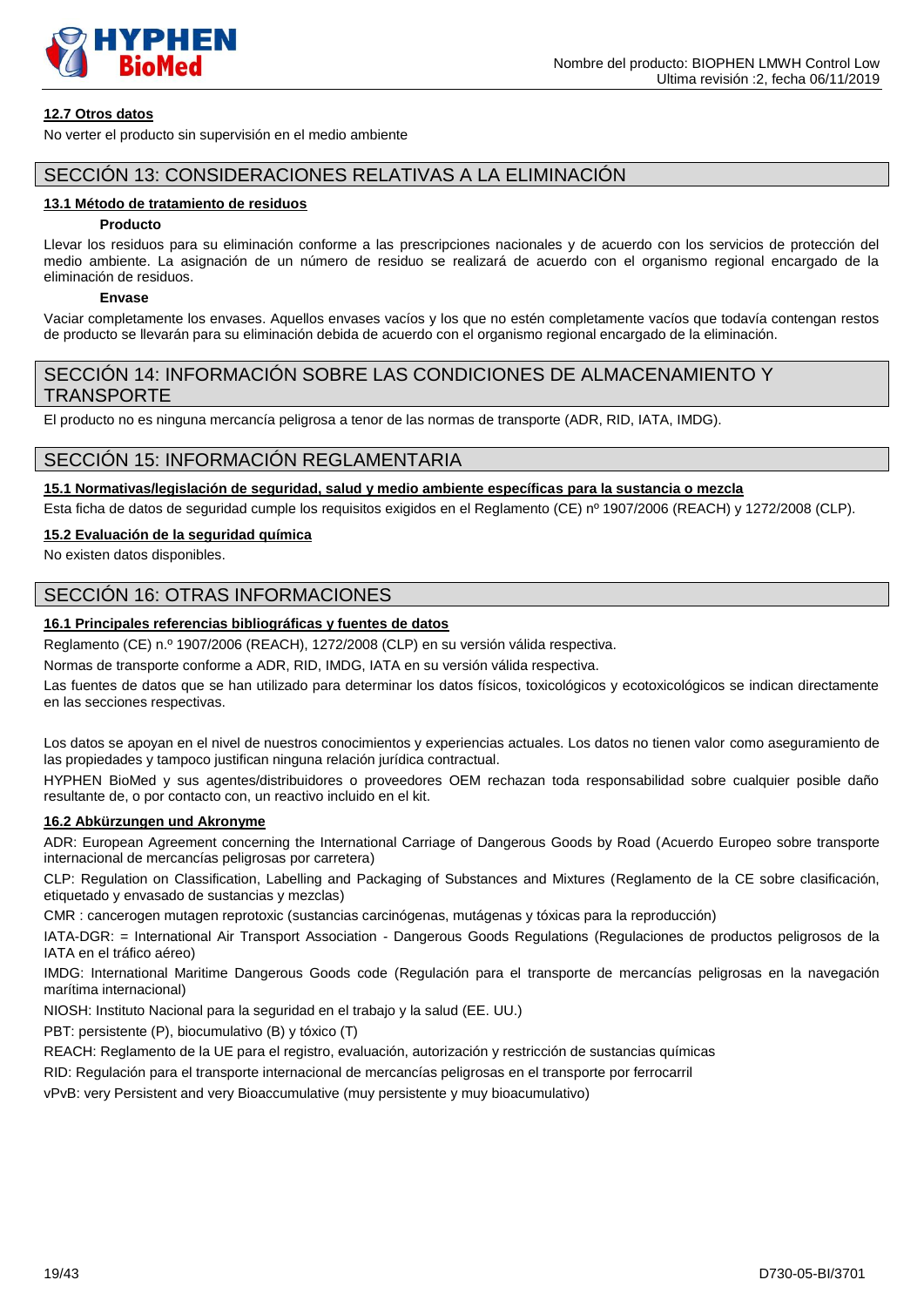### 12.7 Otros datos

No verter el producto sin supervisión en el medio ambiente

## SECCIÓN 13: CONSIDERACIONES RELATIVAS A LA ELIMINACIÓN

### 13.1 Método de tratamiento de residuos

**Producto**

Llevar los residuos para su eliminación conforme a las prescripciones nacionales y de acuerdo con los servicios de protección del medio ambiente. La asignación de un número de residuo se realizará de acuerdo con el organismo regional encargado de la eliminación de residuos.

**Envase**

Vaciar completamente los envases. Aquellos envases vacíos y los que no estén completamente vacíos que todavía contengan restos de producto se llevarán para su eliminación debida de acuerdo con el organismo regional encargado de la eliminación.

## SECCIÓN 14: INFORMACIÓN SOBRE LAS CONDICIONES DE ALMACENAMIENTO Y TRANSPORTE

El producto no es ninguna mercancía peligrosa a tenor de las normas de transporte (ADR, RID, IATA, IMDG).

## SECCIÓN 15: INFORMACIÓN REGLAMENTARIA

### 15.1 Normativas/legislación de seguridad, salud y medio ambiente específicas para la sustancia o mezcla

Esta ficha de datos de seguridad cumple los requisitos exigidos en el Reglamento (CE) nº 1907/2006 (REACH) y 1272/2008 (CLP).

### 15.2 Evaluación de la seguridad química

No existen datos disponibles.

## SECCIÓN 16: OTRAS INFORMACIONES

### 16.1 Principales referencias bibliográficas y fuentes de datos

Reglamento (CE) n.º 1907/2006 (REACH), 1272/2008 (CLP) en su versión válida respectiva.

Normas de transporte conforme a ADR, RID, IMDG, IATA en su versión válida respectiva.

Las fuentes de datos que se han utilizado para determinar los datos físicos, toxicológicos y ecotoxicológicos se indican directamente en las secciones respectivas.

Los datos se apoyan en el nivel de nuestros conocimientos y experiencias actuales. Los datos no tienen valor como aseguramiento de las propiedades y tampoco justifican ninguna relación jurídica contractual.

HYPHEN BioMed y sus agentes/distribuidores o proveedores OEM rechazan toda responsabilidad sobre cualquier posible daño resultante de, o por contacto con, un reactivo incluido en el kit.

### 16.2 Abkürzungen und Akronyme

ADR: European Agreement concerning the International Carriage of Dangerous Goods by Road (Acuerdo Europeo sobre transporte internacional de mercancías peligrosas por carretera)

CLP: Regulation on Classification, Labelling and Packaging of Substances and Mixtures (Reglamento de la CE sobre clasificación, etiquetado y envasado de sustancias y mezclas)

CMR : cancerogen mutagen reprotoxic (sustancias carcinógenas, mutágenas y tóxicas para la reproducción)

IATA-DGR: = International Air Transport Association - Dangerous Goods Regulations (Regulaciones de productos peligrosos de la IATA en el tráfico aéreo)

IMDG: International Maritime Dangerous Goods code (Regulación para el transporte de mercancías peligrosas en la navegación marítima internacional)

NIOSH: Instituto Nacional para la seguridad en el trabajo y la salud (EE. UU.)

PBT: persistente (P), biocumulativo (B) y tóxico (T)

REACH: Reglamento de la UE para el registro, evaluación, autorización y restricción de sustancias químicas

RID: Regulación para el transporte internacional de mercancías peligrosas en el transporte por ferrocarril

vPvB: very Persistent and very Bioaccumulative (muy persistente y muy bioacumulativo)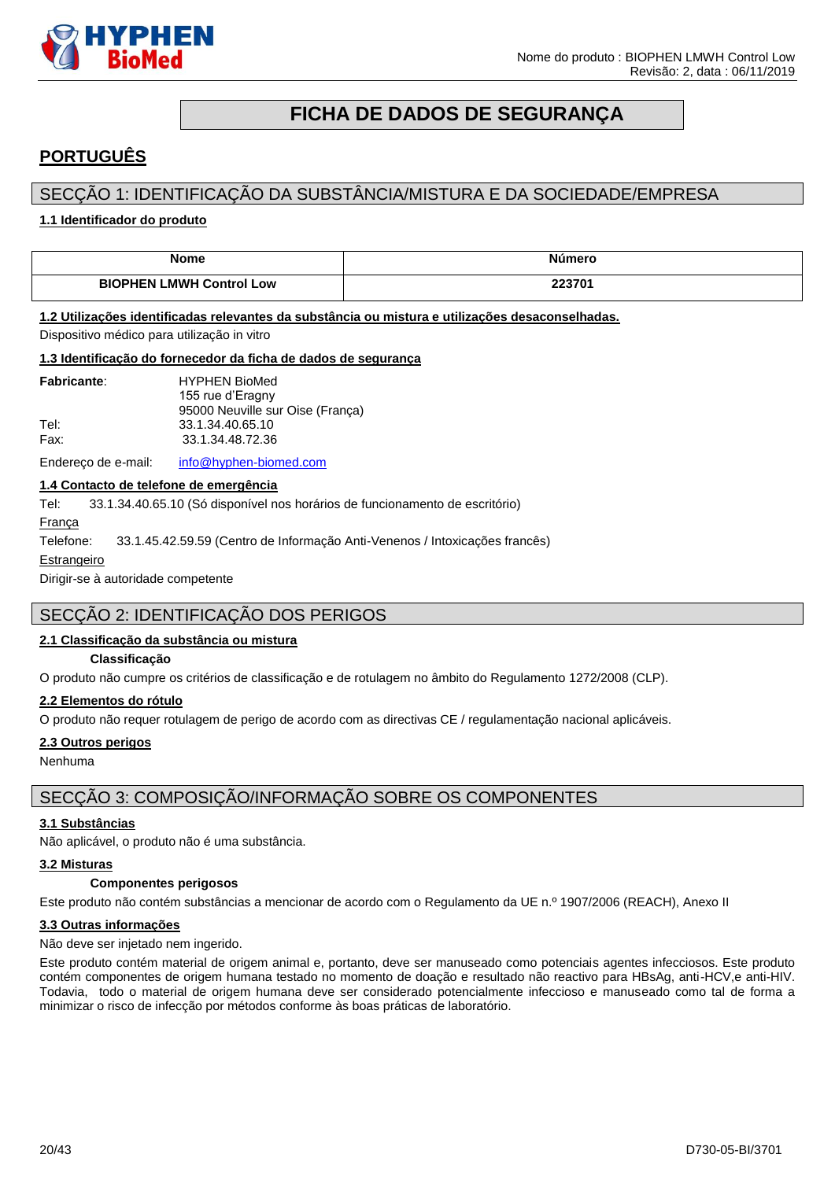# FICHA DE DADOS DE SEGURANÇA

## PORTUGUÊS

## SECÇÃO 1: IDENTIFICAÇÃO DA SUBSTÂNCIA/MISTURA E DA SOCIEDADE/EMPRESA

**1.1 Identificador do produto**

| Nome | Número |
|---|---|
| **BIOPHEN LMWH Control Low** | **223701** |

**1.2 Utilizações identificadas relevantes da substância ou mistura e utilizações desaconselhadas.**

Dispositivo médico para utilização in vitro

**1.3 Identificação do fornecedor da ficha de dados de segurança**

**Fabricante**: HYPHEN BioMed
155 rue d'Eragny
95000 Neuville sur Oise (França)
Tel: 33.1.34.40.65.10
Fax: 33.1.34.48.72.36

Endereço de e-mail: info@hyphen-biomed.com

**1.4 Contacto de telefone de emergência**

Tel: 33.1.34.40.65.10 (Só disponível nos horários de funcionamento de escritório)

França

Telefone: 33.1.45.42.59.59 (Centro de Informação Anti-Venenos / Intoxicações francês)

Estrangeiro

Dirigir-se à autoridade competente

## SECÇÃO 2: IDENTIFICAÇÃO DOS PERIGOS

**2.1 Classificação da substância ou mistura**

**Classificação**

O produto não cumpre os critérios de classificação e de rotulagem no âmbito do Regulamento 1272/2008 (CLP).

**2.2 Elementos do rótulo**

O produto não requer rotulagem de perigo de acordo com as directivas CE / regulamentação nacional aplicáveis.

**2.3 Outros perigos**

Nenhuma

## SECÇÃO 3: COMPOSIÇÃO/INFORMAÇÃO SOBRE OS COMPONENTES

**3.1 Substâncias**

Não aplicável, o produto não é uma substância.

**3.2 Misturas**

**Componentes perigosos**

Este produto não contém substâncias a mencionar de acordo com o Regulamento da UE n.º 1907/2006 (REACH), Anexo II

**3.3 Outras informações**

Não deve ser injetado nem ingerido.

Este produto contém material de origem animal e, portanto, deve ser manuseado como potenciais agentes infecciosos. Este produto contém componentes de origem humana testado no momento de doação e resultado não reactivo para HBsAg, anti-HCV,e anti-HIV. Todavia, todo o material de origem humana deve ser considerado potencialmente infeccioso e manuseado como tal de forma a minimizar o risco de infecção por métodos conforme às boas práticas de laboratório.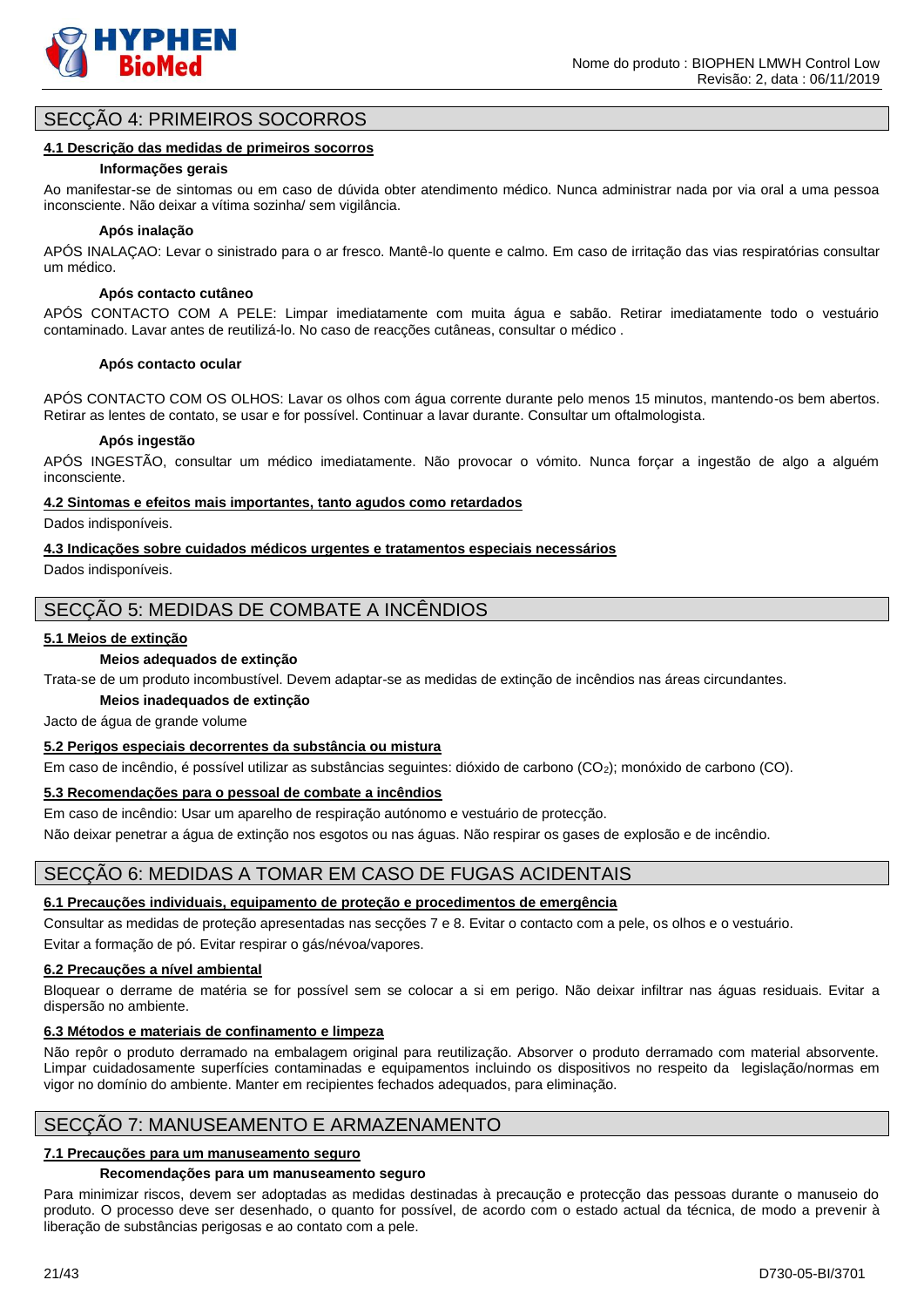## SECÇÃO 4: PRIMEIROS SOCORROS

### 4.1 Descrição das medidas de primeiros socorros

**Informações gerais**

Ao manifestar-se de sintomas ou em caso de dúvida obter atendimento médico. Nunca administrar nada por via oral a uma pessoa inconsciente. Não deixar a vítima sozinha/ sem vigilância.

**Após inalação**

APÓS INALAÇAO: Levar o sinistrado para o ar fresco. Mantê-lo quente e calmo. Em caso de irritação das vias respiratórias consultar um médico.

**Após contacto cutâneo**

APÓS CONTACTO COM A PELE: Limpar imediatamente com muita água e sabão. Retirar imediatamente todo o vestuário contaminado. Lavar antes de reutilizá-lo. No caso de reacções cutâneas, consultar o médico .

**Após contacto ocular**

APÓS CONTACTO COM OS OLHOS: Lavar os olhos com água corrente durante pelo menos 15 minutos, mantendo-os bem abertos. Retirar as lentes de contato, se usar e for possível. Continuar a lavar durante. Consultar um oftalmologista.

**Após ingestão**

APÓS INGESTÃO, consultar um médico imediatamente. Não provocar o vómito. Nunca forçar a ingestão de algo a alguém inconsciente.

### 4.2 Sintomas e efeitos mais importantes, tanto agudos como retardados

Dados indisponíveis.

### 4.3 Indicações sobre cuidados médicos urgentes e tratamentos especiais necessários

Dados indisponíveis.

## SECÇÃO 5: MEDIDAS DE COMBATE A INCÊNDIOS

### 5.1 Meios de extinção

**Meios adequados de extinção**

Trata-se de um produto incombustível. Devem adaptar-se as medidas de extinção de incêndios nas áreas circundantes.

**Meios inadequados de extinção**

Jacto de água de grande volume

### 5.2 Perigos especiais decorrentes da substância ou mistura

Em caso de incêndio, é possível utilizar as substâncias seguintes: dióxido de carbono ($CO_2$); monóxido de carbono (CO).

### 5.3 Recomendações para o pessoal de combate a incêndios

Em caso de incêndio: Usar um aparelho de respiração autónomo e vestuário de protecção.

Não deixar penetrar a água de extinção nos esgotos ou nas águas. Não respirar os gases de explosão e de incêndio.

## SECÇÃO 6: MEDIDAS A TOMAR EM CASO DE FUGAS ACIDENTAIS

### 6.1 Precauções individuais, equipamento de proteção e procedimentos de emergência

Consultar as medidas de proteção apresentadas nas secções 7 e 8. Evitar o contacto com a pele, os olhos e o vestuário.

Evitar a formação de pó. Evitar respirar o gás/névoa/vapores.

### 6.2 Precauções a nível ambiental

Bloquear o derrame de matéria se for possível sem se colocar a si em perigo. Não deixar infiltrar nas águas residuais. Evitar a dispersão no ambiente.

### 6.3 Métodos e materiais de confinamento e limpeza

Não repôr o produto derramado na embalagem original para reutilização. Absorver o produto derramado com material absorvente. Limpar cuidadosamente superfícies contaminadas e equipamentos incluindo os dispositivos no respeito da legislação/normas em vigor no domínio do ambiente. Manter em recipientes fechados adequados, para eliminação.

## SECÇÃO 7: MANUSEAMENTO E ARMAZENAMENTO

### 7.1 Precauções para um manuseamento seguro

**Recomendações para um manuseamento seguro**

Para minimizar riscos, devem ser adoptadas as medidas destinadas à precaução e protecção das pessoas durante o manuseio do produto. O processo deve ser desenhado, o quanto for possível, de acordo com o estado actual da técnica, de modo a prevenir à liberação de substâncias perigosas e ao contato com a pele.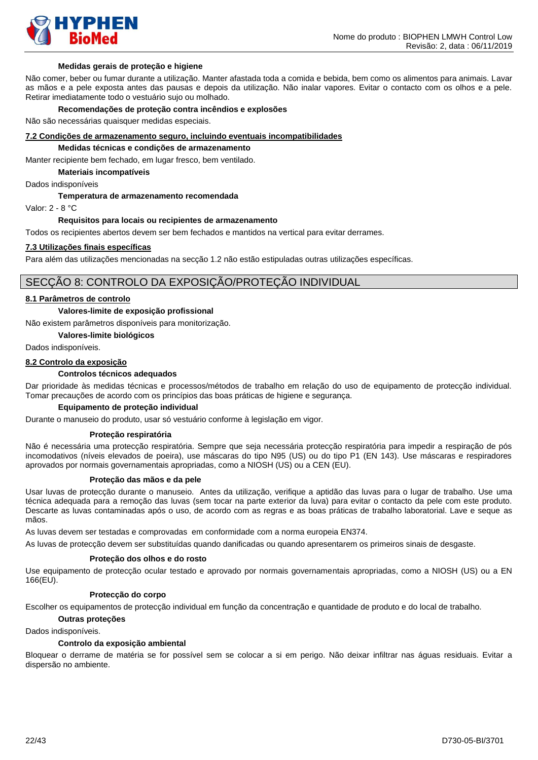#### Medidas gerais de proteção e higiene

Não comer, beber ou fumar durante a utilização. Manter afastada toda a comida e bebida, bem como os alimentos para animais. Lavar as mãos e a pele exposta antes das pausas e depois da utilização. Não inalar vapores. Evitar o contacto com os olhos e a pele. Retirar imediatamente todo o vestuário sujo ou molhado.

#### Recomendações de proteção contra incêndios e explosões

Não são necessárias quaisquer medidas especiais.

### 7.2 Condições de armazenamento seguro, incluindo eventuais incompatibilidades

#### Medidas técnicas e condições de armazenamento

Manter recipiente bem fechado, em lugar fresco, bem ventilado.

#### Materiais incompatíveis

Dados indisponíveis

#### Temperatura de armazenamento recomendada

Valor: 2 - 8 °C

#### Requisitos para locais ou recipientes de armazenamento

Todos os recipientes abertos devem ser bem fechados e mantidos na vertical para evitar derrames.

### 7.3 Utilizações finais específicas

Para além das utilizações mencionadas na secção 1.2 não estão estipuladas outras utilizações específicas.

## SECÇÃO 8: CONTROLO DA EXPOSIÇÃO/PROTEÇÃO INDIVIDUAL

### 8.1 Parâmetros de controlo

#### Valores-limite de exposição profissional

Não existem parâmetros disponíveis para monitorização.

#### Valores-limite biológicos

Dados indisponíveis.

### 8.2 Controlo da exposição

#### Controlos técnicos adequados

Dar prioridade às medidas técnicas e processos/métodos de trabalho em relação do uso de equipamento de protecção individual. Tomar precauções de acordo com os princípios das boas práticas de higiene e segurança.

#### Equipamento de proteção individual

Durante o manuseio do produto, usar só vestuário conforme à legislação em vigor.

##### Proteção respiratória

Não é necessária uma protecção respiratória. Sempre que seja necessária protecção respiratória para impedir a respiração de pós incomodativos (níveis elevados de poeira), use máscaras do tipo N95 (US) ou do tipo P1 (EN 143). Use máscaras e respiradores aprovados por normais governamentais apropriadas, como a NIOSH (US) ou a CEN (EU).

##### Proteção das mãos e da pele

Usar luvas de protecção durante o manuseio. Antes da utilização, verifique a aptidão das luvas para o lugar de trabalho. Use uma técnica adequada para a remoção das luvas (sem tocar na parte exterior da luva) para evitar o contacto da pele com este produto. Descarte as luvas contaminadas após o uso, de acordo com as regras e as boas práticas de trabalho laboratorial. Lave e seque as mãos.

As luvas devem ser testadas e comprovadas em conformidade com a norma europeia EN374.

As luvas de protecção devem ser substituídas quando danificadas ou quando apresentarem os primeiros sinais de desgaste.

##### Proteção dos olhos e do rosto

Use equipamento de protecção ocular testado e aprovado por normais governamentais apropriadas, como a NIOSH (US) ou a EN 166(EU).

##### Protecção do corpo

Escolher os equipamentos de protecção individual em função da concentração e quantidade de produto e do local de trabalho.

#### Outras proteções

Dados indisponíveis.

#### Controlo da exposição ambiental

Bloquear o derrame de matéria se for possível sem se colocar a si em perigo. Não deixar infiltrar nas águas residuais. Evitar a dispersão no ambiente.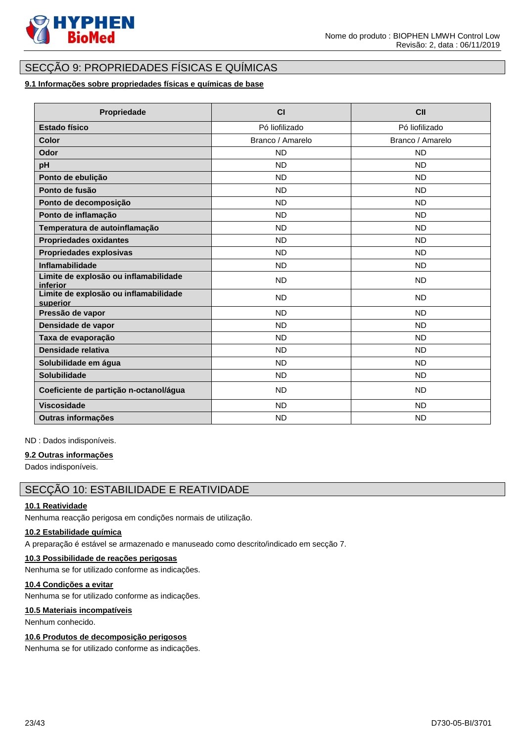## SECÇÃO 9: PROPRIEDADES FÍSICAS E QUÍMICAS

### 9.1 Informações sobre propriedades físicas e químicas de base

| Propriedade | CI | CII |
|---|---|---|
| **Estado físico** | Pó liofilizado | Pó liofilizado |
| **Color** | Branco / Amarelo | Branco / Amarelo |
| **Odor** | ND | ND |
| **pH** | ND | ND |
| **Ponto de ebulição** | ND | ND |
| **Ponto de fusão** | ND | ND |
| **Ponto de decomposição** | ND | ND |
| **Ponto de inflamação** | ND | ND |
| **Temperatura de autoinflamação** | ND | ND |
| **Propriedades oxidantes** | ND | ND |
| **Propriedades explosivas** | ND | ND |
| **Inflamabilidade** | ND | ND |
| **Limite de explosão ou inflamabilidade inferior** | ND | ND |
| **Limite de explosão ou inflamabilidade superior** | ND | ND |
| **Pressão de vapor** | ND | ND |
| **Densidade de vapor** | ND | ND |
| **Taxa de evaporação** | ND | ND |
| **Densidade relativa** | ND | ND |
| **Solubilidade em água** | ND | ND |
| **Solubilidade** | ND | ND |
| **Coeficiente de partição n-octanol/água** | ND | ND |
| **Viscosidade** | ND | ND |
| **Outras informações** | ND | ND |

ND : Dados indisponíveis.

### 9.2 Outras informações

Dados indisponíveis.

## SECÇÃO 10: ESTABILIDADE E REATIVIDADE

### 10.1 Reatividade

Nenhuma reacção perigosa em condições normais de utilização.

### 10.2 Estabilidade química

A preparação é estável se armazenado e manuseado como descrito/indicado em secção 7.

### 10.3 Possibilidade de reações perigosas

Nenhuma se for utilizado conforme as indicações.

### 10.4 Condições a evitar

Nenhuma se for utilizado conforme as indicações.

### 10.5 Materiais incompatíveis

Nenhum conhecido.

### 10.6 Produtos de decomposição perigosos

Nenhuma se for utilizado conforme as indicações.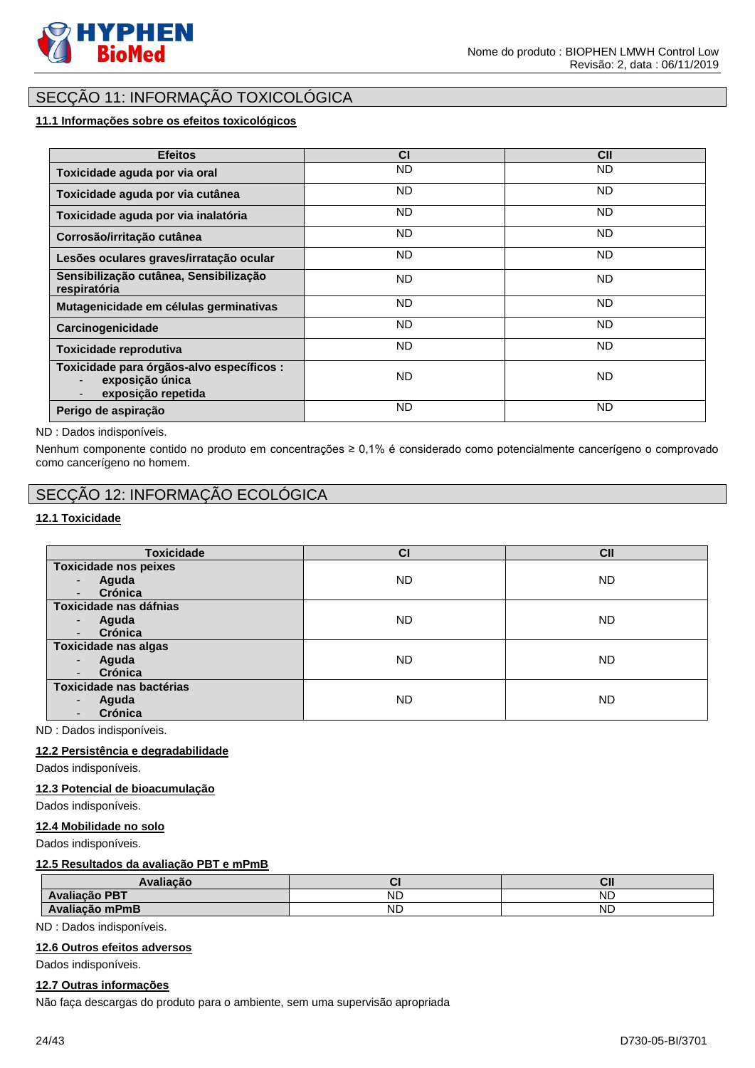## SECÇÃO 11: INFORMAÇÃO TOXICOLÓGICA

**11.1 Informações sobre os efeitos toxicológicos**

| Efeitos | CI | CII |
|---|---|---|
| **Toxicidade aguda por via oral** | ND | ND |
| **Toxicidade aguda por via cutânea** | ND | ND |
| **Toxicidade aguda por via inalatória** | ND | ND |
| **Corrosão/irritação cutânea** | ND | ND |
| **Lesões oculares graves/irratação ocular** | ND | ND |
| **Sensibilização cutânea, Sensibilização respiratória** | ND | ND |
| **Mutagenicidade em células germinativas** | ND | ND |
| **Carcinogenicidade** | ND | ND |
| **Toxicidade reprodutiva** | ND | ND |
| **Toxicidade para órgãos-alvo específicos :** <br> - **exposição única** <br> - **exposição repetida** | ND | ND |
| **Perigo de aspiração** | ND | ND |

ND : Dados indisponíveis.

Nenhum componente contido no produto em concentrações ≥ 0,1% é considerado como potencialmente cancerígeno o comprovado como cancerígeno no homem.

## SECÇÃO 12: INFORMAÇÃO ECOLÓGICA

**12.1 Toxicidade**

| Toxicidade | CI | CII |
|---|---|---|
| **Toxicidade nos peixes** <br> - **Aguda** <br> - **Crónica** | ND | ND |
| **Toxicidade nas dáfnias** <br> - **Aguda** <br> - **Crónica** | ND | ND |
| **Toxicidade nas algas** <br> - **Aguda** <br> - **Crónica** | ND | ND |
| **Toxicidade nas bactérias** <br> - **Aguda** <br> - **Crónica** | ND | ND |

ND : Dados indisponíveis.

**12.2 Persistência e degradabilidade**

Dados indisponíveis.

**12.3 Potencial de bioacumulação**

Dados indisponíveis.

**12.4 Mobilidade no solo**

Dados indisponíveis.

**12.5 Resultados da avaliação PBT e mPmB**

| Avaliação | CI | CII |
|---|---|---|
| **Avaliação PBT** | ND | ND |
| **Avaliação mPmB** | ND | ND |

ND : Dados indisponíveis.

**12.6 Outros efeitos adversos**

Dados indisponíveis.

**12.7 Outras informações**

Não faça descargas do produto para o ambiente, sem uma supervisão apropriada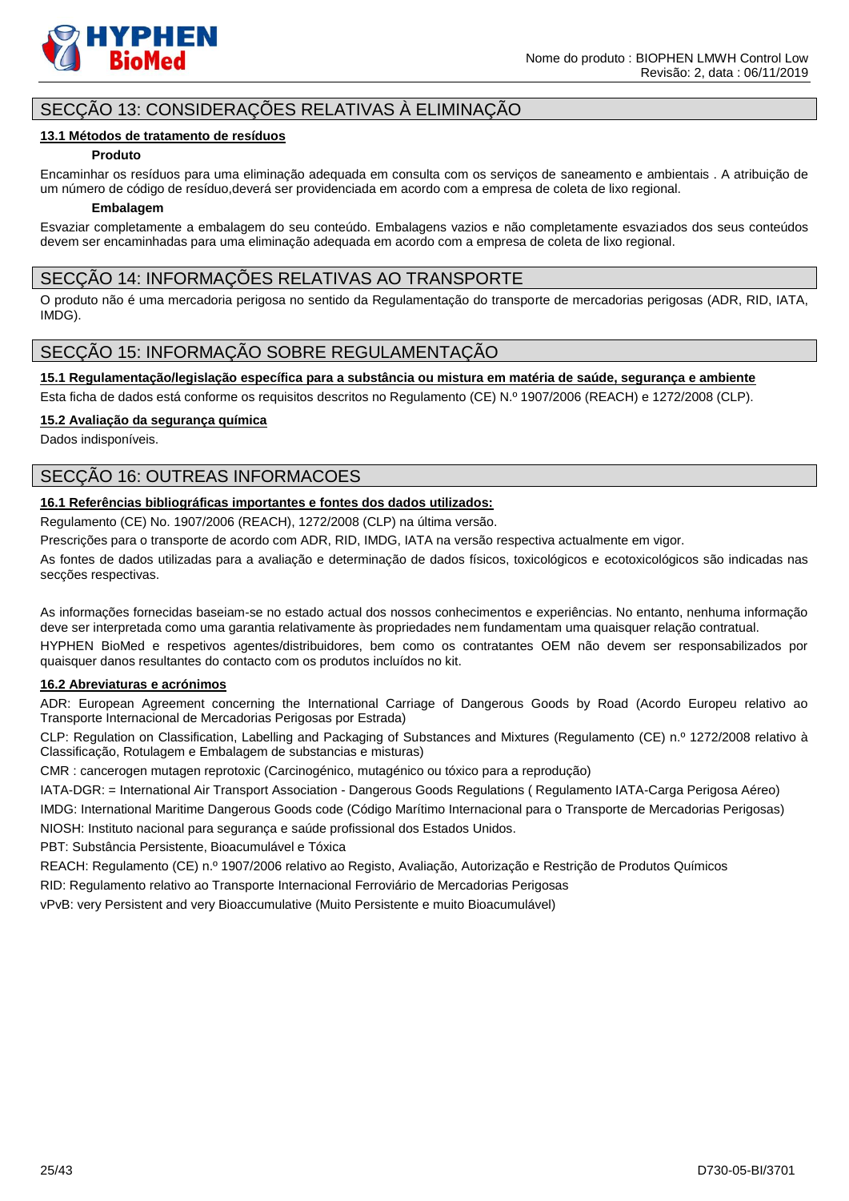## SECÇÃO 13: CONSIDERAÇÕES RELATIVAS À ELIMINAÇÃO

### 13.1 Métodos de tratamento de resíduos

**Produto**

Encaminhar os resíduos para uma eliminação adequada em consulta com os serviços de saneamento e ambientais . A atribuição de um número de código de resíduo,deverá ser providenciada em acordo com a empresa de coleta de lixo regional.

**Embalagem**

Esvaziar completamente a embalagem do seu conteúdo. Embalagens vazios e não completamente esvaziados dos seus conteúdos devem ser encaminhadas para uma eliminação adequada em acordo com a empresa de coleta de lixo regional.

## SECÇÃO 14: INFORMAÇÕES RELATIVAS AO TRANSPORTE

O produto não é uma mercadoria perigosa no sentido da Regulamentação do transporte de mercadorias perigosas (ADR, RID, IATA, IMDG).

## SECÇÃO 15: INFORMAÇÃO SOBRE REGULAMENTAÇÃO

### 15.1 Regulamentação/legislação específica para a substância ou mistura em matéria de saúde, segurança e ambiente

Esta ficha de dados está conforme os requisitos descritos no Regulamento (CE) N.º 1907/2006 (REACH) e 1272/2008 (CLP).

### 15.2 Avaliação da segurança química

Dados indisponíveis.

## SECÇÃO 16: OUTREAS INFORMACOES

### 16.1 Referências bibliográficas importantes e fontes dos dados utilizados:

Regulamento (CE) No. 1907/2006 (REACH), 1272/2008 (CLP) na última versão.

Prescrições para o transporte de acordo com ADR, RID, IMDG, IATA na versão respectiva actualmente em vigor.

As fontes de dados utilizadas para a avaliação e determinação de dados físicos, toxicológicos e ecotoxicológicos são indicadas nas secções respectivas.

As informações fornecidas baseiam-se no estado actual dos nossos conhecimentos e experiências. No entanto, nenhuma informação deve ser interpretada como uma garantia relativamente às propriedades nem fundamentam uma quaisquer relação contratual.

HYPHEN BioMed e respetivos agentes/distribuidores, bem como os contratantes OEM não devem ser responsabilizados por quaisquer danos resultantes do contacto com os produtos incluídos no kit.

### 16.2 Abreviaturas e acrónimos

ADR: European Agreement concerning the International Carriage of Dangerous Goods by Road (Acordo Europeu relativo ao Transporte Internacional de Mercadorias Perigosas por Estrada)

CLP: Regulation on Classification, Labelling and Packaging of Substances and Mixtures (Regulamento (CE) n.º 1272/2008 relativo à Classificação, Rotulagem e Embalagem de substancias e misturas)

CMR : cancerogen mutagen reprotoxic (Carcinogénico, mutagénico ou tóxico para a reprodução)

IATA-DGR: = International Air Transport Association - Dangerous Goods Regulations ( Regulamento IATA-Carga Perigosa Aéreo)

IMDG: International Maritime Dangerous Goods code (Código Marítimo Internacional para o Transporte de Mercadorias Perigosas)

NIOSH: Instituto nacional para segurança e saúde profissional dos Estados Unidos.

PBT: Substância Persistente, Bioacumulável e Tóxica

REACH: Regulamento (CE) n.º 1907/2006 relativo ao Registo, Avaliação, Autorização e Restrição de Produtos Químicos

RID: Regulamento relativo ao Transporte Internacional Ferroviário de Mercadorias Perigosas

vPvB: very Persistent and very Bioaccumulative (Muito Persistente e muito Bioacumulável)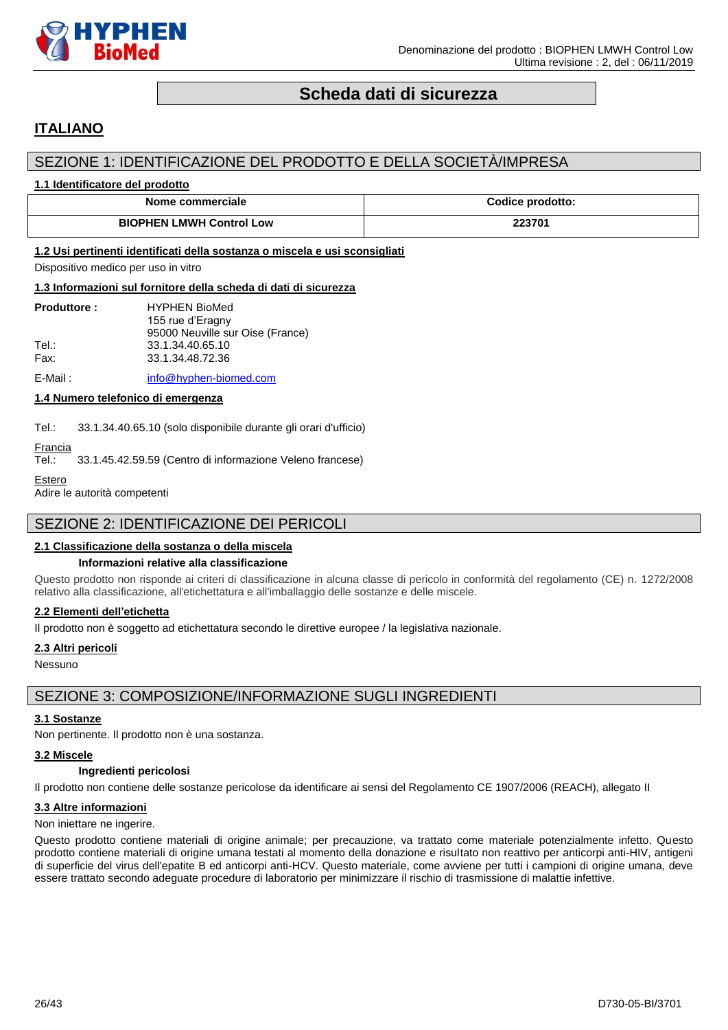# Scheda dati di sicurezza

## ITALIANO

## SEZIONE 1: IDENTIFICAZIONE DEL PRODOTTO E DELLA SOCIETÀ/IMPRESA

### 1.1 Identificatore del prodotto

| Nome commerciale | Codice prodotto: |
|---|---|
| **BIOPHEN LMWH Control Low** | **223701** |

### 1.2 Usi pertinenti identificati della sostanza o miscela e usi sconsigliati

Dispositivo medico per uso in vitro

### 1.3 Informazioni sul fornitore della scheda di dati di sicurezza

**Produttore :** HYPHEN BioMed
155 rue d'Eragny
95000 Neuville sur Oise (France)

Tel.: 33.1.34.40.65.10
Fax: 33.1.34.48.72.36

E-Mail : info@hyphen-biomed.com

### 1.4 Numero telefonico di emergenza

Tel.: 33.1.34.40.65.10 (solo disponibile durante gli orari d'ufficio)

Francia
Tel.: 33.1.45.42.59.59 (Centro di informazione Veleno francese)

Estero
Adire le autorità competenti

## SEZIONE 2: IDENTIFICAZIONE DEI PERICOLI

### 2.1 Classificazione della sostanza o della miscela

**Informazioni relative alla classificazione**

Questo prodotto non risponde ai criteri di classificazione in alcuna classe di pericolo in conformità del regolamento (CE) n. 1272/2008 relativo alla classificazione, all'etichettatura e all'imballaggio delle sostanze e delle miscele.

### 2.2 Elementi dell'etichetta

Il prodotto non è soggetto ad etichettatura secondo le direttive europee / la legislativa nazionale.

### 2.3 Altri pericoli

Nessuno

## SEZIONE 3: COMPOSIZIONE/INFORMAZIONE SUGLI INGREDIENTI

### 3.1 Sostanze

Non pertinente. Il prodotto non è una sostanza.

### 3.2 Miscele

**Ingredienti pericolosi**

Il prodotto non contiene delle sostanze pericolose da identificare ai sensi del Regolamento CE 1907/2006 (REACH), allegato II

### 3.3 Altre informazioni

Non iniettare ne ingerire.

Questo prodotto contiene materiali di origine animale; per precauzione, va trattato come materiale potenzialmente infetto. Questo prodotto contiene materiali di origine umana testati al momento della donazione e risultato non reattivo per anticorpi anti-HIV, antigeni di superficie del virus dell'epatite B ed anticorpi anti-HCV. Questo materiale, come avviene per tutti i campioni di origine umana, deve essere trattato secondo adeguate procedure di laboratorio per minimizzare il rischio di trasmissione di malattie infettive.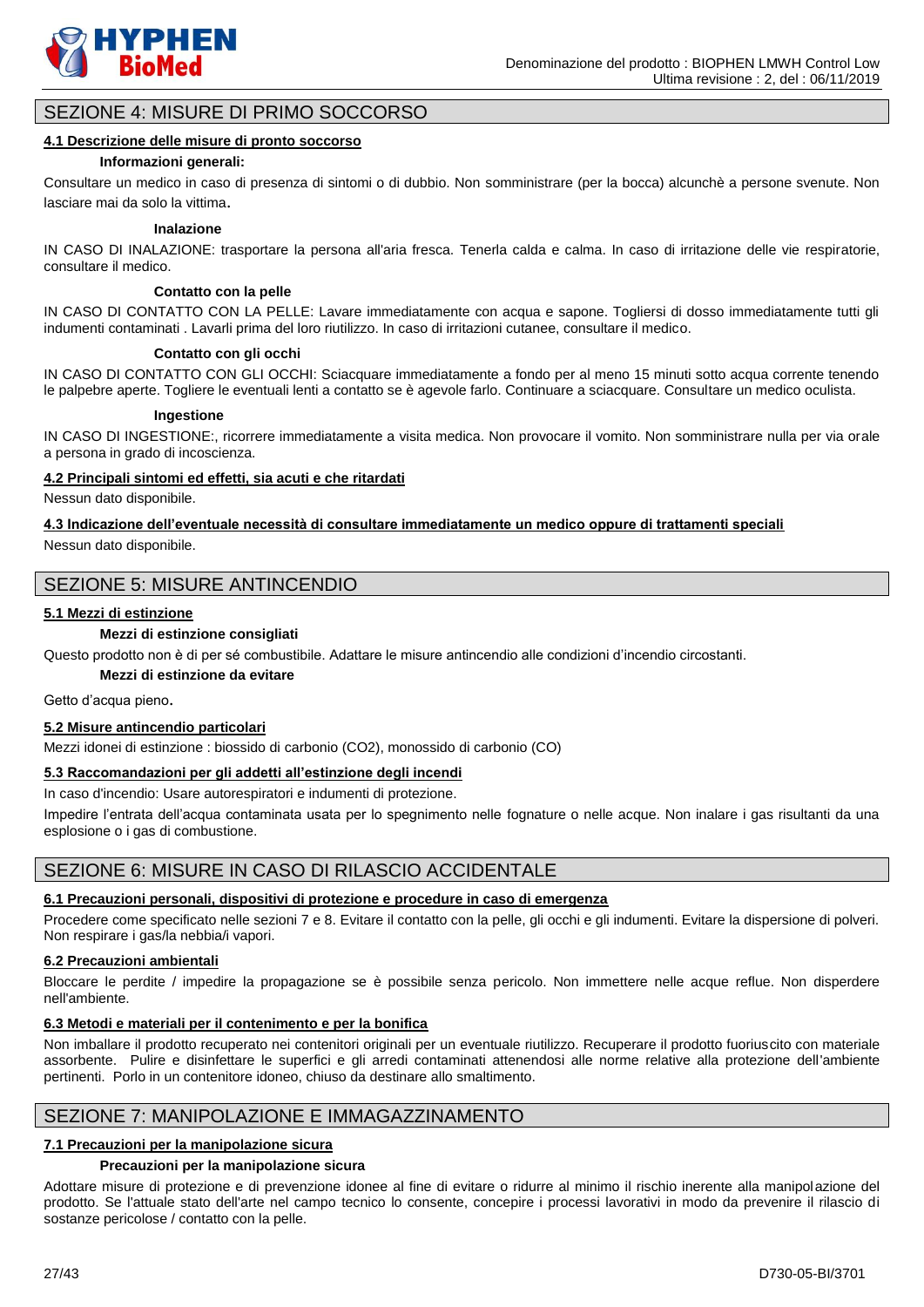## SEZIONE 4: MISURE DI PRIMO SOCCORSO

**4.1 Descrizione delle misure di pronto soccorso**

**Informazioni generali:**

Consultare un medico in caso di presenza di sintomi o di dubbio. Non somministrare (per la bocca) alcunchè a persone svenute. Non lasciare mai da solo la vittima.

**Inalazione**

IN CASO DI INALAZIONE: trasportare la persona all'aria fresca. Tenerla calda e calma. In caso di irritazione delle vie respiratorie, consultare il medico.

**Contatto con la pelle**

IN CASO DI CONTATTO CON LA PELLE: Lavare immediatamente con acqua e sapone. Togliersi di dosso immediatamente tutti gli indumenti contaminati . Lavarli prima del loro riutilizzo. In caso di irritazioni cutanee, consultare il medico.

**Contatto con gli occhi**

IN CASO DI CONTATTO CON GLI OCCHI: Sciacquare immediatamente a fondo per al meno 15 minuti sotto acqua corrente tenendo le palpebre aperte. Togliere le eventuali lenti a contatto se è agevole farlo. Continuare a sciacquare. Consultare un medico oculista.

**Ingestione**

IN CASO DI INGESTIONE:, ricorrere immediatamente a visita medica. Non provocare il vomito. Non somministrare nulla per via orale a persona in grado di incoscienza.

**4.2 Principali sintomi ed effetti, sia acuti e che ritardati**

Nessun dato disponibile.

**4.3 Indicazione dell'eventuale necessità di consultare immediatamente un medico oppure di trattamenti speciali**

Nessun dato disponibile.

## SEZIONE 5: MISURE ANTINCENDIO

**5.1 Mezzi di estinzione**

**Mezzi di estinzione consigliati**

Questo prodotto non è di per sé combustibile. Adattare le misure antincendio alle condizioni d'incendio circostanti.

**Mezzi di estinzione da evitare**

Getto d'acqua pieno.

**5.2 Misure antincendio particolari**

Mezzi idonei di estinzione : biossido di carbonio ($CO_2$), monossido di carbonio (CO)

**5.3 Raccomandazioni per gli addetti all'estinzione degli incendi**

In caso d'incendio: Usare autorespiratori e indumenti di protezione.

Impedire l'entrata dell'acqua contaminata usata per lo spegnimento nelle fognature o nelle acque. Non inalare i gas risultanti da una esplosione o i gas di combustione.

## SEZIONE 6: MISURE IN CASO DI RILASCIO ACCIDENTALE

**6.1 Precauzioni personali, dispositivi di protezione e procedure in caso di emergenza**

Procedere come specificato nelle sezioni 7 e 8. Evitare il contatto con la pelle, gli occhi e gli indumenti. Evitare la dispersione di polveri. Non respirare i gas/la nebbia/i vapori.

**6.2 Precauzioni ambientali**

Bloccare le perdite / impedire la propagazione se è possibile senza pericolo. Non immettere nelle acque reflue. Non disperdere nell'ambiente.

**6.3 Metodi e materiali per il contenimento e per la bonifica**

Non imballare il prodotto recuperato nei contenitori originali per un eventuale riutilizzo. Recuperare il prodotto fuoriuscito con materiale assorbente. Pulire e disinfettare le superfici e gli arredi contaminati attenendosi alle norme relative alla protezione dell'ambiente pertinenti. Porlo in un contenitore idoneo, chiuso da destinare allo smaltimento.

## SEZIONE 7: MANIPOLAZIONE E IMMAGAZZINAMENTO

**7.1 Precauzioni per la manipolazione sicura**

**Precauzioni per la manipolazione sicura**

Adottare misure di protezione e di prevenzione idonee al fine di evitare o ridurre al minimo il rischio inerente alla manipolazione del prodotto. Se l'attuale stato dell'arte nel campo tecnico lo consente, concepire i processi lavorativi in modo da prevenire il rilascio di sostanze pericolose / contatto con la pelle.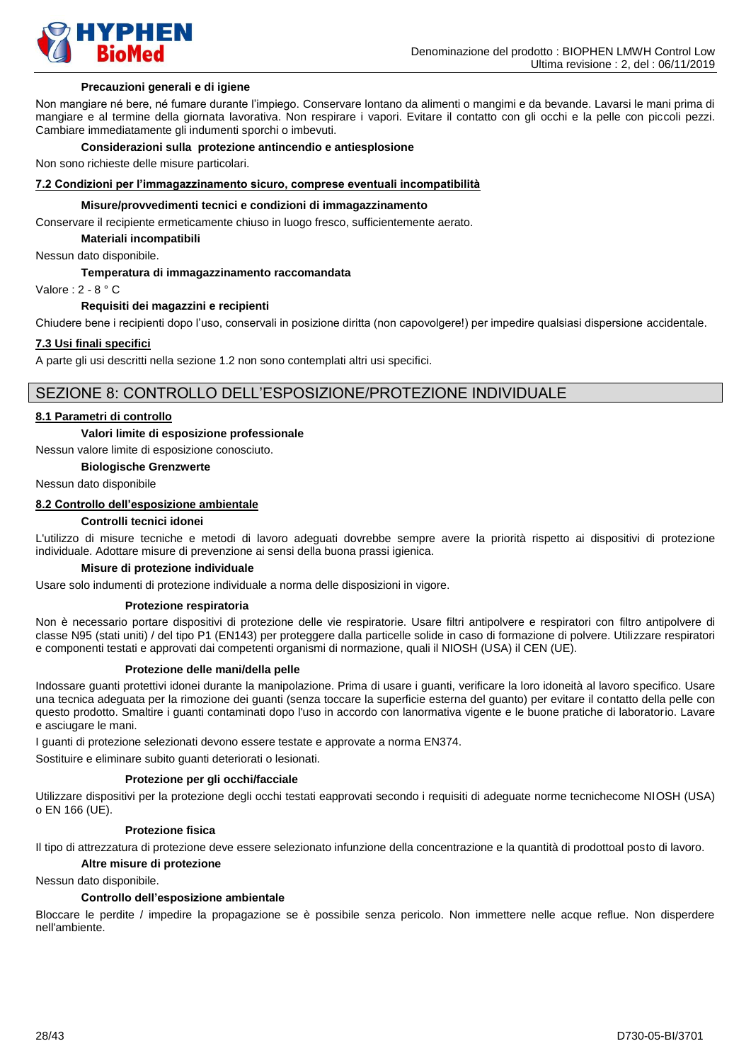#### Precauzioni generali e di igiene

Non mangiare né bere, né fumare durante l'impiego. Conservare lontano da alimenti o mangimi e da bevande. Lavarsi le mani prima di mangiare e al termine della giornata lavorativa. Non respirare i vapori. Evitare il contatto con gli occhi e la pelle con piccoli pezzi. Cambiare immediatamente gli indumenti sporchi o imbevuti.

#### Considerazioni sulla protezione antincendio e antiesplosione

Non sono richieste delle misure particolari.

### 7.2 Condizioni per l'immagazzinamento sicuro, comprese eventuali incompatibilità

#### Misure/provvedimenti tecnici e condizioni di immagazzinamento

Conservare il recipiente ermeticamente chiuso in luogo fresco, sufficientemente aerato.

#### Materiali incompatibili

Nessun dato disponibile.

#### Temperatura di immagazzinamento raccomandata

Valore : 2 - 8 ° C

#### Requisiti dei magazzini e recipienti

Chiudere bene i recipienti dopo l'uso, conservali in posizione diritta (non capovolgere!) per impedire qualsiasi dispersione accidentale.

### 7.3 Usi finali specifici

A parte gli usi descritti nella sezione 1.2 non sono contemplati altri usi specifici.

## SEZIONE 8: CONTROLLO DELL'ESPOSIZIONE/PROTEZIONE INDIVIDUALE

### 8.1 Parametri di controllo

#### Valori limite di esposizione professionale

Nessun valore limite di esposizione conosciuto.

#### Biologische Grenzwerte

Nessun dato disponibile

### 8.2 Controllo dell'esposizione ambientale

#### Controlli tecnici idonei

L'utilizzo di misure tecniche e metodi di lavoro adeguati dovrebbe sempre avere la priorità rispetto ai dispositivi di protezione individuale. Adottare misure di prevenzione ai sensi della buona prassi igienica.

#### Misure di protezione individuale

Usare solo indumenti di protezione individuale a norma delle disposizioni in vigore.

##### Protezione respiratoria

Non è necessario portare dispositivi di protezione delle vie respiratorie. Usare filtri antipolvere e respiratori con filtro antipolvere di classe N95 (stati uniti) / del tipo P1 (EN143) per proteggere dalla particelle solide in caso di formazione di polvere. Utilizzare respiratori e componenti testati e approvati dai competenti organismi di normazione, quali il NIOSH (USA) il CEN (UE).

##### Protezione delle mani/della pelle

Indossare guanti protettivi idonei durante la manipolazione. Prima di usare i guanti, verificare la loro idoneità al lavoro specifico. Usare una tecnica adeguata per la rimozione dei guanti (senza toccare la superficie esterna del guanto) per evitare il contatto della pelle con questo prodotto. Smaltire i guanti contaminati dopo l'uso in accordo con lanormativa vigente e le buone pratiche di laboratorio. Lavare e asciugare le mani.

I guanti di protezione selezionati devono essere testate e approvate a norma EN374.

Sostituire e eliminare subito guanti deteriorati o lesionati.

##### Protezione per gli occhi/facciale

Utilizzare dispositivi per la protezione degli occhi testati eapprovati secondo i requisiti di adeguate norme tecnichecome NIOSH (USA) o EN 166 (UE).

##### Protezione fisica

Il tipo di attrezzatura di protezione deve essere selezionato infunzione della concentrazione e la quantità di prodottoal posto di lavoro.

#### Altre misure di protezione

Nessun dato disponibile.

#### Controllo dell'esposizione ambientale

Bloccare le perdite / impedire la propagazione se è possibile senza pericolo. Non immettere nelle acque reflue. Non disperdere nell'ambiente.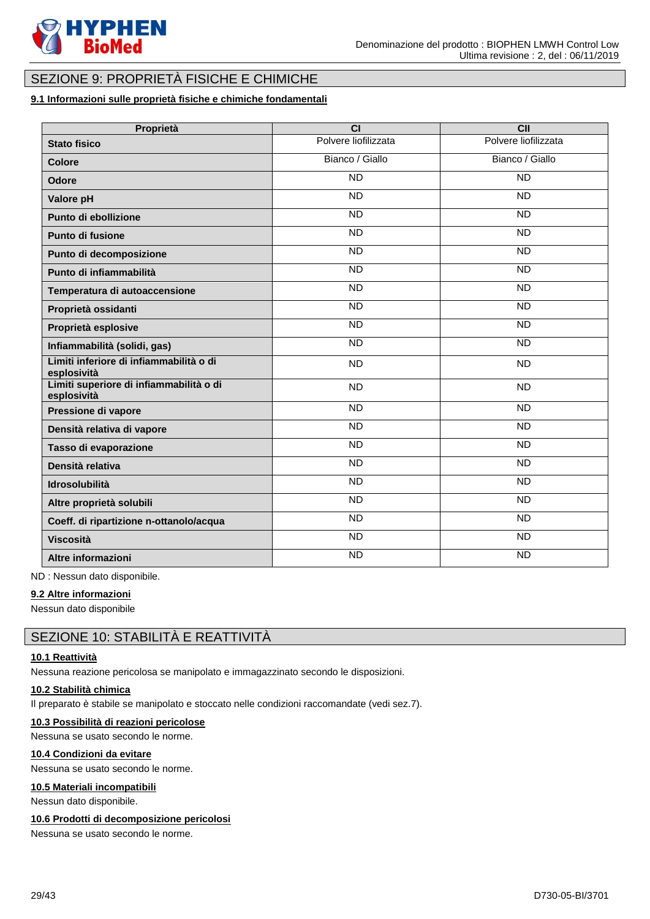## SEZIONE 9: PROPRIETÀ FISICHE E CHIMICHE

### 9.1 Informazioni sulle proprietà fisiche e chimiche fondamentali

| Proprietà | CI | CII |
|---|---|---|
| **Stato fisico** | Polvere liofilizzata | Polvere liofilizzata |
| **Colore** | Bianco / Giallo | Bianco / Giallo |
| **Odore** | ND | ND |
| **Valore pH** | ND | ND |
| **Punto di ebollizione** | ND | ND |
| **Punto di fusione** | ND | ND |
| **Punto di decomposizione** | ND | ND |
| **Punto di infiammabilità** | ND | ND |
| **Temperatura di autoaccensione** | ND | ND |
| **Proprietà ossidanti** | ND | ND |
| **Proprietà esplosive** | ND | ND |
| **Infiammabilità (solidi, gas)** | ND | ND |
| **Limiti inferiore di infiammabilità o di esplosività** | ND | ND |
| **Limiti superiore di infiammabilità o di esplosività** | ND | ND |
| **Pressione di vapore** | ND | ND |
| **Densità relativa di vapore** | ND | ND |
| **Tasso di evaporazione** | ND | ND |
| **Densità relativa** | ND | ND |
| **Idrosolubilità** | ND | ND |
| **Altre proprietà solubili** | ND | ND |
| **Coeff. di ripartizione n-ottanolo/acqua** | ND | ND |
| **Viscosità** | ND | ND |
| **Altre informazioni** | ND | ND |

ND : Nessun dato disponibile.

### 9.2 Altre informazioni

Nessun dato disponibile

## SEZIONE 10: STABILITÀ E REATTIVITÀ

### 10.1 Reattività

Nessuna reazione pericolosa se manipolato e immagazzinato secondo le disposizioni.

### 10.2 Stabilità chimica

Il preparato è stabile se manipolato e stoccato nelle condizioni raccomandate (vedi sez.7).

### 10.3 Possibilità di reazioni pericolose

Nessuna se usato secondo le norme.

### 10.4 Condizioni da evitare

Nessuna se usato secondo le norme.

### 10.5 Materiali incompatibili

Nessun dato disponibile.

### 10.6 Prodotti di decomposizione pericolosi

Nessuna se usato secondo le norme.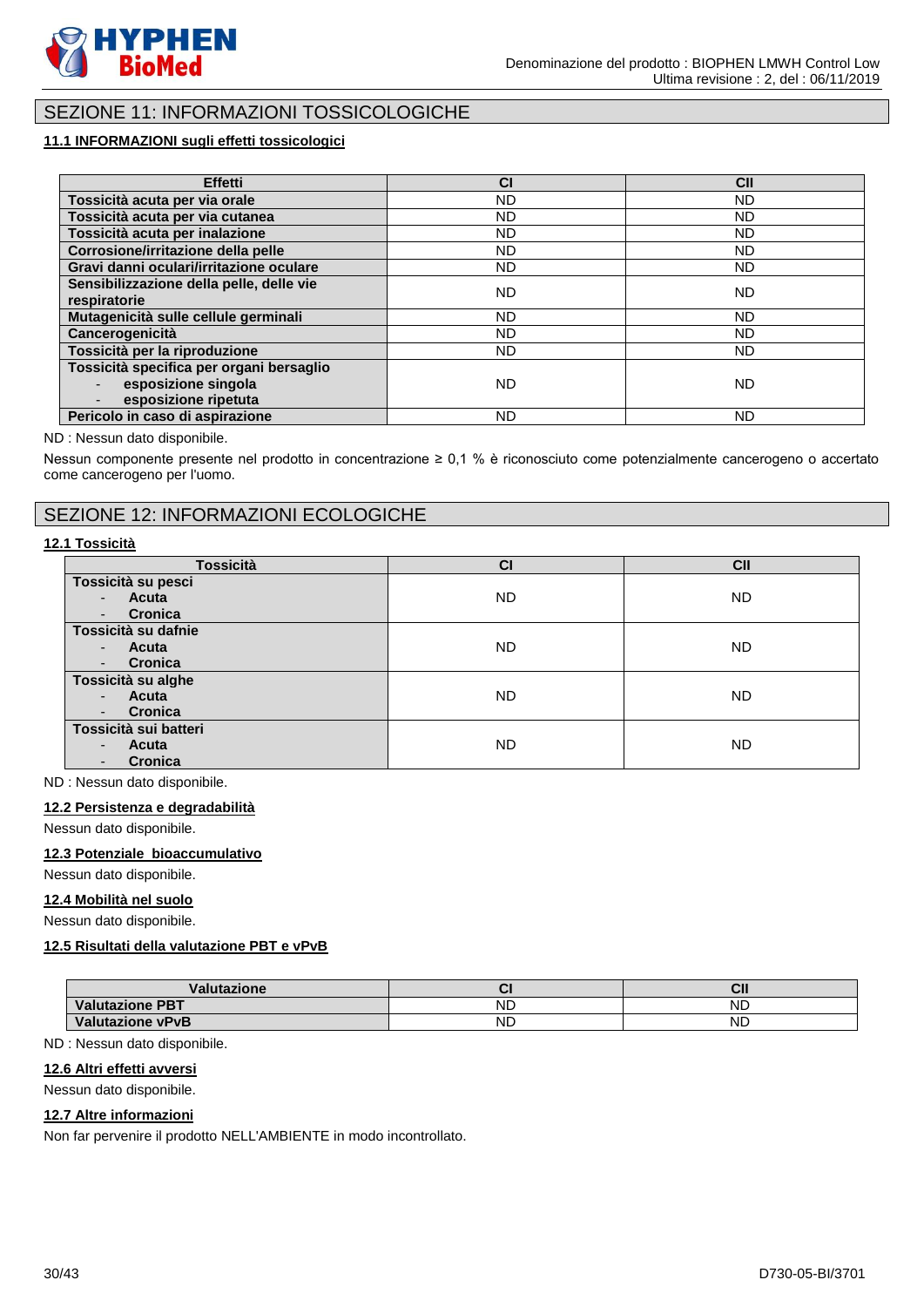# SEZIONE 11: INFORMAZIONI TOSSICOLOGICHE

## 11.1 INFORMAZIONI sugli effetti tossicologici

| Effetti | CI | CII |
|---|---|---|
| **Tossicità acuta per via orale** | ND | ND |
| **Tossicità acuta per via cutanea** | ND | ND |
| **Tossicità acuta per inalazione** | ND | ND |
| **Corrosione/irritazione della pelle** | ND | ND |
| **Gravi danni oculari/irritazione oculare** | ND | ND |
| **Sensibilizzazione della pelle, delle vie respiratorie** | ND | ND |
| **Mutagenicità sulle cellule germinali** | ND | ND |
| **Cancerogenicità** | ND | ND |
| **Tossicità per la riproduzione** | ND | ND |
| **Tossicità specifica per organi bersaglio** - **esposizione singola** - **esposizione ripetuta** | ND | ND |
| **Pericolo in caso di aspirazione** | ND | ND |

ND : Nessun dato disponibile.

Nessun componente presente nel prodotto in concentrazione ≥ 0,1 % è riconosciuto come potenzialmente cancerogeno o accertato come cancerogeno per l'uomo.

# SEZIONE 12: INFORMAZIONI ECOLOGICHE

## 12.1 Tossicità

| Tossicità | CI | CII |
|---|---|---|
| **Tossicità su pesci** - **Acuta** - **Cronica** | ND | ND |
| **Tossicità su dafnie** - **Acuta** - **Cronica** | ND | ND |
| **Tossicità su alghe** - **Acuta** - **Cronica** | ND | ND |
| **Tossicità sui batteri** - **Acuta** - **Cronica** | ND | ND |

ND : Nessun dato disponibile.

## 12.2 Persistenza e degradabilità

Nessun dato disponibile.

## 12.3 Potenziale bioaccumulativo

Nessun dato disponibile.

## 12.4 Mobilità nel suolo

Nessun dato disponibile.

## 12.5 Risultati della valutazione PBT e vPvB

| Valutazione | CI | CII |
|---|---|---|
| **Valutazione PBT** | ND | ND |
| **Valutazione vPvB** | ND | ND |

ND : Nessun dato disponibile.

## 12.6 Altri effetti avversi

Nessun dato disponibile.

## 12.7 Altre informazioni

Non far pervenire il prodotto NELL'AMBIENTE in modo incontrollato.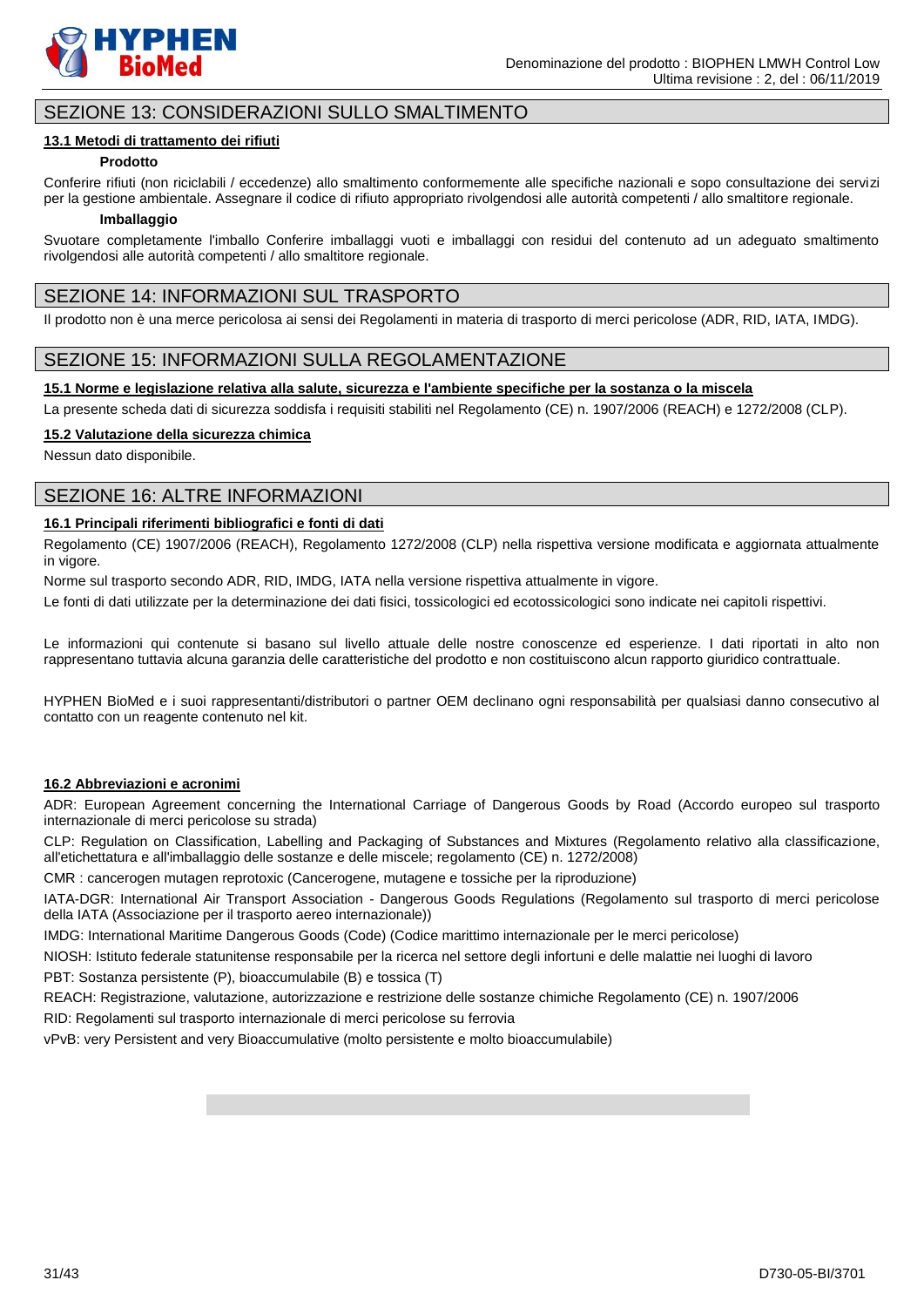## SEZIONE 13: CONSIDERAZIONI SULLO SMALTIMENTO

### 13.1 Metodi di trattamento dei rifiuti

**Prodotto**

Conferire rifiuti (non riciclabili / eccedenze) allo smaltimento conformemente alle specifiche nazionali e sopo consultazione dei servizi per la gestione ambientale. Assegnare il codice di rifiuto appropriato rivolgendosi alle autorità competenti / allo smaltitore regionale.

**Imballaggio**

Svuotare completamente l'imballo Conferire imballaggi vuoti e imballaggi con residui del contenuto ad un adeguato smaltimento rivolgendosi alle autorità competenti / allo smaltitore regionale.

## SEZIONE 14: INFORMAZIONI SUL TRASPORTO

Il prodotto non è una merce pericolosa ai sensi dei Regolamenti in materia di trasporto di merci pericolose (ADR, RID, IATA, IMDG).

## SEZIONE 15: INFORMAZIONI SULLA REGOLAMENTAZIONE

### 15.1 Norme e legislazione relativa alla salute, sicurezza e l'ambiente specifiche per la sostanza o la miscela

La presente scheda dati di sicurezza soddisfa i requisiti stabiliti nel Regolamento (CE) n. 1907/2006 (REACH) e 1272/2008 (CLP).

### 15.2 Valutazione della sicurezza chimica

Nessun dato disponibile.

## SEZIONE 16: ALTRE INFORMAZIONI

### 16.1 Principali riferimenti bibliografici e fonti di dati

Regolamento (CE) 1907/2006 (REACH), Regolamento 1272/2008 (CLP) nella rispettiva versione modificata e aggiornata attualmente in vigore.

Norme sul trasporto secondo ADR, RID, IMDG, IATA nella versione rispettiva attualmente in vigore.

Le fonti di dati utilizzate per la determinazione dei dati fisici, tossicologici ed ecotossicologici sono indicate nei capitoli rispettivi.

Le informazioni qui contenute si basano sul livello attuale delle nostre conoscenze ed esperienze. I dati riportati in alto non rappresentano tuttavia alcuna garanzia delle caratteristiche del prodotto e non costituiscono alcun rapporto giuridico contrattuale.

HYPHEN BioMed e i suoi rappresentanti/distributori o partner OEM declinano ogni responsabilità per qualsiasi danno consecutivo al contatto con un reagente contenuto nel kit.

### 16.2 Abbreviazioni e acronimi

ADR: European Agreement concerning the International Carriage of Dangerous Goods by Road (Accordo europeo sul trasporto internazionale di merci pericolose su strada)

CLP: Regulation on Classification, Labelling and Packaging of Substances and Mixtures (Regolamento relativo alla classificazione, all'etichettatura e all'imballaggio delle sostanze e delle miscele; regolamento (CE) n. 1272/2008)

CMR : cancerogen mutagen reprotoxic (Cancerogene, mutagene e tossiche per la riproduzione)

IATA-DGR: International Air Transport Association - Dangerous Goods Regulations (Regolamento sul trasporto di merci pericolose della IATA (Associazione per il trasporto aereo internazionale))

IMDG: International Maritime Dangerous Goods (Code) (Codice marittimo internazionale per le merci pericolose)

NIOSH: Istituto federale statunitense responsabile per la ricerca nel settore degli infortuni e delle malattie nei luoghi di lavoro

PBT: Sostanza persistente (P), bioaccumulabile (B) e tossica (T)

REACH: Registrazione, valutazione, autorizzazione e restrizione delle sostanze chimiche Regolamento (CE) n. 1907/2006

RID: Regolamenti sul trasporto internazionale di merci pericolose su ferrovia

vPvB: very Persistent and very Bioaccumulative (molto persistente e molto bioaccumulabile)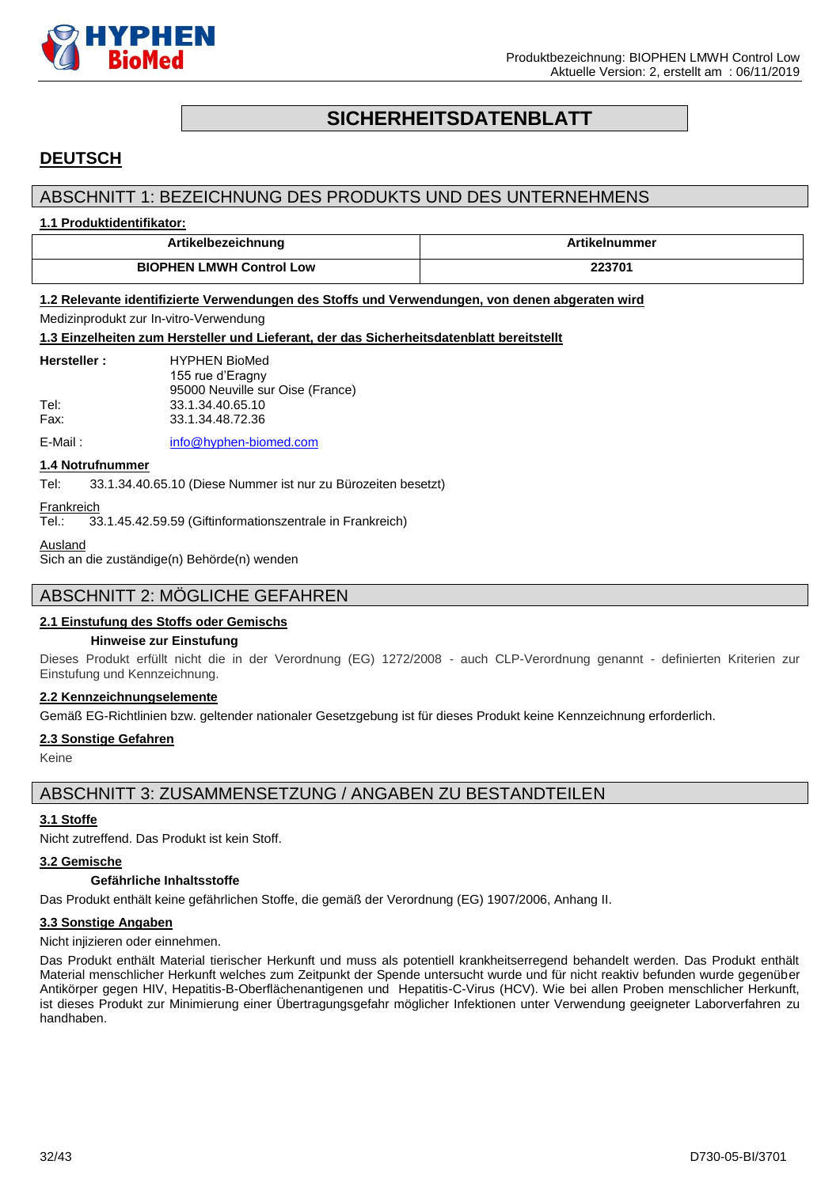# SICHERHEITSDATENBLATT

## DEUTSCH

## ABSCHNITT 1: BEZEICHNUNG DES PRODUKTS UND DES UNTERNEHMENS

### 1.1 Produktidentifikator:

| Artikelbezeichnung | Artikelnummer |
|---|---|
| **BIOPHEN LMWH Control Low** | **223701** |

### 1.2 Relevante identifizierte Verwendungen des Stoffs und Verwendungen, von denen abgeraten wird

Medizinprodukt zur In-vitro-Verwendung

### 1.3 Einzelheiten zum Hersteller und Lieferant, der das Sicherheitsdatenblatt bereitstellt

**Hersteller :** HYPHEN BioMed
155 rue d'Eragny
95000 Neuville sur Oise (France)

Tel: 33.1.34.40.65.10
Fax: 33.1.34.48.72.36

E-Mail : info@hyphen-biomed.com

### 1.4 Notrufnummer

Tel: 33.1.34.40.65.10 (Diese Nummer ist nur zu Bürozeiten besetzt)

Frankreich
Tel.: 33.1.45.42.59.59 (Giftinformationszentrale in Frankreich)

Ausland
Sich an die zuständige(n) Behörde(n) wenden

## ABSCHNITT 2: MÖGLICHE GEFAHREN

### 2.1 Einstufung des Stoffs oder Gemischs

**Hinweise zur Einstufung**

Dieses Produkt erfüllt nicht die in der Verordnung (EG) 1272/2008 - auch CLP-Verordnung genannt - definierten Kriterien zur Einstufung und Kennzeichnung.

### 2.2 Kennzeichnungselemente

Gemäß EG-Richtlinien bzw. geltender nationaler Gesetzgebung ist für dieses Produkt keine Kennzeichnung erforderlich.

### 2.3 Sonstige Gefahren

Keine

## ABSCHNITT 3: ZUSAMMENSETZUNG / ANGABEN ZU BESTANDTEILEN

### 3.1 Stoffe

Nicht zutreffend. Das Produkt ist kein Stoff.

### 3.2 Gemische

**Gefährliche Inhaltsstoffe**

Das Produkt enthält keine gefährlichen Stoffe, die gemäß der Verordnung (EG) 1907/2006, Anhang II.

### 3.3 Sonstige Angaben

Nicht injizieren oder einnehmen.

Das Produkt enthält Material tierischer Herkunft und muss als potentiell krankheitserregend behandelt werden. Das Produkt enthält Material menschlicher Herkunft welches zum Zeitpunkt der Spende untersucht wurde und für nicht reaktiv befunden wurde gegenüber Antikörper gegen HIV, Hepatitis-B-Oberflächenantigenen und Hepatitis-C-Virus (HCV). Wie bei allen Proben menschlicher Herkunft, ist dieses Produkt zur Minimierung einer Übertragungsgefahr möglicher Infektionen unter Verwendung geeigneter Laborverfahren zu handhaben.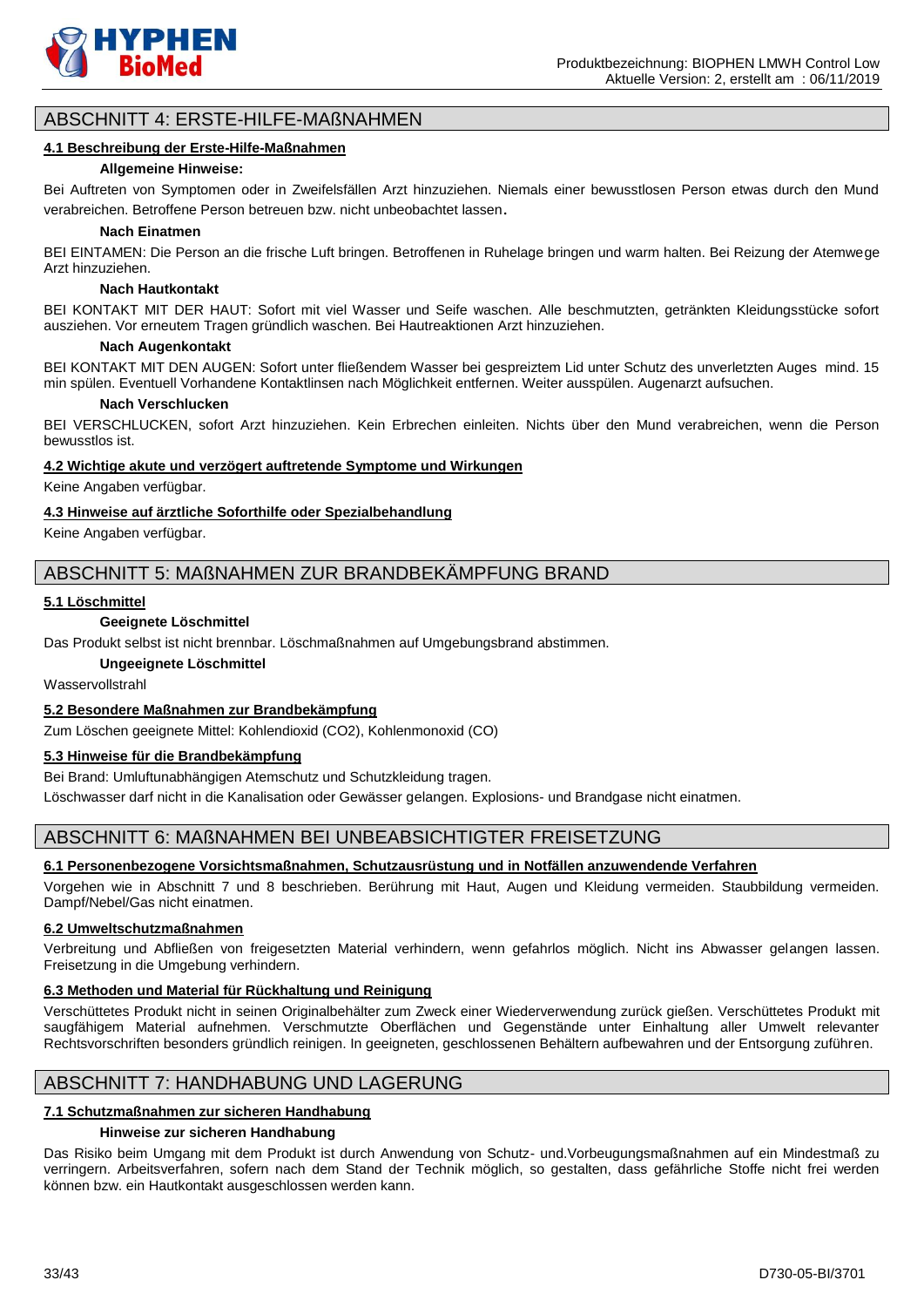## ABSCHNITT 4: ERSTE-HILFE-MAßNAHMEN

### 4.1 Beschreibung der Erste-Hilfe-Maßnahmen

**Allgemeine Hinweise:**

Bei Auftreten von Symptomen oder in Zweifelsfällen Arzt hinzuziehen. Niemals einer bewusstlosen Person etwas durch den Mund verabreichen. Betroffene Person betreuen bzw. nicht unbeobachtet lassen.

**Nach Einatmen**

BEI EINTAMEN: Die Person an die frische Luft bringen. Betroffenen in Ruhelage bringen und warm halten. Bei Reizung der Atemwege Arzt hinzuziehen.

**Nach Hautkontakt**

BEI KONTAKT MIT DER HAUT: Sofort mit viel Wasser und Seife waschen. Alle beschmutzten, getränkten Kleidungsstücke sofort ausziehen. Vor erneutem Tragen gründlich waschen. Bei Hautreaktionen Arzt hinzuziehen.

**Nach Augenkontakt**

BEI KONTAKT MIT DEN AUGEN: Sofort unter fließendem Wasser bei gespreiztem Lid unter Schutz des unverletzten Auges mind. 15 min spülen. Eventuell Vorhandene Kontaktlinsen nach Möglichkeit entfernen. Weiter ausspülen. Augenarzt aufsuchen.

**Nach Verschlucken**

BEI VERSCHLUCKEN, sofort Arzt hinzuziehen. Kein Erbrechen einleiten. Nichts über den Mund verabreichen, wenn die Person bewusstlos ist.

### 4.2 Wichtige akute und verzögert auftretende Symptome und Wirkungen

Keine Angaben verfügbar.

### 4.3 Hinweise auf ärztliche Soforthilfe oder Spezialbehandlung

Keine Angaben verfügbar.

## ABSCHNITT 5: MAßNAHMEN ZUR BRANDBEKÄMPFUNG BRAND

### 5.1 Löschmittel

**Geeignete Löschmittel**

Das Produkt selbst ist nicht brennbar. Löschmaßnahmen auf Umgebungsbrand abstimmen.

**Ungeeignete Löschmittel**

Wasservollstrahl

### 5.2 Besondere Maßnahmen zur Brandbekämpfung

Zum Löschen geeignete Mittel: Kohlendioxid ($CO_2$), Kohlenmonoxid (CO)

### 5.3 Hinweise für die Brandbekämpfung

Bei Brand: Umluftunabhängigen Atemschutz und Schutzkleidung tragen.

Löschwasser darf nicht in die Kanalisation oder Gewässer gelangen. Explosions- und Brandgase nicht einatmen.

## ABSCHNITT 6: MAßNAHMEN BEI UNBEABSICHTIGTER FREISETZUNG

### 6.1 Personenbezogene Vorsichtsmaßnahmen, Schutzausrüstung und in Notfällen anzuwendende Verfahren

Vorgehen wie in Abschnitt 7 und 8 beschrieben. Berührung mit Haut, Augen und Kleidung vermeiden. Staubbildung vermeiden. Dampf/Nebel/Gas nicht einatmen.

### 6.2 Umweltschutzmaßnahmen

Verbreitung und Abfließen von freigesetzten Material verhindern, wenn gefahrlos möglich. Nicht ins Abwasser gelangen lassen. Freisetzung in die Umgebung verhindern.

### 6.3 Methoden und Material für Rückhaltung und Reinigung

Verschüttetes Produkt nicht in seinen Originalbehälter zum Zweck einer Wiederverwendung zurück gießen. Verschüttetes Produkt mit saugfähigem Material aufnehmen. Verschmutzte Oberflächen und Gegenstände unter Einhaltung aller Umwelt relevanter Rechtsvorschriften besonders gründlich reinigen. In geeigneten, geschlossenen Behältern aufbewahren und der Entsorgung zuführen.

## ABSCHNITT 7: HANDHABUNG UND LAGERUNG

### 7.1 Schutzmaßnahmen zur sicheren Handhabung

**Hinweise zur sicheren Handhabung**

Das Risiko beim Umgang mit dem Produkt ist durch Anwendung von Schutz- und.Vorbeugungsmaßnahmen auf ein Mindestmaß zu verringern. Arbeitsverfahren, sofern nach dem Stand der Technik möglich, so gestalten, dass gefährliche Stoffe nicht frei werden können bzw. ein Hautkontakt ausgeschlossen werden kann.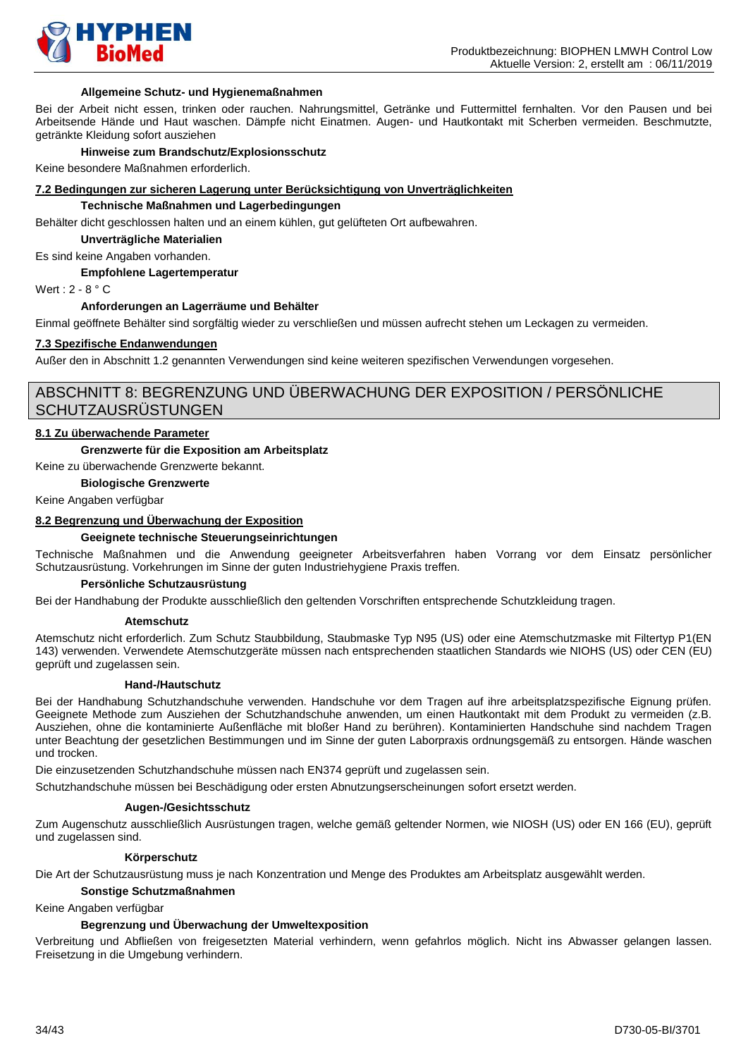#### Allgemeine Schutz- und Hygienemaßnahmen

Bei der Arbeit nicht essen, trinken oder rauchen. Nahrungsmittel, Getränke und Futtermittel fernhalten. Vor den Pausen und bei Arbeitsende Hände und Haut waschen. Dämpfe nicht Einatmen. Augen- und Hautkontakt mit Scherben vermeiden. Beschmutzte, getränkte Kleidung sofort ausziehen

#### Hinweise zum Brandschutz/Explosionsschutz

Keine besondere Maßnahmen erforderlich.

### 7.2 Bedingungen zur sicheren Lagerung unter Berücksichtigung von Unverträglichkeiten

#### Technische Maßnahmen und Lagerbedingungen

Behälter dicht geschlossen halten und an einem kühlen, gut gelüfteten Ort aufbewahren.

#### Unverträgliche Materialien

Es sind keine Angaben vorhanden.

#### Empfohlene Lagertemperatur

Wert : 2 - 8 ° C

#### Anforderungen an Lagerräume und Behälter

Einmal geöffnete Behälter sind sorgfältig wieder zu verschließen und müssen aufrecht stehen um Leckagen zu vermeiden.

### 7.3 Spezifische Endanwendungen

Außer den in Abschnitt 1.2 genannten Verwendungen sind keine weiteren spezifischen Verwendungen vorgesehen.

## ABSCHNITT 8: BEGRENZUNG UND ÜBERWACHUNG DER EXPOSITION / PERSÖNLICHE SCHUTZAUSRÜSTUNGEN

### 8.1 Zu überwachende Parameter

#### Grenzwerte für die Exposition am Arbeitsplatz

Keine zu überwachende Grenzwerte bekannt.

#### Biologische Grenzwerte

Keine Angaben verfügbar

### 8.2 Begrenzung und Überwachung der Exposition

#### Geeignete technische Steuerungseinrichtungen

Technische Maßnahmen und die Anwendung geeigneter Arbeitsverfahren haben Vorrang vor dem Einsatz persönlicher Schutzausrüstung. Vorkehrungen im Sinne der guten Industriehygiene Praxis treffen.

#### Persönliche Schutzausrüstung

Bei der Handhabung der Produkte ausschließlich den geltenden Vorschriften entsprechende Schutzkleidung tragen.

##### Atemschutz

Atemschutz nicht erforderlich. Zum Schutz Staubbildung, Staubmaske Typ N95 (US) oder eine Atemschutzmaske mit Filtertyp P1(EN 143) verwenden. Verwendete Atemschutzgeräte müssen nach entsprechenden staatlichen Standards wie NIOHS (US) oder CEN (EU) geprüft und zugelassen sein.

##### Hand-/Hautschutz

Bei der Handhabung Schutzhandschuhe verwenden. Handschuhe vor dem Tragen auf ihre arbeitsplatzspezifische Eignung prüfen. Geeignete Methode zum Ausziehen der Schutzhandschuhe anwenden, um einen Hautkontakt mit dem Produkt zu vermeiden (z.B. Ausziehen, ohne die kontaminierte Außenfläche mit bloßer Hand zu berühren). Kontaminierten Handschuhe sind nachdem Tragen unter Beachtung der gesetzlichen Bestimmungen und im Sinne der guten Laborpraxis ordnungsgemäß zu entsorgen. Hände waschen und trocken.

Die einzusetzenden Schutzhandschuhe müssen nach EN374 geprüft und zugelassen sein.

Schutzhandschuhe müssen bei Beschädigung oder ersten Abnutzungserscheinungen sofort ersetzt werden.

##### Augen-/Gesichtsschutz

Zum Augenschutz ausschließlich Ausrüstungen tragen, welche gemäß geltender Normen, wie NIOSH (US) oder EN 166 (EU), geprüft und zugelassen sind.

##### Körperschutz

Die Art der Schutzausrüstung muss je nach Konzentration und Menge des Produktes am Arbeitsplatz ausgewählt werden.

#### Sonstige Schutzmaßnahmen

Keine Angaben verfügbar

#### Begrenzung und Überwachung der Umweltexposition

Verbreitung und Abfließen von freigesetzten Material verhindern, wenn gefahrlos möglich. Nicht ins Abwasser gelangen lassen. Freisetzung in die Umgebung verhindern.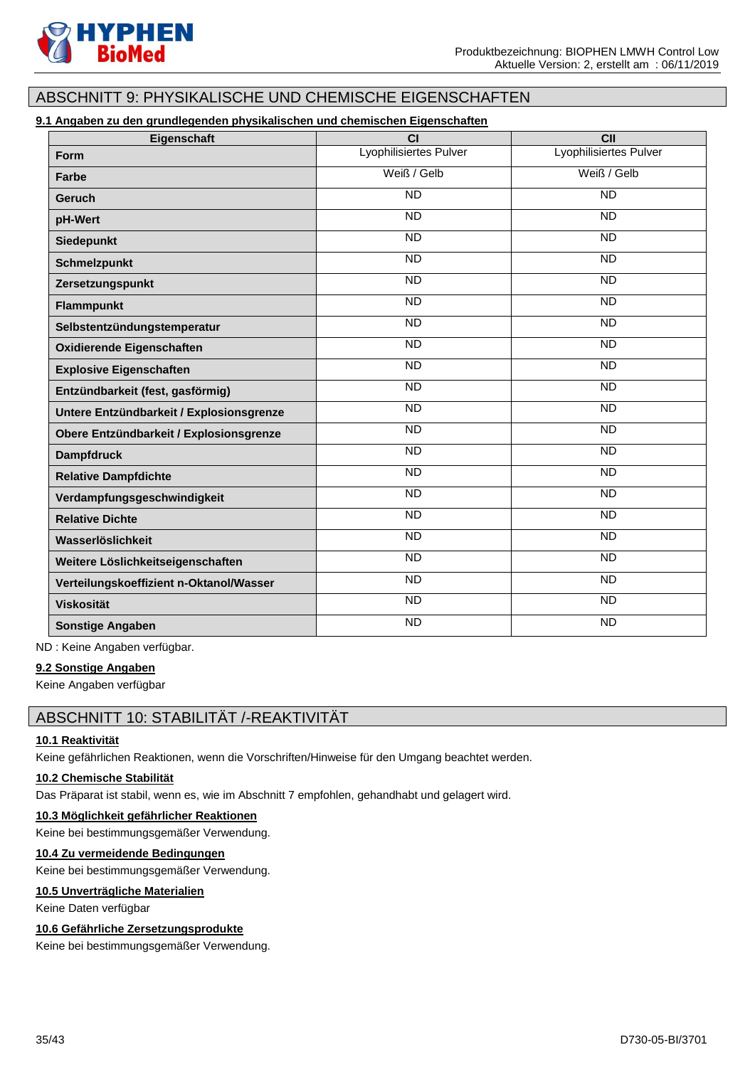## ABSCHNITT 9: PHYSIKALISCHE UND CHEMISCHE EIGENSCHAFTEN

### 9.1 Angaben zu den grundlegenden physikalischen und chemischen Eigenschaften

| Eigenschaft | CI | CII |
|---|---|---|
| **Form** | Lyophilisiertes Pulver | Lyophilisiertes Pulver |
| **Farbe** | Weiß / Gelb | Weiß / Gelb |
| **Geruch** | ND | ND |
| **pH-Wert** | ND | ND |
| **Siedepunkt** | ND | ND |
| **Schmelzpunkt** | ND | ND |
| **Zersetzungspunkt** | ND | ND |
| **Flammpunkt** | ND | ND |
| **Selbstentzündungstemperatur** | ND | ND |
| **Oxidierende Eigenschaften** | ND | ND |
| **Explosive Eigenschaften** | ND | ND |
| **Entzündbarkeit (fest, gasförmig)** | ND | ND |
| **Untere Entzündbarkeit / Explosionsgrenze** | ND | ND |
| **Obere Entzündbarkeit / Explosionsgrenze** | ND | ND |
| **Dampfdruck** | ND | ND |
| **Relative Dampfdichte** | ND | ND |
| **Verdampfungsgeschwindigkeit** | ND | ND |
| **Relative Dichte** | ND | ND |
| **Wasserlöslichkeit** | ND | ND |
| **Weitere Löslichkeitseigenschaften** | ND | ND |
| **Verteilungskoeffizient n-Oktanol/Wasser** | ND | ND |
| **Viskosität** | ND | ND |
| **Sonstige Angaben** | ND | ND |

ND : Keine Angaben verfügbar.

### 9.2 Sonstige Angaben

Keine Angaben verfügbar

## ABSCHNITT 10: STABILITÄT /-REAKTIVITÄT

### 10.1 Reaktivität

Keine gefährlichen Reaktionen, wenn die Vorschriften/Hinweise für den Umgang beachtet werden.

### 10.2 Chemische Stabilität

Das Präparat ist stabil, wenn es, wie im Abschnitt 7 empfohlen, gehandhabt und gelagert wird.

### 10.3 Möglichkeit gefährlicher Reaktionen

Keine bei bestimmungsgemäßer Verwendung.

### 10.4 Zu vermeidende Bedingungen

Keine bei bestimmungsgemäßer Verwendung.

### 10.5 Unverträgliche Materialien

Keine Daten verfügbar

### 10.6 Gefährliche Zersetzungsprodukte

Keine bei bestimmungsgemäßer Verwendung.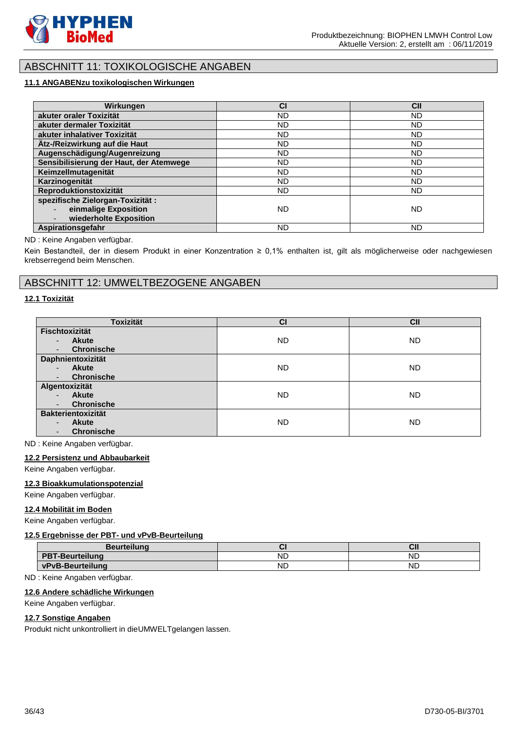## ABSCHNITT 11: TOXIKOLOGISCHE ANGABEN

### 11.1 ANGABENzu toxikologischen Wirkungen

| Wirkungen | CI | CII |
|---|---|---|
| **akuter oraler Toxizität** | ND | ND |
| **akuter dermaler Toxizität** | ND | ND |
| **akuter inhalativer Toxizität** | ND | ND |
| **Ätz-/Reizwirkung auf die Haut** | ND | ND |
| **Augenschädigung/Augenreizung** | ND | ND |
| **Sensibilisierung der Haut, der Atemwege** | ND | ND |
| **Keimzellmutagenität** | ND | ND |
| **Karzinogenität** | ND | ND |
| **Reproduktionstoxizität** | ND | ND |
| **spezifische Zielorgan-Toxizität :**<br>- **einmalige Exposition**<br>- **wiederholte Exposition** | ND | ND |
| **Aspirationsgefahr** | ND | ND |

ND : Keine Angaben verfügbar.

Kein Bestandteil, der in diesem Produkt in einer Konzentration ≥ 0,1% enthalten ist, gilt als möglicherweise oder nachgewiesen krebserregend beim Menschen.

## ABSCHNITT 12: UMWELTBEZOGENE ANGABEN

### 12.1 Toxizität

| Toxizität | CI | CII |
|---|---|---|
| **Fischtoxizität**<br>- **Akute**<br>- **Chronische** | ND | ND |
| **Daphnientoxizität**<br>- **Akute**<br>- **Chronische** | ND | ND |
| **Algentoxizität**<br>- **Akute**<br>- **Chronische** | ND | ND |
| **Bakterientoxizität**<br>- **Akute**<br>- **Chronische** | ND | ND |

ND : Keine Angaben verfügbar.

### 12.2 Persistenz und Abbaubarkeit

Keine Angaben verfügbar.

### 12.3 Bioakkumulationspotenzial

Keine Angaben verfügbar.

### 12.4 Mobilität im Boden

Keine Angaben verfügbar.

### 12.5 Ergebnisse der PBT- und vPvB-Beurteilung

| Beurteilung | CI | CII |
|---|---|---|
| **PBT-Beurteilung** | ND | ND |
| **vPvB-Beurteilung** | ND | ND |

ND : Keine Angaben verfügbar.

### 12.6 Andere schädliche Wirkungen

Keine Angaben verfügbar.

### 12.7 Sonstige Angaben

Produkt nicht unkontrolliert in dieUMWELTgelangen lassen.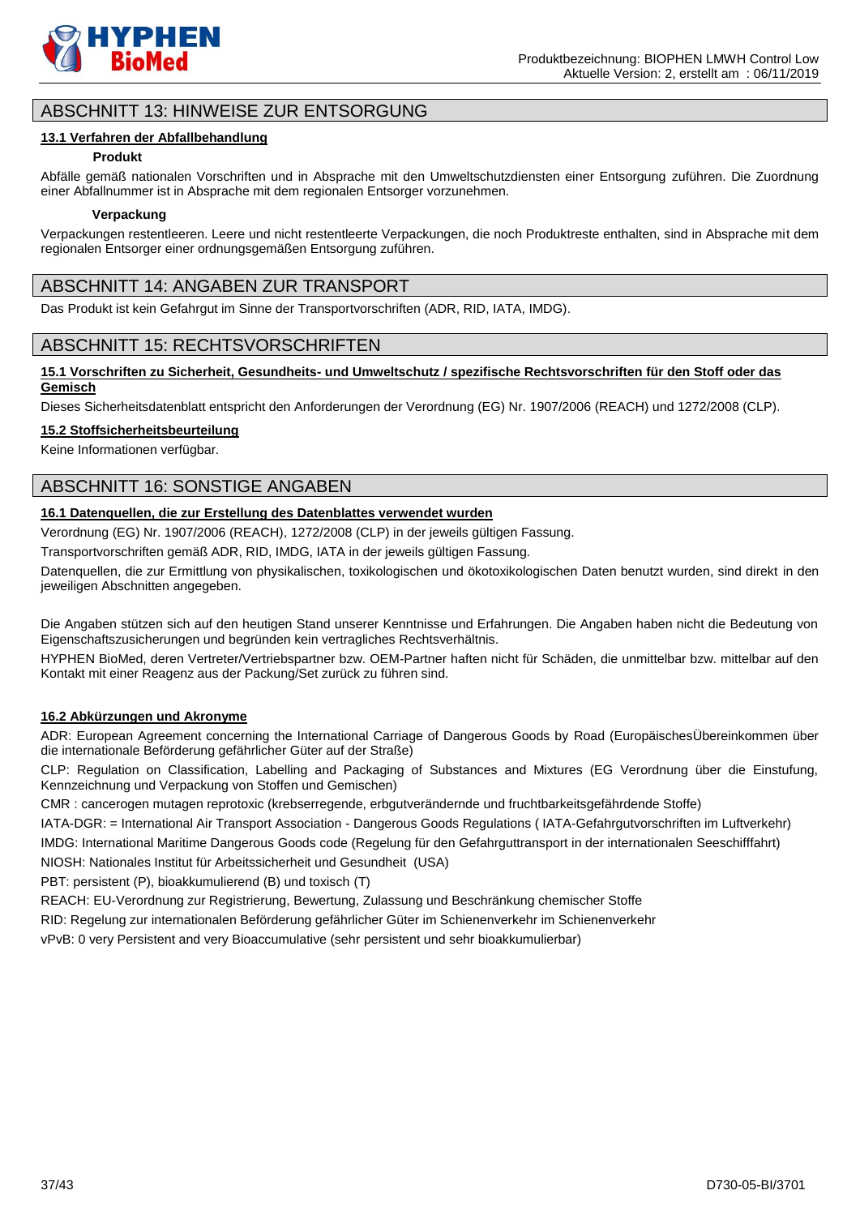## ABSCHNITT 13: HINWEISE ZUR ENTSORGUNG

### 13.1 Verfahren der Abfallbehandlung

**Produkt**

Abfälle gemäß nationalen Vorschriften und in Absprache mit den Umweltschutzdiensten einer Entsorgung zuführen. Die Zuordnung einer Abfallnummer ist in Absprache mit dem regionalen Entsorger vorzunehmen.

**Verpackung**

Verpackungen restentleeren. Leere und nicht restentleerte Verpackungen, die noch Produktreste enthalten, sind in Absprache mit dem regionalen Entsorger einer ordnungsgemäßen Entsorgung zuführen.

## ABSCHNITT 14: ANGABEN ZUR TRANSPORT

Das Produkt ist kein Gefahrgut im Sinne der Transportvorschriften (ADR, RID, IATA, IMDG).

## ABSCHNITT 15: RECHTSVORSCHRIFTEN

### 15.1 Vorschriften zu Sicherheit, Gesundheits- und Umweltschutz / spezifische Rechtsvorschriften für den Stoff oder das Gemisch

Dieses Sicherheitsdatenblatt entspricht den Anforderungen der Verordnung (EG) Nr. 1907/2006 (REACH) und 1272/2008 (CLP).

### 15.2 Stoffsicherheitsbeurteilung

Keine Informationen verfügbar.

## ABSCHNITT 16: SONSTIGE ANGABEN

### 16.1 Datenquellen, die zur Erstellung des Datenblattes verwendet wurden

Verordnung (EG) Nr. 1907/2006 (REACH), 1272/2008 (CLP) in der jeweils gültigen Fassung.

Transportvorschriften gemäß ADR, RID, IMDG, IATA in der jeweils gültigen Fassung.

Datenquellen, die zur Ermittlung von physikalischen, toxikologischen und ökotoxikologischen Daten benutzt wurden, sind direkt in den jeweiligen Abschnitten angegeben.

Die Angaben stützen sich auf den heutigen Stand unserer Kenntnisse und Erfahrungen. Die Angaben haben nicht die Bedeutung von Eigenschaftszusicherungen und begründen kein vertragliches Rechtsverhältnis.

HYPHEN BioMed, deren Vertreter/Vertriebspartner bzw. OEM-Partner haften nicht für Schäden, die unmittelbar bzw. mittelbar auf den Kontakt mit einer Reagenz aus der Packung/Set zurück zu führen sind.

### 16.2 Abkürzungen und Akronyme

ADR: European Agreement concerning the International Carriage of Dangerous Goods by Road (EuropäischesÜbereinkommen über die internationale Beförderung gefährlicher Güter auf der Straße)

CLP: Regulation on Classification, Labelling and Packaging of Substances and Mixtures (EG Verordnung über die Einstufung, Kennzeichnung und Verpackung von Stoffen und Gemischen)

CMR : cancerogen mutagen reprotoxic (krebserregende, erbgutverändernde und fruchtbarkeitsgefährdende Stoffe)

IATA-DGR: = International Air Transport Association - Dangerous Goods Regulations ( IATA-Gefahrgutvorschriften im Luftverkehr)

IMDG: International Maritime Dangerous Goods code (Regelung für den Gefahrguttransport in der internationalen Seeschifffahrt)

NIOSH: Nationales Institut für Arbeitssicherheit und Gesundheit (USA)

PBT: persistent (P), bioakkumulierend (B) und toxisch (T)

REACH: EU-Verordnung zur Registrierung, Bewertung, Zulassung und Beschränkung chemischer Stoffe

RID: Regelung zur internationalen Beförderung gefährlicher Güter im Schienenverkehr im Schienenverkehr

vPvB: 0 very Persistent and very Bioaccumulative (sehr persistent und sehr bioakkumulierbar)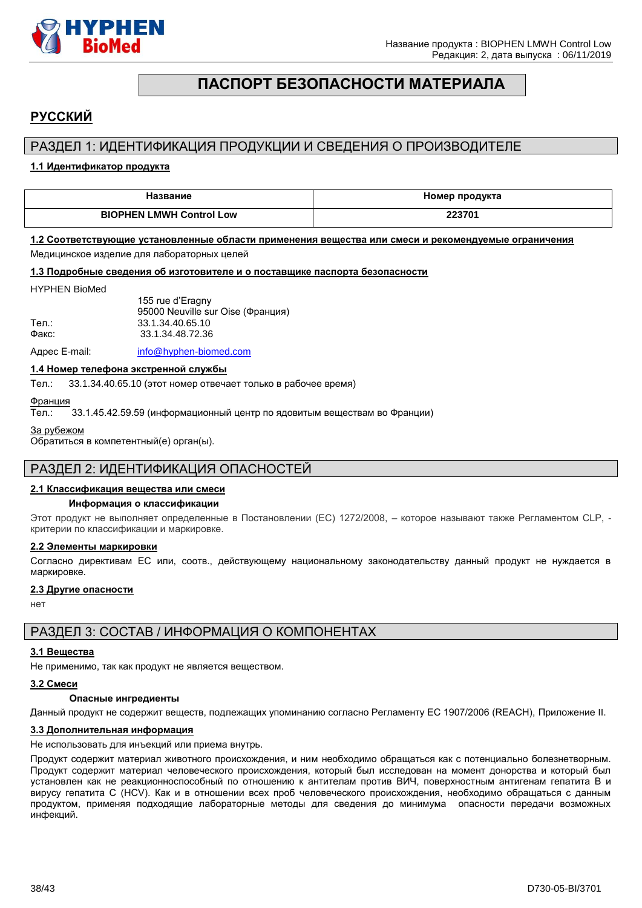# ПАСПОРТ БЕЗОПАСНОСТИ МАТЕРИАЛА

## РУССКИЙ

## РАЗДЕЛ 1: ИДЕНТИФИКАЦИЯ ПРОДУКЦИИ И СВЕДЕНИЯ О ПРОИЗВОДИТЕЛЕ

### 1.1 Идентификатор продукта

| Название | Номер продукта |
|---|---|
| BIOPHEN LMWH Control Low | 223701 |

### 1.2 Соответствующие установленные области применения вещества или смеси и рекомендуемые ограничения

Медицинское изделие для лабораторных целей

### 1.3 Подробные сведения об изготовителе и о поставщике паспорта безопасности

HYPHEN BioMed

155 rue d'Eragny
95000 Neuville sur Oise (Франция)

Тел.: 33.1.34.40.65.10
Факс: 33.1.34.48.72.36

Адрес E-mail: info@hyphen-biomed.com

### 1.4 Номер телефона экстренной службы

Тел.: 33.1.34.40.65.10 (этот номер отвечает только в рабочее время)

Франция
Тел.: 33.1.45.42.59.59 (информационный центр по ядовитым веществам во Франции)

За рубежом
Обратиться в компетентный(е) орган(ы).

## РАЗДЕЛ 2: ИДЕНТИФИКАЦИЯ ОПАСНОСТЕЙ

### 2.1 Классификация вещества или смеси

**Информация о классификации**

Этот продукт не выполняет определенные в Постановлении (ЕС) 1272/2008, – которое называют также Регламентом CLP, - критерии по классификации и маркировке.

### 2.2 Элементы маркировки

Согласно директивам ЕС или, соотв., действующему национальному законодательству данный продукт не нуждается в маркировке.

### 2.3 Другие опасности

нет

## РАЗДЕЛ 3: СОСТАВ / ИНФОРМАЦИЯ О КОМПОНЕНТАХ

### 3.1 Вещества

Не применимо, так как продукт не является веществом.

### 3.2 Смеси

**Опасные ингредиенты**

Данный продукт не содержит веществ, подлежащих упоминанию согласно Регламенту ЕС 1907/2006 (REACH), Приложение II.

### 3.3 Дополнительная информация

Не использовать для инъекций или приема внутрь.

Продукт содержит материал животного происхождения, и ним необходимо обращаться как с потенциально болезнетворным. Продукт содержит материал человеческого происхождения, который был исследован на момент донорства и который был установлен как не реакционноспособный по отношению к антителам против ВИЧ, поверхностным антигенам гепатита В и вирусу гепатита С (HCV). Как и в отношении всех проб человеческого происхождения, необходимо обращаться с данным продуктом, применяя подходящие лабораторные методы для сведения до минимума опасности передачи возможных инфекций.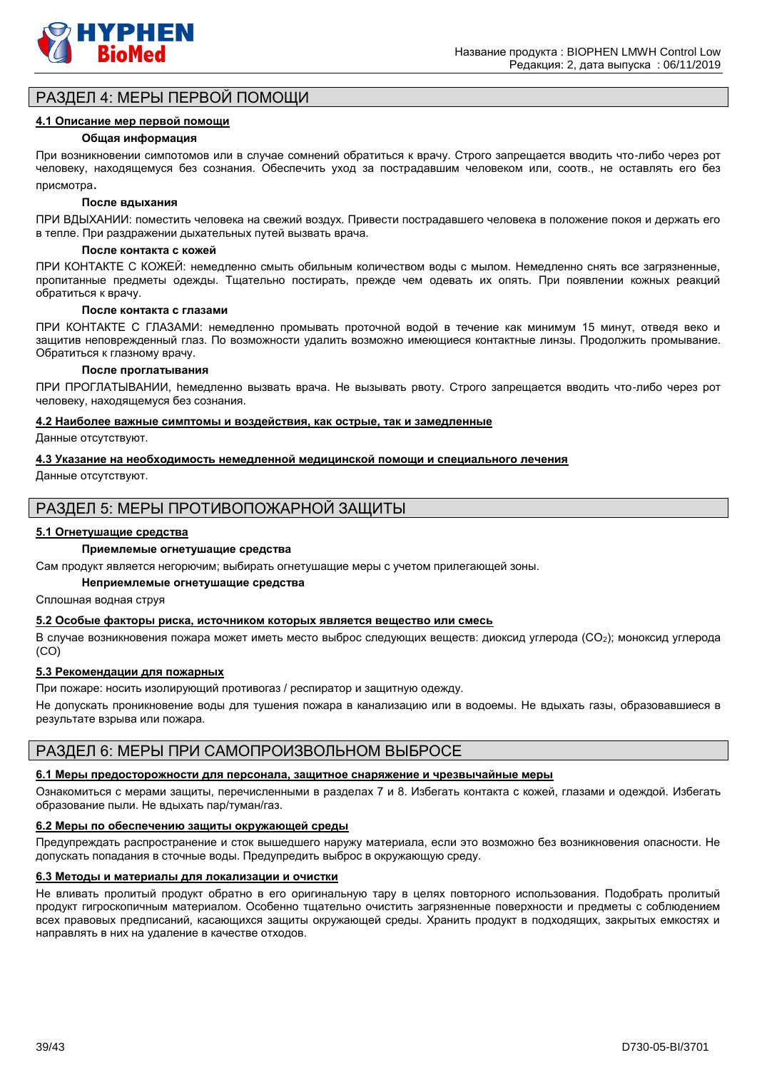## РАЗДЕЛ 4: МЕРЫ ПЕРВОЙ ПОМОЩИ

### 4.1 Описание мер первой помощи

**Общая информация**

При возникновении симпотомов или в случае сомнений обратиться к врачу. Строго запрещается вводить что-либо через рот человеку, находящемуся без сознания. Обеспечить уход за пострадавшим человеком или, соотв., не оставлять его без присмотра.

**После вдыхания**

ПРИ ВДЫХАНИИ: поместить человека на свежий воздух. Привести пострадавшего человека в положение покоя и держать его в тепле. При раздражении дыхательных путей вызвать врача.

**После контакта с кожей**

ПРИ КОНТАКТЕ С КОЖЕЙ: немедленно смыть обильным количеством воды с мылом. Немедленно снять все загрязненные, пропитанные предметы одежды. Тщательно постирать, прежде чем одевать их опять. При появлении кожных реакций обратиться к врачу.

**После контакта с глазами**

ПРИ КОНТАКТЕ С ГЛАЗАМИ: немедленно промывать проточной водой в течение как минимум 15 минут, отведя веко и защитив неповрежденный глаз. По возможности удалить возможно имеющиеся контактные линзы. Продолжить промывание. Обратиться к глазному врачу.

**После проглатывания**

ПРИ ПРОГЛАТЫВАНИИ, hемедленно вызвать врача. Не вызывать рвоту. Строго запрещается вводить что-либо через рот человеку, находящемуся без сознания.

### 4.2 Наиболее важные симптомы и воздействия, как острые, так и замедленные

Данные отсутствуют.

### 4.3 Указание на необходимость немедленной медицинской помощи и специального лечения

Данные отсутствуют.

## РАЗДЕЛ 5: МЕРЫ ПРОТИВОПОЖАРНОЙ ЗАЩИТЫ

### 5.1 Огнетушащие средства

**Приемлемые огнетушащие средства**

Сам продукт является негорючим; выбирать огнетушащие меры с учетом прилегающей зоны.

**Неприемлемые огнетушащие средства**

Сплошная водная струя

### 5.2 Особые факторы риска, источником которых является вещество или смесь

В случае возникновения пожара может иметь место выброс следующих веществ: диоксид углерода ($CO_2$); моноксид углерода (CO)

### 5.3 Рекомендации для пожарных

При пожаре: носить изолирующий противогаз / респиратор и защитную одежду.

Не допускать проникновение воды для тушения пожара в канализацию или в водоемы. Не вдыхать газы, образовавшиеся в результате взрыва или пожара.

## РАЗДЕЛ 6: МЕРЫ ПРИ САМОПРОИЗВОЛЬНОМ ВЫБРОСЕ

### 6.1 Меры предосторожности для персонала, защитное снаряжение и чрезвычайные меры

Ознакомиться с мерами защиты, перечисленными в разделах 7 и 8. Избегать контакта с кожей, глазами и одеждой. Избегать образование пыли. Не вдыхать пар/туман/газ.

### 6.2 Меры по обеспечению защиты окружающей среды

Предупреждать распространение и сток вышедшего наружу материала, если это возможно без возникновения опасности. Не допускать попадания в сточные воды. Предупредить выброс в окружающую среду.

### 6.3 Методы и материалы для локализации и очистки

Не вливать пролитый продукт обратно в его оригинальную тару в целях повторного использования. Подобрать пролитый продукт гигроскопичным материалом. Особенно тщательно очистить загрязненные поверхности и предметы с соблюдением всех правовых предписаний, касающихся защиты окружающей среды. Хранить продукт в подходящих, закрытых емкостях и направлять в них на удаление в качестве отходов.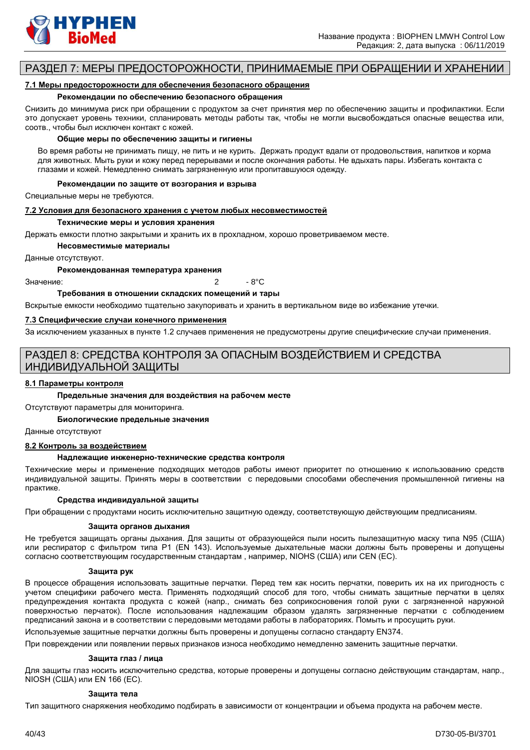## РАЗДЕЛ 7: МЕРЫ ПРЕДОСТОРОЖНОСТИ, ПРИНИМАЕМЫЕ ПРИ ОБРАЩЕНИИ И ХРАНЕНИИ

### 7.1 Меры предосторожности для обеспечения безопасного обращения

**Рекомендации по обеспечению безопасного обращения**

Снизить до минимума риск при обращении с продуктом за счет принятия мер по обеспечению защиты и профилактики. Если это допускает уровень техники, спланировать методы работы так, чтобы не могли высвобождаться опасные вещества или, соотв., чтобы был исключен контакт с кожей.

**Общие меры по обеспечению защиты и гигиены**

Во время работы не принимать пищу, не пить и не курить. Держать продукт вдали от продовольствия, напитков и корма для животных. Мыть руки и кожу перед перерывами и после окончания работы. Не вдыхать пары. Избегать контакта с глазами и кожей. Немедленно снимать загрязненную или пропитавшуюся одежду.

**Рекомендации по защите от возгорания и взрыва**

Специальные меры не требуются.

### 7.2 Условия для безопасного хранения с учетом любых несовместимостей

**Технические меры и условия хранения**

Держать емкости плотно закрытыми и хранить их в прохладном, хорошо проветриваемом месте.

**Несовместимые материалы**

Данные отсутствуют.

**Рекомендованная температура хранения**

Значение: 2 - 8°C

**Требования в отношении складских помещений и тары**

Вскрытые емкости необходимо тщательно закупоривать и хранить в вертикальном виде во избежание утечки.

### 7.3 Специфические случаи конечного применения

За исключением указанных в пункте 1.2 случаев применения не предусмотрены другие специфические случаи применения.

## РАЗДЕЛ 8: СРЕДСТВА КОНТРОЛЯ ЗА ОПАСНЫМ ВОЗДЕЙСТВИЕМ И СРЕДСТВА ИНДИВИДУАЛЬНОЙ ЗАЩИТЫ

### 8.1 Параметры контроля

**Предельные значения для воздействия на рабочем месте**

Отсутствуют параметры для мониторинга.

**Биологические предельные значения**

Данные отсутствуют

### 8.2 Контроль за воздействием

**Надлежащие инженерно-технические средства контроля**

Технические меры и применение подходящих методов работы имеют приоритет по отношению к использованию средств индивидуальной защиты. Принять меры в соответствии с передовыми способами обеспечения промышленной гигиены на практике.

**Средства индивидуальной защиты**

При обращении с продуктами носить исключительно защитную одежду, соответствующую действующим предписаниям.

**Защита органов дыхания**

Не требуется защищать органы дыхания. Для защиты от образующейся пыли носить пылезащитную маску типа N95 (США) или респиратор с фильтром типа P1 (EN 143). Используемые дыхательные маски должны быть проверены и допущены согласно соответствующим государственным стандартам , например, NIOHS (США) или CEN (ЕС).

**Защита рук**

В процессе обращения использовать защитные перчатки. Перед тем как носить перчатки, поверить их на их пригодность с учетом специфики рабочего места. Применять подходящий способ для того, чтобы снимать защитные перчатки в целях предупреждения контакта продукта с кожей (напр., снимать без соприкосновения голой руки с загрязненной наружной поверхностью перчаток). После использования надлежащим образом удалять загрязненные перчатки с соблюдением предписаний закона и в соответствии с передовыми методами работы в лабораториях. Помыть и просушить руки.

Используемые защитные перчатки должны быть проверены и допущены согласно стандарту EN374.

При повреждении или появлении первых признаков износа необходимо немедленно заменить защитные перчатки.

**Защита глаз / лица**

Для защиты глаз носить исключительно средства, которые проверены и допущены согласно действующим стандартам, напр., NIOSH (США) или EN 166 (ЕС).

**Защита тела**

Тип защитного снаряжения необходимо подбирать в зависимости от концентрации и объема продукта на рабочем месте.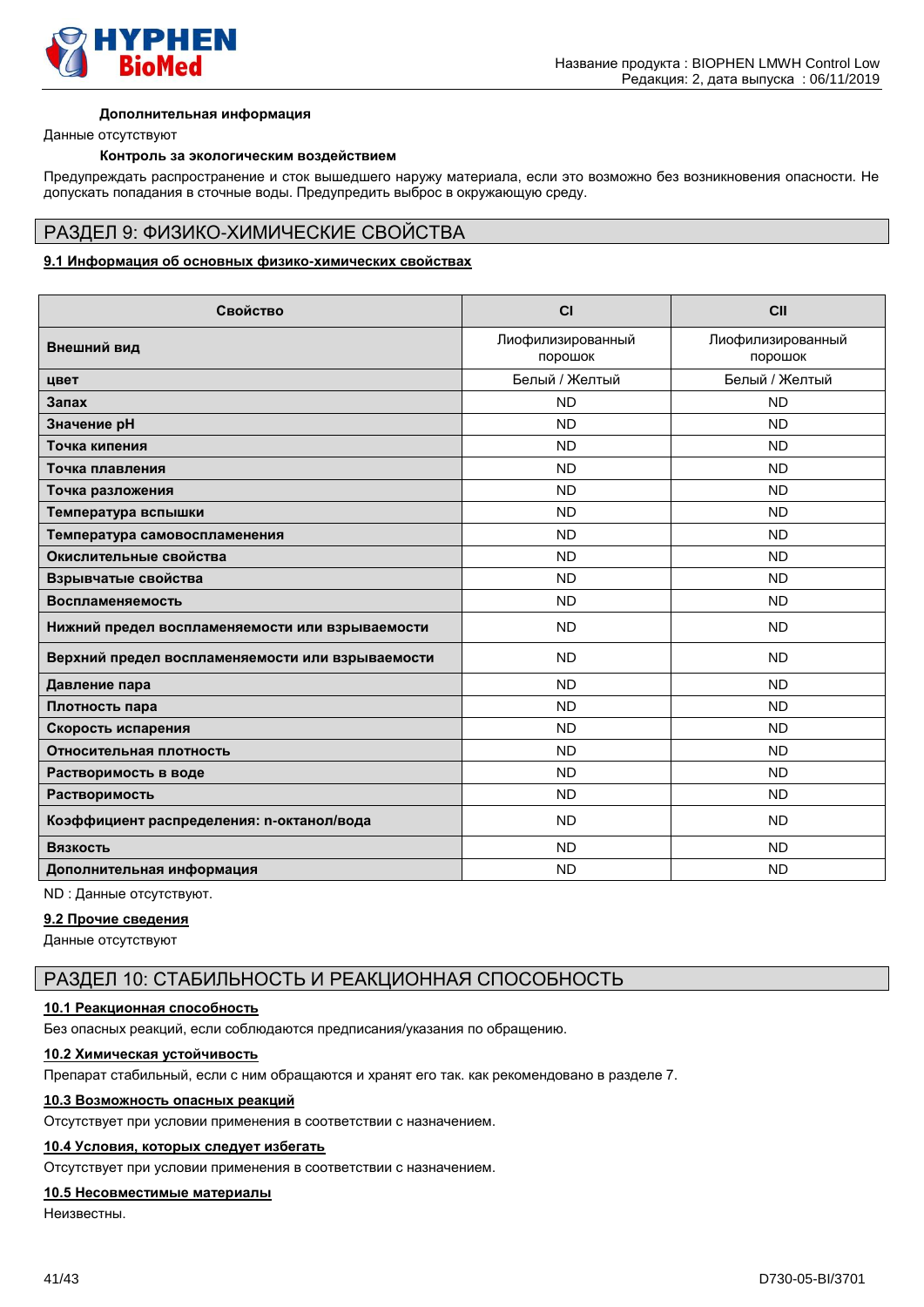#### Дополнительная информация

Данные отсутствуют

#### Контроль за экологическим воздействием

Предупреждать распространение и сток вышедшего наружу материала, если это возможно без возникновения опасности. Не допускать попадания в сточные воды. Предупредить выброс в окружающую среду.

## РАЗДЕЛ 9: ФИЗИКО-ХИМИЧЕСКИЕ СВОЙСТВА

### 9.1 Информация об основных физико-химических свойствах

| Свойство | CI | CII |
|---|---|---|
| Внешний вид | Лиофилизированный порошок | Лиофилизированный порошок |
| цвет | Белый / Желтый | Белый / Желтый |
| Запах | ND | ND |
| Значение pH | ND | ND |
| Точка кипения | ND | ND |
| Точка плавления | ND | ND |
| Точка разложения | ND | ND |
| Температура вспышки | ND | ND |
| Температура самовоспламенения | ND | ND |
| Окислительные свойства | ND | ND |
| Взрывчатые свойства | ND | ND |
| Воспламеняемость | ND | ND |
| Нижний предел воспламеняемости или взрываемости | ND | ND |
| Верхний предел воспламеняемости или взрываемости | ND | ND |
| Давление пара | ND | ND |
| Плотность пара | ND | ND |
| Скорость испарения | ND | ND |
| Относительная плотность | ND | ND |
| Растворимость в воде | ND | ND |
| Растворимость | ND | ND |
| Коэффициент распределения: n-октанол/вода | ND | ND |
| Вязкость | ND | ND |
| Дополнительная информация | ND | ND |

ND : Данные отсутствуют.

### 9.2 Прочие сведения

Данные отсутствуют

## РАЗДЕЛ 10: СТАБИЛЬНОСТЬ И РЕАКЦИОННАЯ СПОСОБНОСТЬ

### 10.1 Реакционная способность

Без опасных реакций, если соблюдаются предписания/указания по обращению.

### 10.2 Химическая устойчивость

Препарат стабильный, если с ним обращаются и хранят его так. как рекомендовано в разделе 7.

### 10.3 Возможность опасных реакций

Отсутствует при условии применения в соответствии с назначением.

### 10.4 Условия, которых следует избегать

Отсутствует при условии применения в соответствии с назначением.

### 10.5 Несовместимые материалы

Неизвестны.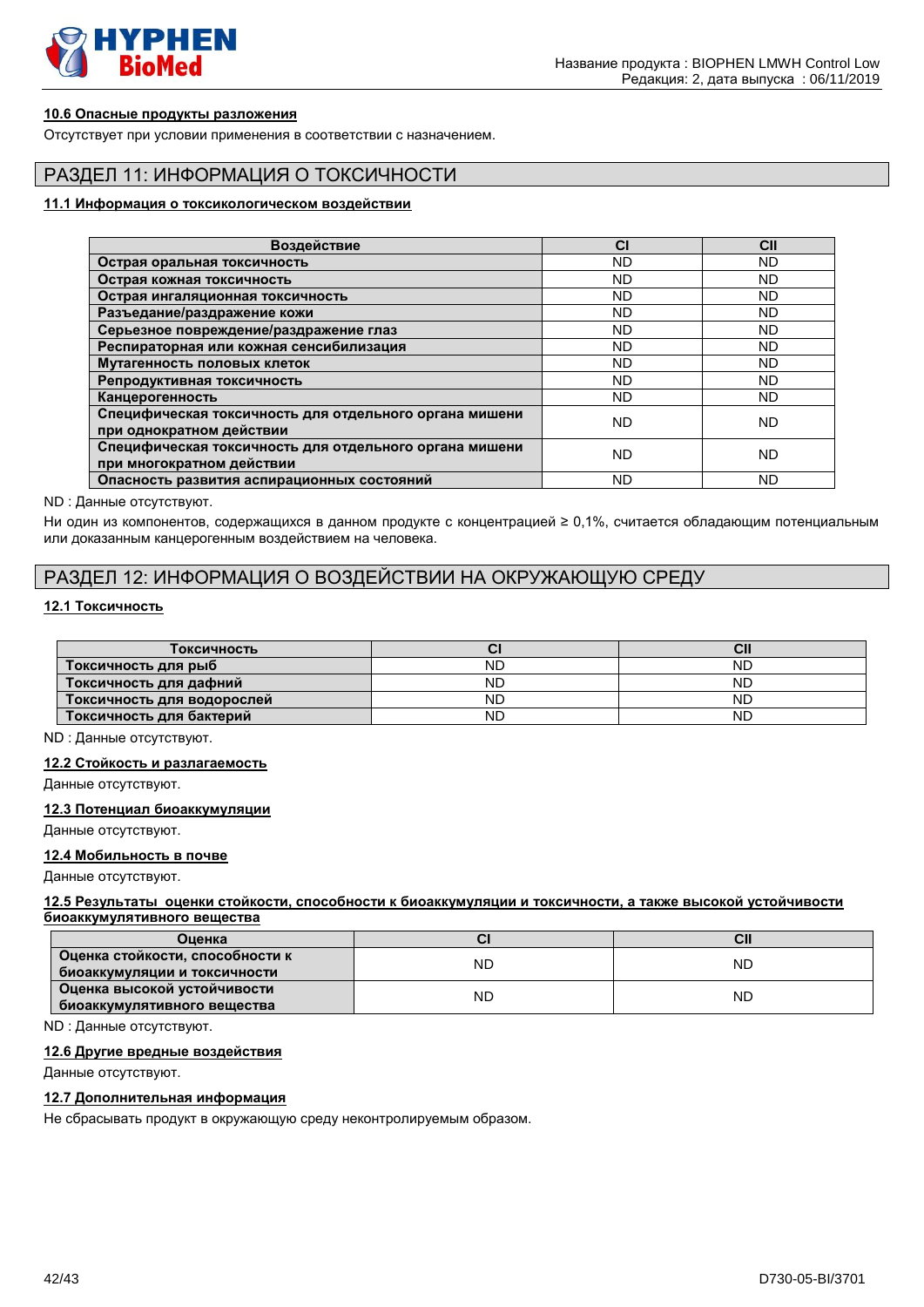### 10.6 Опасные продукты разложения

Отсутствует при условии применения в соответствии с назначением.

## РАЗДЕЛ 11: ИНФОРМАЦИЯ О ТОКСИЧНОСТИ

### 11.1 Информация о токсикологическом воздействии

| Воздействие | CI | CII |
|---|---|---|
| Острая оральная токсичность | ND | ND |
| Острая кожная токсичность | ND | ND |
| Острая ингаляционная токсичность | ND | ND |
| Разъедание/раздражение кожи | ND | ND |
| Серьезное повреждение/раздражение глаз | ND | ND |
| Респираторная или кожная сенсибилизация | ND | ND |
| Мутагенность половых клеток | ND | ND |
| Репродуктивная токсичность | ND | ND |
| Канцерогенность | ND | ND |
| Специфическая токсичность для отдельного органа мишени при однократном действии | ND | ND |
| Специфическая токсичность для отдельного органа мишени при многократном действии | ND | ND |
| Опасность развития аспирационных состояний | ND | ND |

ND : Данные отсутствуют.

Ни один из компонентов, содержащихся в данном продукте с концентрацией ≥ 0,1%, считается обладающим потенциальным или доказанным канцерогенным воздействием на человека.

## РАЗДЕЛ 12: ИНФОРМАЦИЯ О ВОЗДЕЙСТВИИ НА ОКРУЖАЮЩУЮ СРЕДУ

### 12.1 Токсичность

| Токсичность | CI | CII |
|---|---|---|
| Токсичность для рыб | ND | ND |
| Токсичность для дафний | ND | ND |
| Токсичность для водорослей | ND | ND |
| Токсичность для бактерий | ND | ND |

ND : Данные отсутствуют.

### 12.2 Стойкость и разлагаемость

Данные отсутствуют.

### 12.3 Потенциал биоаккумуляции

Данные отсутствуют.

### 12.4 Мобильность в почве

Данные отсутствуют.

### 12.5 Результаты оценки стойкости, способности к биоаккумуляции и токсичности, а также высокой устойчивости биоаккумулятивного вещества

| Оценка | CI | CII |
|---|---|---|
| Оценка стойкости, способности к биоаккумуляции и токсичности | ND | ND |
| Оценка высокой устойчивости биоаккумулятивного вещества | ND | ND |

ND : Данные отсутствуют.

### 12.6 Другие вредные воздействия

Данные отсутствуют.

### 12.7 Дополнительная информация

Не сбрасывать продукт в окружающую среду неконтролируемым образом.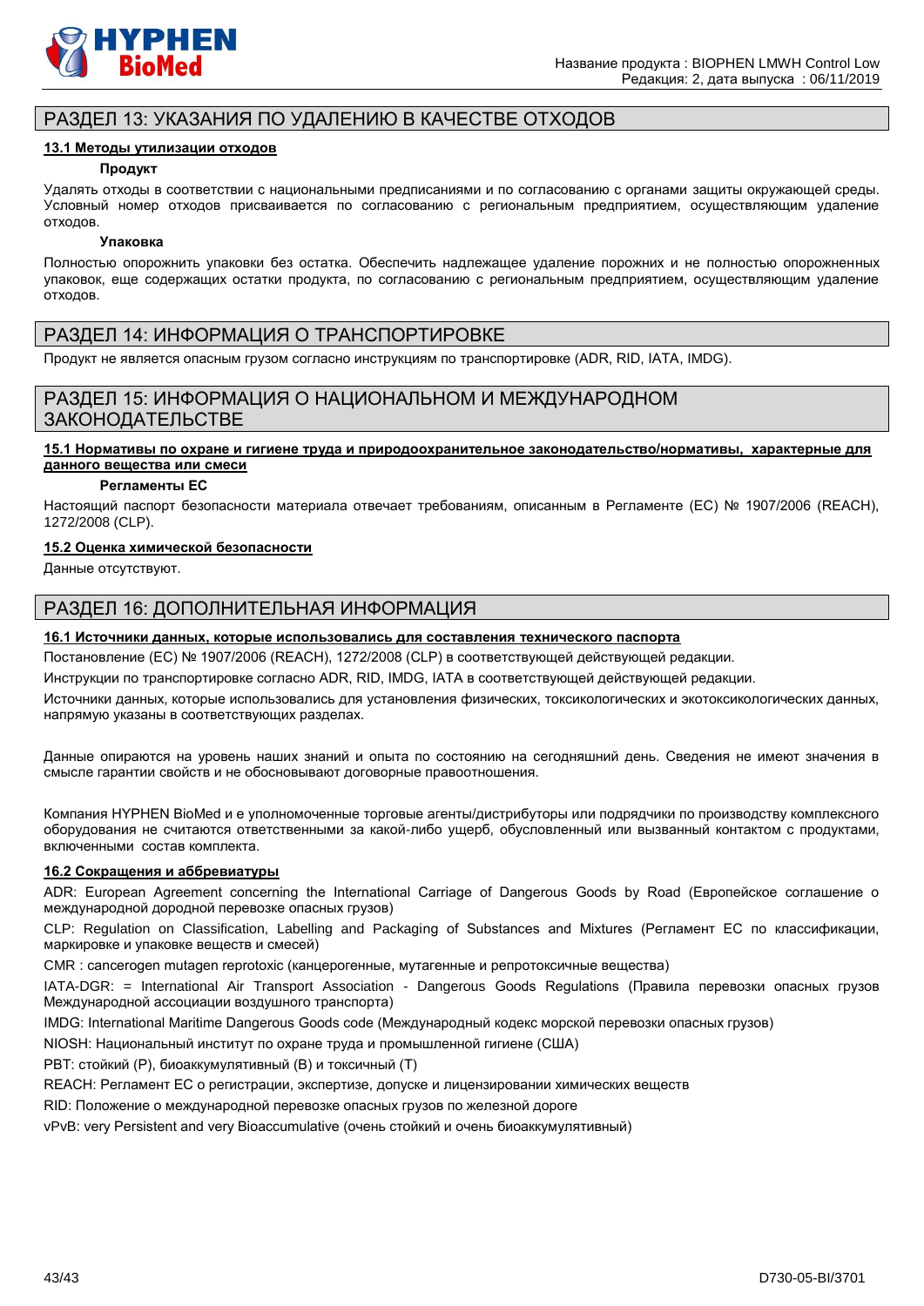## РАЗДЕЛ 13: УКАЗАНИЯ ПО УДАЛЕНИЮ В КАЧЕСТВЕ ОТХОДОВ

### 13.1 Методы утилизации отходов

**Продукт**

Удалять отходы в соответствии с национальными предписаниями и по согласованию с органами защиты окружающей среды. Условный номер отходов присваивается по согласованию с региональным предприятием, осуществляющим удаление отходов.

**Упаковка**

Полностью опорожнить упаковки без остатка. Обеспечить надлежащее удаление порожних и не полностью опорожненных упаковок, еще содержащих остатки продукта, по согласованию с региональным предприятием, осуществляющим удаление отходов.

## РАЗДЕЛ 14: ИНФОРМАЦИЯ О ТРАНСПОРТИРОВКЕ

Продукт не является опасным грузом согласно инструкциям по транспортировке (ADR, RID, IATA, IMDG).

## РАЗДЕЛ 15: ИНФОРМАЦИЯ О НАЦИОНАЛЬНОМ И МЕЖДУНАРОДНОМ ЗАКОНОДАТЕЛЬСТВЕ

### 15.1 Нормативы по охране и гигиене труда и природоохранительное законодательство/нормативы, характерные для данного вещества или смеси

**Регламенты ЕС**

Настоящий паспорт безопасности материала отвечает требованиям, описанным в Регламенте (ЕС) № 1907/2006 (REACH), 1272/2008 (CLP).

### 15.2 Оценка химической безопасности

Данные отсутствуют.

## РАЗДЕЛ 16: ДОПОЛНИТЕЛЬНАЯ ИНФОРМАЦИЯ

### 16.1 Источники данных, которые использовались для составления технического паспорта

Постановление (ЕС) № 1907/2006 (REACH), 1272/2008 (CLP) в соответствующей действующей редакции.

Инструкции по транспортировке согласно ADR, RID, IMDG, IATA в соответствующей действующей редакции.

Источники данных, которые использовались для установления физических, токсикологических и экотоксикологических данных, напрямую указаны в соответствующих разделах.

Данные опираются на уровень наших знаний и опыта по состоянию на сегодняшний день. Сведения не имеют значения в смысле гарантии свойств и не обосновывают договорные правоотношения.

Компания HYPHEN BioMed и е уполномоченные торговые агенты/дистрибуторы или подрядчики по производству комплексного оборудования не считаются ответственными за какой-либо ущерб, обусловленный или вызванный контактом с продуктами, включенными состав комплекта.

### 16.2 Сокращения и аббревиатуры

ADR: European Agreement concerning the International Carriage of Dangerous Goods by Road (Европейское соглашение о международной дорожной перевозке опасных грузов)

CLP: Regulation on Classification, Labelling and Packaging of Substances and Mixtures (Регламент ЕС по классификации, маркировке и упаковке веществ и смесей)

CMR : cancerogen mutagen reprotoxic (канцерогенные, мутагенные и репротоксичные вещества)

IATA-DGR: = International Air Transport Association - Dangerous Goods Regulations (Правила перевозки опасных грузов Международной ассоциации воздушного транспорта)

IMDG: International Maritime Dangerous Goods code (Международный кодекс морской перевозки опасных грузов)

NIOSH: Национальный институт по охране труда и промышленной гигиене (США)

PBT: стойкий (P), биоаккумулятивный (B) и токсичный (T)

REACH: Регламент ЕС о регистрации, экспертизе, допуске и лицензировании химических веществ

RID: Положение о международной перевозке опасных грузов по железной дороге

vPvB: very Persistent and very Bioaccumulative (очень стойкий и очень биоаккумулятивный)